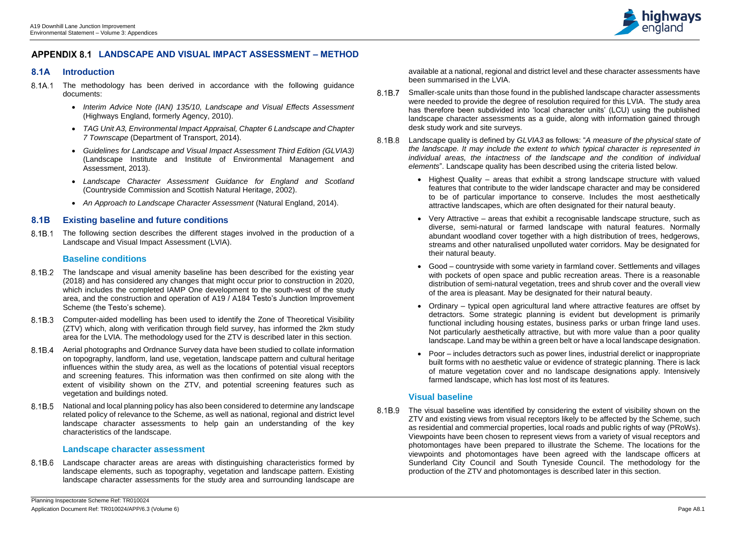# APPENDIX 8.1 LANDSCAPE AND VISUAL IMPACT ASSESSMENT – METHOD

## 8.1A Introduction

8.1A.1 The methodology has been derived in accordance with the following guidance documents:

- *Interim Advice Note (IAN) 135/10, Landscape and Visual Effects Assessment* (Highways England, formerly Agency, 2010).
- *TAG Unit A3, Environmental Impact Appraisal, Chapter 6 Landscape and Chapter 7 Townscape* (Department of Transport, 2014).
- *Guidelines for Landscape and Visual Impact Assessment Third Edition (GLVIA3)* (Landscape Institute and Institute of Environmental Management and Assessment, 2013).
- *Landscape Character Assessment Guidance for England and Scotland* (Countryside Commission and Scottish Natural Heritage, 2002).
- *An Approach to Landscape Character Assessment* (Natural England, 2014).

## 8.1B Existing baseline and future conditions

8.1B.1 The following section describes the different stages involved in the production of a Landscape and Visual Impact Assessment (LVIA).

### Baseline conditions

8.1B.2 The landscape and visual amenity baseline has been described for the existing year (2018) and has considered any changes that might occur prior to construction in 2020, which includes the completed IAMP One development to the south-west of the study area, and the construction and operation of A19 / A184 Testo's Junction Improvement Scheme (the Testo's scheme).

8.1B.3 Computer-aided modelling has been used to identify the Zone of Theoretical Visibility (ZTV) which, along with verification through field survey, has informed the 2km study area for the LVIA. The methodology used for the ZTV is described later in this section.

8.1B.4 Aerial photographs and Ordnance Survey data have been studied to collate information on topography, landform, land use, vegetation, landscape pattern and cultural heritage influences within the study area, as well as the locations of potential visual receptors and screening features. This information was then confirmed on site along with the extent of visibility shown on the ZTV, and potential screening features such as vegetation and buildings noted.

8.1B.5 National and local planning policy has also been considered to determine any landscape related policy of relevance to the Scheme, as well as national, regional and district level landscape character assessments to help gain an understanding of the key characteristics of the landscape.

### Landscape character assessment

8.1B.6 Landscape character areas are areas with distinguishing characteristics formed by landscape elements, such as topography, vegetation and landscape pattern. Existing landscape character assessments for the study area and surrounding landscape are available at a national, regional and district level and these character assessments have been summarised in the LVIA.

8.1B.7 Smaller-scale units than those found in the published landscape character assessments were needed to provide the degree of resolution required for this LVIA. The study area has therefore been subdivided into 'local character units' (LCU) using the published landscape character assessments as a guide, along with information gained through desk study work and site surveys.

8.1B.8 Landscape quality is defined by *GLVIA3* as follows: "*A measure of the physical state of the landscape. It may include the extent to which typical character is represented in individual areas, the intactness of the landscape and the condition of individual elements*". Landscape quality has been described using the criteria listed below.

- Highest Quality – areas that exhibit a strong landscape structure with valued features that contribute to the wider landscape character and may be considered to be of particular importance to conserve. Includes the most aesthetically attractive landscapes, which are often designated for their natural beauty.
- Very Attractive – areas that exhibit a recognisable landscape structure, such as diverse, semi-natural or farmed landscape with natural features. Normally abundant woodland cover together with a high distribution of trees, hedgerows, streams and other naturalised unpolluted water corridors. May be designated for their natural beauty.
- Good – countryside with some variety in farmland cover. Settlements and villages with pockets of open space and public recreation areas. There is a reasonable distribution of semi-natural vegetation, trees and shrub cover and the overall view of the area is pleasant. May be designated for their natural beauty.
- Ordinary – typical open agricultural land where attractive features are offset by detractors. Some strategic planning is evident but development is primarily functional including housing estates, business parks or urban fringe land uses. Not particularly aesthetically attractive, but with more value than a poor quality landscape. Land may be within a green belt or have a local landscape designation.
- Poor – includes detractors such as power lines, industrial derelict or inappropriate built forms with no aesthetic value or evidence of strategic planning. There is lack of mature vegetation cover and no landscape designations apply. Intensively farmed landscape, which has lost most of its features.

### Visual baseline

8.1B.9 The visual baseline was identified by considering the extent of visibility shown on the ZTV and existing views from visual receptors likely to be affected by the Scheme, such as residential and commercial properties, local roads and public rights of way (PRoWs). Viewpoints have been chosen to represent views from a variety of visual receptors and photomontages have been prepared to illustrate the Scheme. The locations for the viewpoints and photomontages have been agreed with the landscape officers at Sunderland City Council and South Tyneside Council. The methodology for the production of the ZTV and photomontages is described later in this section.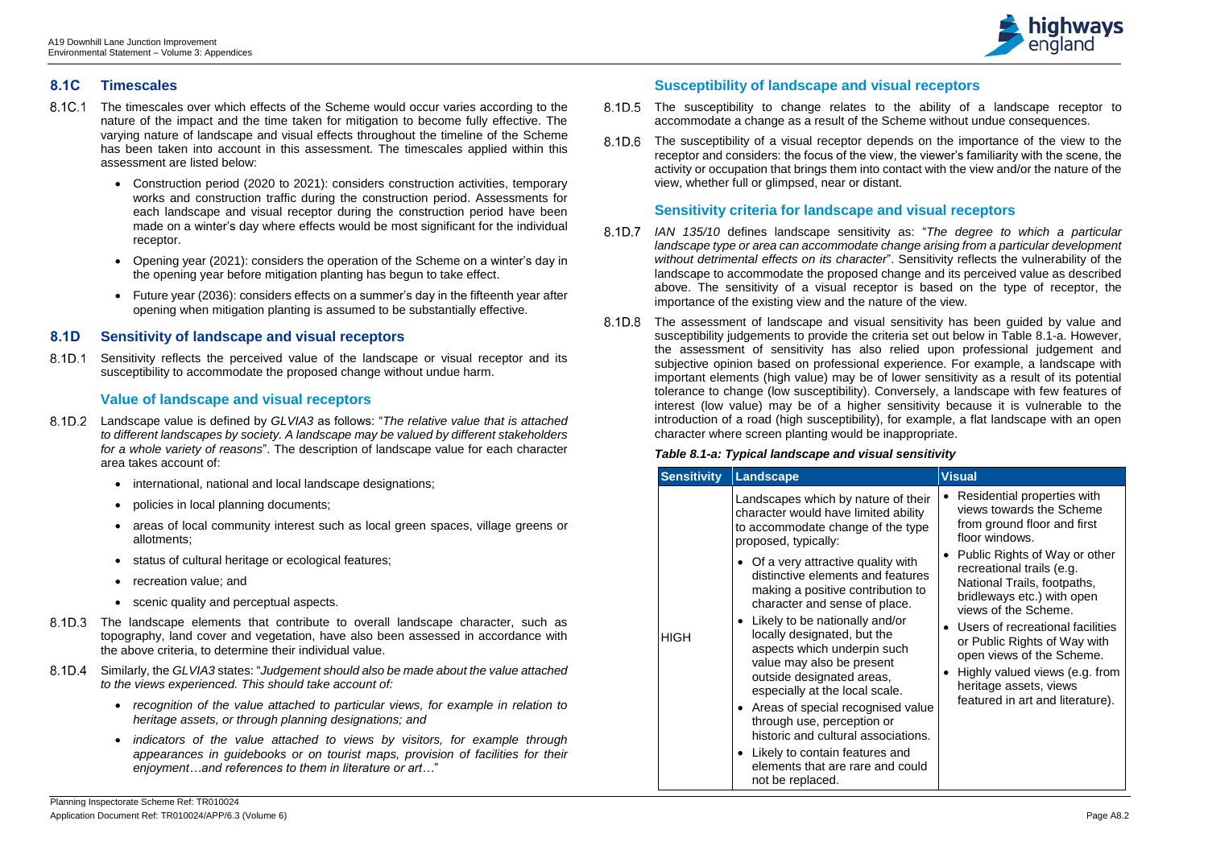## 8.1C Timescales

8.1C.1 The timescales over which effects of the Scheme would occur varies according to the nature of the impact and the time taken for mitigation to become fully effective. The varying nature of landscape and visual effects throughout the timeline of the Scheme has been taken into account in this assessment. The timescales applied within this assessment are listed below:

- Construction period (2020 to 2021): considers construction activities, temporary works and construction traffic during the construction period. Assessments for each landscape and visual receptor during the construction period have been made on a winter's day where effects would be most significant for the individual receptor.
- Opening year (2021): considers the operation of the Scheme on a winter's day in the opening year before mitigation planting has begun to take effect.
- Future year (2036): considers effects on a summer's day in the fifteenth year after opening when mitigation planting is assumed to be substantially effective.

## 8.1D Sensitivity of landscape and visual receptors

8.1D.1 Sensitivity reflects the perceived value of the landscape or visual receptor and its susceptibility to accommodate the proposed change without undue harm.

### Value of landscape and visual receptors

8.1D.2 Landscape value is defined by *GLVIA3* as follows: "*The relative value that is attached to different landscapes by society. A landscape may be valued by different stakeholders for a whole variety of reasons*". The description of landscape value for each character area takes account of:

- international, national and local landscape designations;
- policies in local planning documents;
- areas of local community interest such as local green spaces, village greens or allotments;
- status of cultural heritage or ecological features;
- recreation value; and
- scenic quality and perceptual aspects.

8.1D.3 The landscape elements that contribute to overall landscape character, such as topography, land cover and vegetation, have also been assessed in accordance with the above criteria, to determine their individual value.

8.1D.4 Similarly, the *GLVIA3* states: "*Judgement should also be made about the value attached to the views experienced. This should take account of:*

- *recognition of the value attached to particular views, for example in relation to heritage assets, or through planning designations; and*
- *indicators of the value attached to views by visitors, for example through appearances in guidebooks or on tourist maps, provision of facilities for their enjoyment…and references to them in literature or art…*"

### Susceptibility of landscape and visual receptors

8.1D.5 The susceptibility to change relates to the ability of a landscape receptor to accommodate a change as a result of the Scheme without undue consequences.

8.1D.6 The susceptibility of a visual receptor depends on the importance of the view to the receptor and considers: the focus of the view, the viewer's familiarity with the scene, the activity or occupation that brings them into contact with the view and/or the nature of the view, whether full or glimpsed, near or distant.

### Sensitivity criteria for landscape and visual receptors

8.1D.7 *IAN 135/10* defines landscape sensitivity as: "*The degree to which a particular landscape type or area can accommodate change arising from a particular development without detrimental effects on its character*". Sensitivity reflects the vulnerability of the landscape to accommodate the proposed change and its perceived value as described above. The sensitivity of a visual receptor is based on the type of receptor, the importance of the existing view and the nature of the view.

8.1D.8 The assessment of landscape and visual sensitivity has been guided by value and susceptibility judgements to provide the criteria set out below in Table 8.1-a. However, the assessment of sensitivity has also relied upon professional judgement and subjective opinion based on professional experience. For example, a landscape with important elements (high value) may be of lower sensitivity as a result of its potential tolerance to change (low susceptibility). Conversely, a landscape with few features of interest (low value) may be of a higher sensitivity because it is vulnerable to the introduction of a road (high susceptibility), for example, a flat landscape with an open character where screen planting would be inappropriate.

***Table 8.1-a: Typical landscape and visual sensitivity***

| Sensitivity | Landscape | Visual |
|---|---|---|
| HIGH | Landscapes which by nature of their character would have limited ability to accommodate change of the type proposed, typically:<br>• Of a very attractive quality with distinctive elements and features making a positive contribution to character and sense of place.<br>• Likely to be nationally and/or locally designated, but the aspects which underpin such value may also be present outside designated areas, especially at the local scale.<br>• Areas of special recognised value through use, perception or historic and cultural associations.<br>• Likely to contain features and elements that are rare and could not be replaced. | • Residential properties with views towards the Scheme from ground floor and first floor windows.<br>• Public Rights of Way or other recreational trails (e.g. National Trails, footpaths, bridleways etc.) with open views of the Scheme.<br>• Users of recreational facilities or Public Rights of Way with open views of the Scheme.<br>• Highly valued views (e.g. from heritage assets, views featured in art and literature). |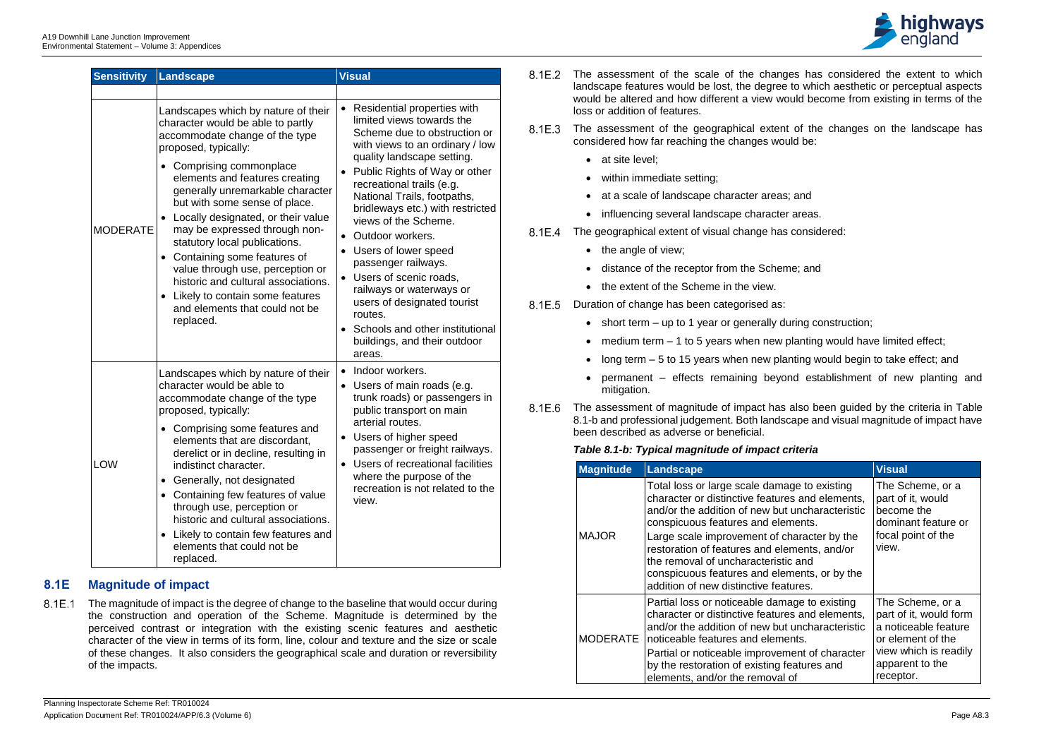| Sensitivity | Landscape | Visual |
|---|---|---|
| | | |
| MODERATE | Landscapes which by nature of their character would be able to partly accommodate change of the type proposed, typically:<br>• Comprising commonplace elements and features creating generally unremarkable character but with some sense of place.<br>• Locally designated, or their value may be expressed through non-statutory local publications.<br>• Containing some features of value through use, perception or historic and cultural associations.<br>• Likely to contain some features and elements that could not be replaced. | • Residential properties with limited views towards the Scheme due to obstruction or with views to an ordinary / low quality landscape setting.<br>• Public Rights of Way or other recreational trails (e.g. National Trails, footpaths, bridleways etc.) with restricted views of the Scheme.<br>• Outdoor workers.<br>• Users of lower speed passenger railways.<br>• Users of scenic roads, railways or waterways or users of designated tourist routes.<br>• Schools and other institutional buildings, and their outdoor areas. |
| LOW | Landscapes which by nature of their character would be able to accommodate change of the type proposed, typically:<br>• Comprising some features and elements that are discordant, derelict or in decline, resulting in indistinct character.<br>• Generally, not designated<br>• Containing few features of value through use, perception or historic and cultural associations.<br>• Likely to contain few features and elements that could not be replaced. | • Indoor workers.<br>• Users of main roads (e.g. trunk roads) or passengers in public transport on main arterial routes.<br>• Users of higher speed passenger or freight railways.<br>• Users of recreational facilities where the purpose of the recreation is not related to the view. |

## 8.1E Magnitude of impact

8.1E.1 The magnitude of impact is the degree of change to the baseline that would occur during the construction and operation of the Scheme. Magnitude is determined by the perceived contrast or integration with the existing scenic features and aesthetic character of the view in terms of its form, line, colour and texture and the size or scale of these changes. It also considers the geographical scale and duration or reversibility of the impacts.

8.1E.2 The assessment of the scale of the changes has considered the extent to which landscape features would be lost, the degree to which aesthetic or perceptual aspects would be altered and how different a view would become from existing in terms of the loss or addition of features.

8.1E.3 The assessment of the geographical extent of the changes on the landscape has considered how far reaching the changes would be:

- at site level;
- within immediate setting;
- at a scale of landscape character areas; and
- influencing several landscape character areas.

8.1E.4 The geographical extent of visual change has considered:

- the angle of view;
- distance of the receptor from the Scheme; and
- the extent of the Scheme in the view.

8.1E.5 Duration of change has been categorised as:

- short term – up to 1 year or generally during construction;
- medium term – 1 to 5 years when new planting would have limited effect;
- long term – 5 to 15 years when new planting would begin to take effect; and
- permanent – effects remaining beyond establishment of new planting and mitigation.

8.1E.6 The assessment of magnitude of impact has also been guided by the criteria in Table 8.1-b and professional judgement. Both landscape and visual magnitude of impact have been described as adverse or beneficial.

***Table 8.1-b: Typical magnitude of impact criteria***

| Magnitude | Landscape | Visual |
|---|---|---|
| MAJOR | Total loss or large scale damage to existing character or distinctive features and elements, and/or the addition of new but uncharacteristic conspicuous features and elements.<br>Large scale improvement of character by the restoration of features and elements, and/or the removal of uncharacteristic and conspicuous features and elements, or by the addition of new distinctive features. | The Scheme, or a part of it, would become the dominant feature or focal point of the view. |
| MODERATE | Partial loss or noticeable damage to existing character or distinctive features and elements, and/or the addition of new but uncharacteristic noticeable features and elements.<br>Partial or noticeable improvement of character by the restoration of existing features and elements, and/or the removal of | The Scheme, or a part of it, would form a noticeable feature or element of the view which is readily apparent to the receptor. |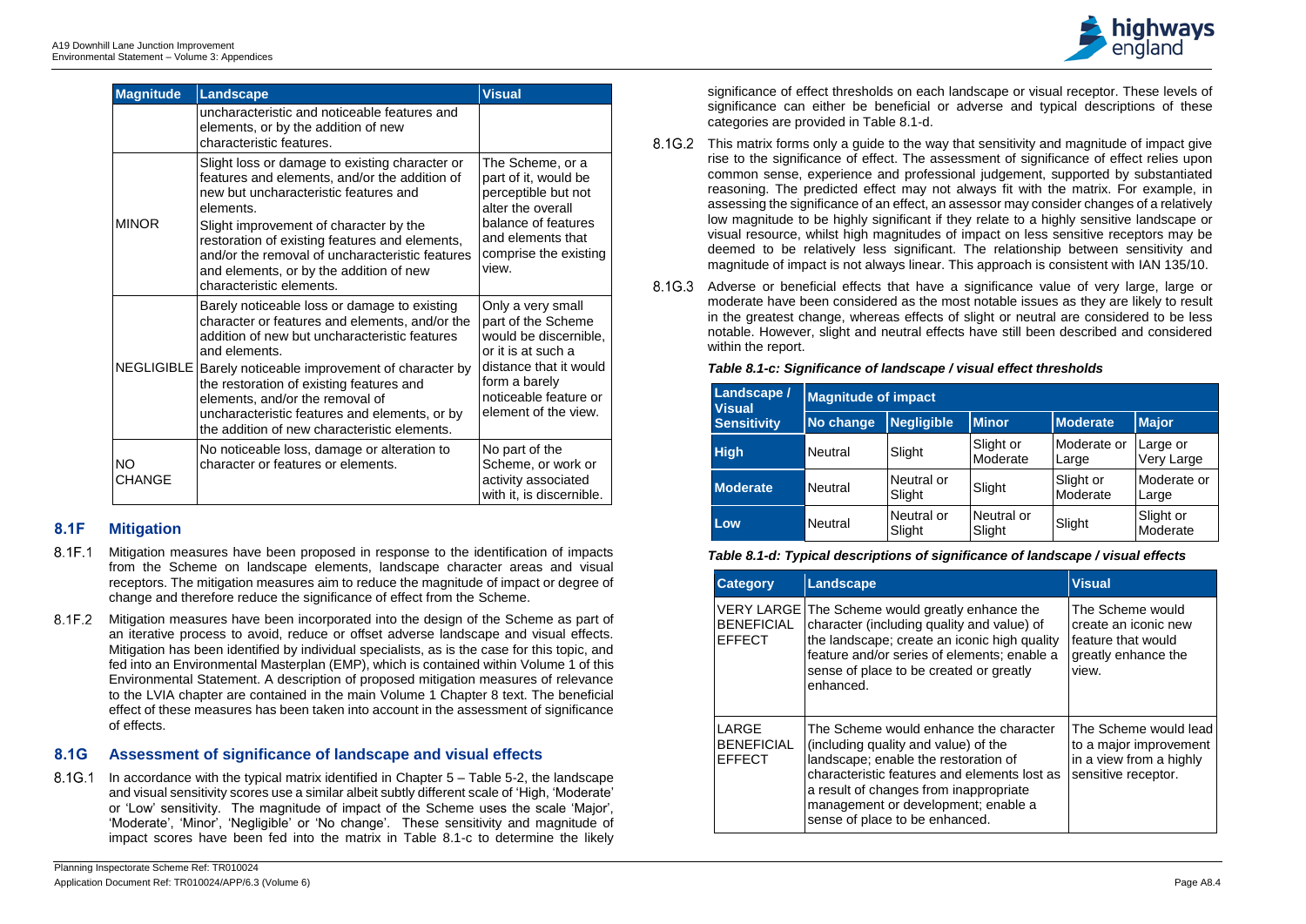| Magnitude | Landscape | Visual |
| --- | --- | --- |
| | uncharacteristic and noticeable features and elements, or by the addition of new characteristic features. | |
| MINOR | Slight loss or damage to existing character or features and elements, and/or the addition of new but uncharacteristic features and elements.<br>Slight improvement of character by the restoration of existing features and elements, and/or the removal of uncharacteristic features and elements, or by the addition of new characteristic elements. | The Scheme, or a part of it, would be perceptible but not alter the overall balance of features and elements that comprise the existing view. |
| NEGLIGIBLE | Barely noticeable loss or damage to existing character or features and elements, and/or the addition of new but uncharacteristic features and elements.<br>Barely noticeable improvement of character by the restoration of existing features and elements, and/or the removal of uncharacteristic features and elements, or by the addition of new characteristic elements. | Only a very small part of the Scheme would be discernible, or it is at such a distance that it would form a barely noticeable feature or element of the view. |
| NO CHANGE | No noticeable loss, damage or alteration to character or features or elements. | No part of the Scheme, or work or activity associated with it, is discernible. |

## 8.1F Mitigation

8.1F.1 Mitigation measures have been proposed in response to the identification of impacts from the Scheme on landscape elements, landscape character areas and visual receptors. The mitigation measures aim to reduce the magnitude of impact or degree of change and therefore reduce the significance of effect from the Scheme.

8.1F.2 Mitigation measures have been incorporated into the design of the Scheme as part of an iterative process to avoid, reduce or offset adverse landscape and visual effects. Mitigation has been identified by individual specialists, as is the case for this topic, and fed into an Environmental Masterplan (EMP), which is contained within Volume 1 of this Environmental Statement. A description of proposed mitigation measures of relevance to the LVIA chapter are contained in the main Volume 1 Chapter 8 text. The beneficial effect of these measures has been taken into account in the assessment of significance of effects.

## 8.1G Assessment of significance of landscape and visual effects

8.1G.1 In accordance with the typical matrix identified in Chapter 5 – Table 5-2, the landscape and visual sensitivity scores use a similar albeit subtly different scale of 'High, 'Moderate' or 'Low' sensitivity. The magnitude of impact of the Scheme uses the scale 'Major', 'Moderate', 'Minor', 'Negligible' or 'No change'. These sensitivity and magnitude of impact scores have been fed into the matrix in Table 8.1-c to determine the likely significance of effect thresholds on each landscape or visual receptor. These levels of significance can either be beneficial or adverse and typical descriptions of these categories are provided in Table 8.1-d.

8.1G.2 This matrix forms only a guide to the way that sensitivity and magnitude of impact give rise to the significance of effect. The assessment of significance of effect relies upon common sense, experience and professional judgement, supported by substantiated reasoning. The predicted effect may not always fit with the matrix. For example, in assessing the significance of an effect, an assessor may consider changes of a relatively low magnitude to be highly significant if they relate to a highly sensitive landscape or visual resource, whilst high magnitudes of impact on less sensitive receptors may be deemed to be relatively less significant. The relationship between sensitivity and magnitude of impact is not always linear. This approach is consistent with IAN 135/10.

8.1G.3 Adverse or beneficial effects that have a significance value of very large, large or moderate have been considered as the most notable issues as they are likely to result in the greatest change, whereas effects of slight or neutral are considered to be less notable. However, slight and neutral effects have still been described and considered within the report.

*Table 8.1-c: Significance of landscape / visual effect thresholds*

| Landscape / Visual Sensitivity | Magnitude of impact | | | | |
| --- | --- | --- | --- | --- | --- |
| | No change | Negligible | Minor | Moderate | Major |
| High | Neutral | Slight | Slight or Moderate | Moderate or Large | Large or Very Large |
| Moderate | Neutral | Neutral or Slight | Slight | Slight or Moderate | Moderate or Large |
| Low | Neutral | Neutral or Slight | Neutral or Slight | Slight | Slight or Moderate |

*Table 8.1-d: Typical descriptions of significance of landscape / visual effects*

| Category | Landscape | Visual |
| --- | --- | --- |
| VERY LARGE BENEFICIAL EFFECT | The Scheme would greatly enhance the character (including quality and value) of the landscape; create an iconic high quality feature and/or series of elements; enable a sense of place to be created or greatly enhanced. | The Scheme would create an iconic new feature that would greatly enhance the view. |
| LARGE BENEFICIAL EFFECT | The Scheme would enhance the character (including quality and value) of the landscape; enable the restoration of characteristic features and elements lost as a result of changes from inappropriate management or development; enable a sense of place to be enhanced. | The Scheme would lead to a major improvement in a view from a highly sensitive receptor. |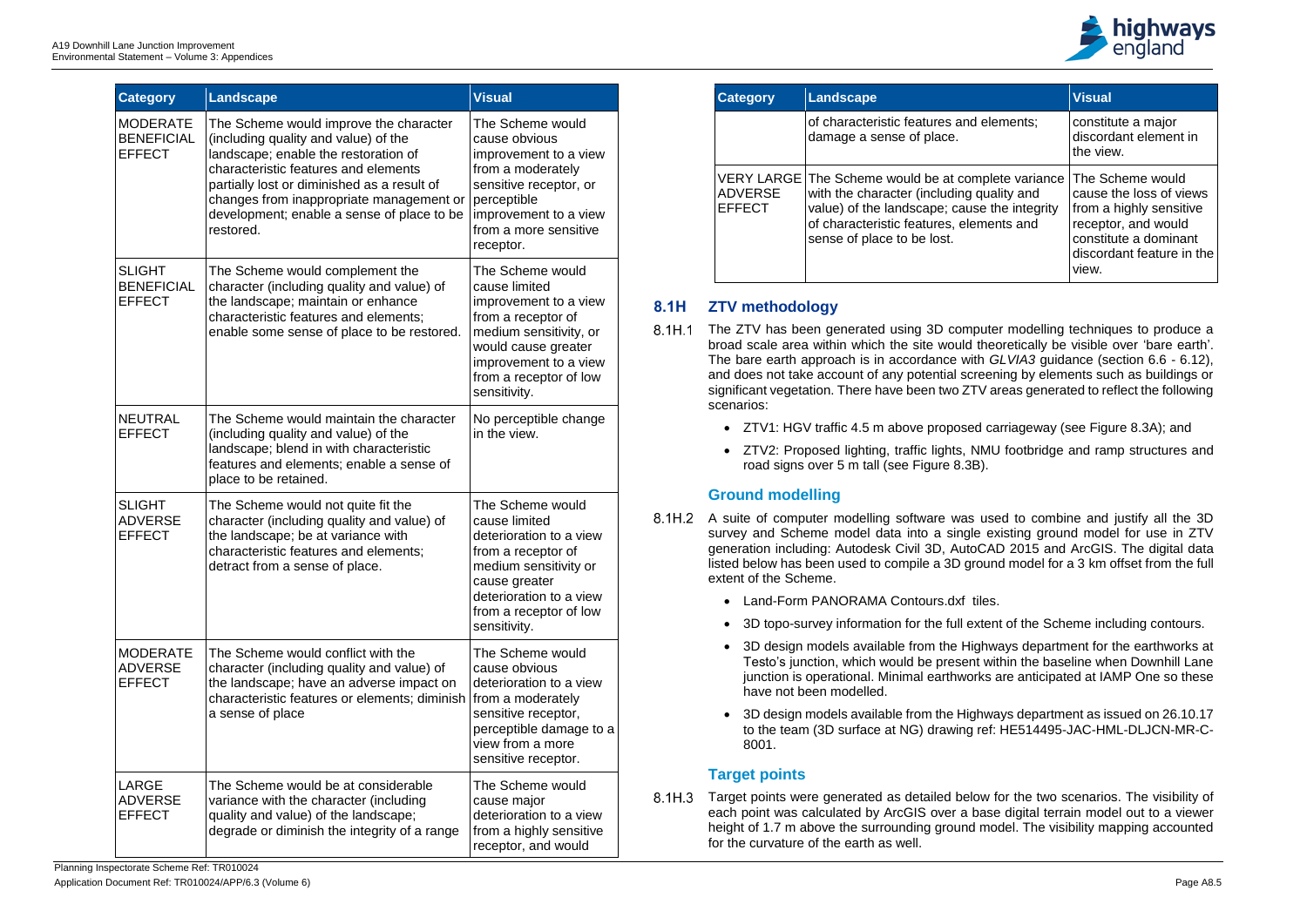| Category | Landscape | Visual |
|---|---|---|
| MODERATE BENEFICIAL EFFECT | The Scheme would improve the character (including quality and value) of the landscape; enable the restoration of characteristic features and elements partially lost or diminished as a result of changes from inappropriate management or development; enable a sense of place to be restored. | The Scheme would cause obvious improvement to a view from a moderately sensitive receptor, or perceptible improvement to a view from a more sensitive receptor. |
| SLIGHT BENEFICIAL EFFECT | The Scheme would complement the character (including quality and value) of the landscape; maintain or enhance characteristic features and elements; enable some sense of place to be restored. | The Scheme would cause limited improvement to a view from a receptor of medium sensitivity, or would cause greater improvement to a view from a receptor of low sensitivity. |
| NEUTRAL EFFECT | The Scheme would maintain the character (including quality and value) of the landscape; blend in with characteristic features and elements; enable a sense of place to be retained. | No perceptible change in the view. |
| SLIGHT ADVERSE EFFECT | The Scheme would not quite fit the character (including quality and value) of the landscape; be at variance with characteristic features and elements; detract from a sense of place. | The Scheme would cause limited deterioration to a view from a receptor of medium sensitivity or cause greater deterioration to a view from a receptor of low sensitivity. |
| MODERATE ADVERSE EFFECT | The Scheme would conflict with the character (including quality and value) of the landscape; have an adverse impact on characteristic features or elements; diminish a sense of place | The Scheme would cause obvious deterioration to a view from a moderately sensitive receptor, perceptible damage to a view from a more sensitive receptor. |
| LARGE ADVERSE EFFECT | The Scheme would be at considerable variance with the character (including quality and value) of the landscape; degrade or diminish the integrity of a range of characteristic features and elements; damage a sense of place. | The Scheme would cause major deterioration to a view from a highly sensitive receptor, and would constitute a major discordant element in the view. |
| VERY LARGE ADVERSE EFFECT | The Scheme would be at complete variance with the character (including quality and value) of the landscape; cause the integrity of characteristic features, elements and sense of place to be lost. | The Scheme would cause the loss of views from a highly sensitive receptor, and would constitute a dominant discordant feature in the view. |

## 8.1H ZTV methodology

8.1H.1 The ZTV has been generated using 3D computer modelling techniques to produce a broad scale area within which the site would theoretically be visible over 'bare earth'. The bare earth approach is in accordance with *GLVIA3* guidance (section 6.6 - 6.12), and does not take account of any potential screening by elements such as buildings or significant vegetation. There have been two ZTV areas generated to reflect the following scenarios:

- ZTV1: HGV traffic 4.5 m above proposed carriageway (see Figure 8.3A); and
- ZTV2: Proposed lighting, traffic lights, NMU footbridge and ramp structures and road signs over 5 m tall (see Figure 8.3B).

### Ground modelling

8.1H.2 A suite of computer modelling software was used to combine and justify all the 3D survey and Scheme model data into a single existing ground model for use in ZTV generation including: Autodesk Civil 3D, AutoCAD 2015 and ArcGIS. The digital data listed below has been used to compile a 3D ground model for a 3 km offset from the full extent of the Scheme.

- Land-Form PANORAMA Contours.dxf tiles.
- 3D topo-survey information for the full extent of the Scheme including contours.
- 3D design models available from the Highways department for the earthworks at Testo's junction, which would be present within the baseline when Downhill Lane junction is operational. Minimal earthworks are anticipated at IAMP One so these have not been modelled.
- 3D design models available from the Highways department as issued on 26.10.17 to the team (3D surface at NG) drawing ref: HE514495-JAC-HML-DLJCN-MR-C-8001.

### Target points

8.1H.3 Target points were generated as detailed below for the two scenarios. The visibility of each point was calculated by ArcGIS over a base digital terrain model out to a viewer height of 1.7 m above the surrounding ground model. The visibility mapping accounted for the curvature of the earth as well.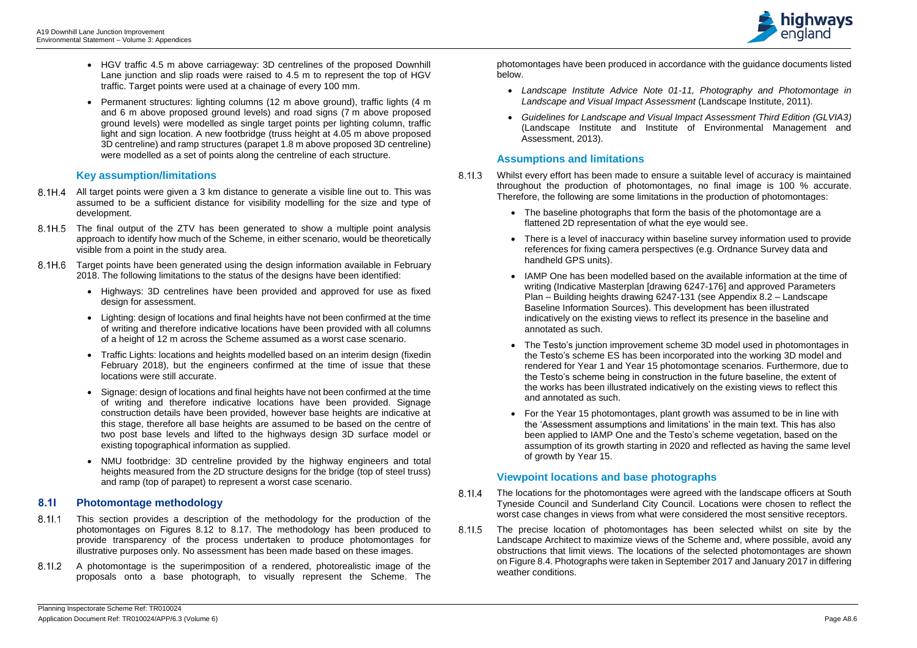- HGV traffic 4.5 m above carriageway: 3D centrelines of the proposed Downhill Lane junction and slip roads were raised to 4.5 m to represent the top of HGV traffic. Target points were used at a chainage of every 100 mm.
- Permanent structures: lighting columns (12 m above ground), traffic lights (4 m and 6 m above proposed ground levels) and road signs (7 m above proposed ground levels) were modelled as single target points per lighting column, traffic light and sign location. A new footbridge (truss height at 4.05 m above proposed 3D centreline) and ramp structures (parapet 1.8 m above proposed 3D centreline) were modelled as a set of points along the centreline of each structure.

### Key assumption/limitations

8.1H.4 All target points were given a 3 km distance to generate a visible line out to. This was assumed to be a sufficient distance for visibility modelling for the size and type of development.

8.1H.5 The final output of the ZTV has been generated to show a multiple point analysis approach to identify how much of the Scheme, in either scenario, would be theoretically visible from a point in the study area.

8.1H.6 Target points have been generated using the design information available in February 2018. The following limitations to the status of the designs have been identified:

- Highways: 3D centrelines have been provided and approved for use as fixed design for assessment.
- Lighting: design of locations and final heights have not been confirmed at the time of writing and therefore indicative locations have been provided with all columns of a height of 12 m across the Scheme assumed as a worst case scenario.
- Traffic Lights: locations and heights modelled based on an interim design (fixedin February 2018), but the engineers confirmed at the time of issue that these locations were still accurate.
- Signage: design of locations and final heights have not been confirmed at the time of writing and therefore indicative locations have been provided. Signage construction details have been provided, however base heights are indicative at this stage, therefore all base heights are assumed to be based on the centre of two post base levels and lifted to the highways design 3D surface model or existing topographical information as supplied.
- NMU footbridge: 3D centreline provided by the highway engineers and total heights measured from the 2D structure designs for the bridge (top of steel truss) and ramp (top of parapet) to represent a worst case scenario.

## 8.1I Photomontage methodology

8.1I.1 This section provides a description of the methodology for the production of the photomontages on Figures 8.12 to 8.17. The methodology has been produced to provide transparency of the process undertaken to produce photomontages for illustrative purposes only. No assessment has been made based on these images.

8.1I.2 A photomontage is the superimposition of a rendered, photorealistic image of the proposals onto a base photograph, to visually represent the Scheme. The photomontages have been produced in accordance with the guidance documents listed below.

- *Landscape Institute Advice Note 01-11, Photography and Photomontage in Landscape and Visual Impact Assessment* (Landscape Institute, 2011).
- *Guidelines for Landscape and Visual Impact Assessment Third Edition (GLVIA3)* (Landscape Institute and Institute of Environmental Management and Assessment, 2013).

### Assumptions and limitations

8.1I.3 Whilst every effort has been made to ensure a suitable level of accuracy is maintained throughout the production of photomontages, no final image is 100 % accurate. Therefore, the following are some limitations in the production of photomontages:

- The baseline photographs that form the basis of the photomontage are a flattened 2D representation of what the eye would see.
- There is a level of inaccuracy within baseline survey information used to provide references for fixing camera perspectives (e.g. Ordnance Survey data and handheld GPS units).
- IAMP One has been modelled based on the available information at the time of writing (Indicative Masterplan [drawing 6247-176] and approved Parameters Plan – Building heights drawing 6247-131 (see Appendix 8.2 – Landscape Baseline Information Sources). This development has been illustrated indicatively on the existing views to reflect its presence in the baseline and annotated as such.
- The Testo's junction improvement scheme 3D model used in photomontages in the Testo's scheme ES has been incorporated into the working 3D model and rendered for Year 1 and Year 15 photomontage scenarios. Furthermore, due to the Testo's scheme being in construction in the future baseline, the extent of the works has been illustrated indicatively on the existing views to reflect this and annotated as such.
- For the Year 15 photomontages, plant growth was assumed to be in line with the 'Assessment assumptions and limitations' in the main text. This has also been applied to IAMP One and the Testo's scheme vegetation, based on the assumption of its growth starting in 2020 and reflected as having the same level of growth by Year 15.

### Viewpoint locations and base photographs

8.1I.4 The locations for the photomontages were agreed with the landscape officers at South Tyneside Council and Sunderland City Council. Locations were chosen to reflect the worst case changes in views from what were considered the most sensitive receptors.

8.1I.5 The precise location of photomontages has been selected whilst on site by the Landscape Architect to maximize views of the Scheme and, where possible, avoid any obstructions that limit views. The locations of the selected photomontages are shown on Figure 8.4. Photographs were taken in September 2017 and January 2017 in differing weather conditions.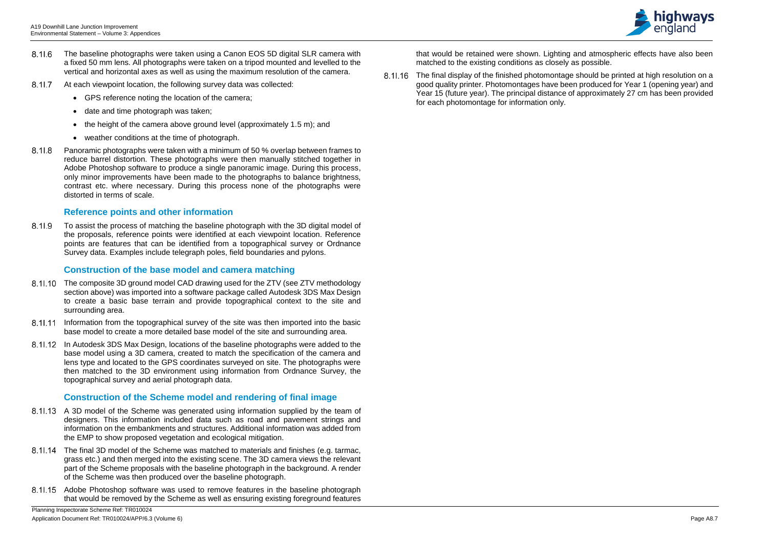8.1I.6 The baseline photographs were taken using a Canon EOS 5D digital SLR camera with a fixed 50 mm lens. All photographs were taken on a tripod mounted and levelled to the vertical and horizontal axes as well as using the maximum resolution of the camera.

8.1I.7 At each viewpoint location, the following survey data was collected:

- GPS reference noting the location of the camera;
- date and time photograph was taken;
- the height of the camera above ground level (approximately 1.5 m); and
- weather conditions at the time of photograph.

8.1I.8 Panoramic photographs were taken with a minimum of 50 % overlap between frames to reduce barrel distortion. These photographs were then manually stitched together in Adobe Photoshop software to produce a single panoramic image. During this process, only minor improvements have been made to the photographs to balance brightness, contrast etc. where necessary. During this process none of the photographs were distorted in terms of scale.

### Reference points and other information

8.1I.9 To assist the process of matching the baseline photograph with the 3D digital model of the proposals, reference points were identified at each viewpoint location. Reference points are features that can be identified from a topographical survey or Ordnance Survey data. Examples include telegraph poles, field boundaries and pylons.

### Construction of the base model and camera matching

8.1I.10 The composite 3D ground model CAD drawing used for the ZTV (see ZTV methodology section above) was imported into a software package called Autodesk 3DS Max Design to create a basic base terrain and provide topographical context to the site and surrounding area.

8.1I.11 Information from the topographical survey of the site was then imported into the basic base model to create a more detailed base model of the site and surrounding area.

8.1I.12 In Autodesk 3DS Max Design, locations of the baseline photographs were added to the base model using a 3D camera, created to match the specification of the camera and lens type and located to the GPS coordinates surveyed on site. The photographs were then matched to the 3D environment using information from Ordnance Survey, the topographical survey and aerial photograph data.

### Construction of the Scheme model and rendering of final image

8.1I.13 A 3D model of the Scheme was generated using information supplied by the team of designers. This information included data such as road and pavement strings and information on the embankments and structures. Additional information was added from the EMP to show proposed vegetation and ecological mitigation.

8.1I.14 The final 3D model of the Scheme was matched to materials and finishes (e.g. tarmac, grass etc.) and then merged into the existing scene. The 3D camera views the relevant part of the Scheme proposals with the baseline photograph in the background. A render of the Scheme was then produced over the baseline photograph.

8.1I.15 Adobe Photoshop software was used to remove features in the baseline photograph that would be removed by the Scheme as well as ensuring existing foreground features that would be retained were shown. Lighting and atmospheric effects have also been matched to the existing conditions as closely as possible.

8.1I.16 The final display of the finished photomontage should be printed at high resolution on a good quality printer. Photomontages have been produced for Year 1 (opening year) and Year 15 (future year). The principal distance of approximately 27 cm has been provided for each photomontage for information only.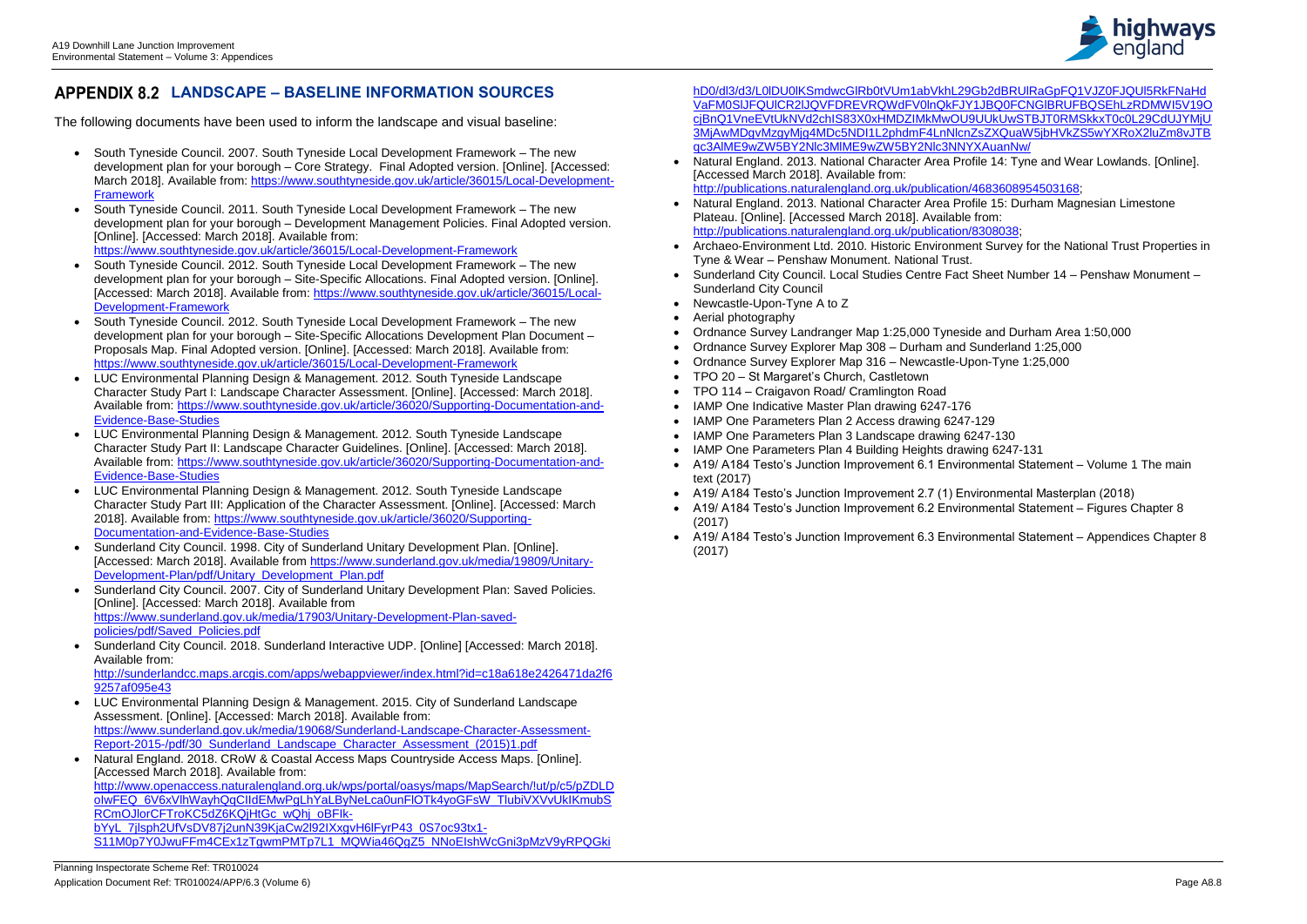# APPENDIX 8.2 LANDSCAPE – BASELINE INFORMATION SOURCES

The following documents have been used to inform the landscape and visual baseline:

- South Tyneside Council. 2007. South Tyneside Local Development Framework – The new development plan for your borough – Core Strategy. Final Adopted version. [Online]. [Accessed: March 2018]. Available from: https://www.southtyneside.gov.uk/article/36015/Local-Development-Framework
- South Tyneside Council. 2011. South Tyneside Local Development Framework – The new development plan for your borough – Development Management Policies. Final Adopted version. [Online]. [Accessed: March 2018]. Available from: https://www.southtyneside.gov.uk/article/36015/Local-Development-Framework
- South Tyneside Council. 2012. South Tyneside Local Development Framework – The new development plan for your borough – Site-Specific Allocations. Final Adopted version. [Online]. [Accessed: March 2018]. Available from: https://www.southtyneside.gov.uk/article/36015/Local-Development-Framework
- South Tyneside Council. 2012. South Tyneside Local Development Framework – The new development plan for your borough – Site-Specific Allocations Development Plan Document – Proposals Map. Final Adopted version. [Online]. [Accessed: March 2018]. Available from: https://www.southtyneside.gov.uk/article/36015/Local-Development-Framework
- LUC Environmental Planning Design & Management. 2012. South Tyneside Landscape Character Study Part I: Landscape Character Assessment. [Online]. [Accessed: March 2018]. Available from: https://www.southtyneside.gov.uk/article/36020/Supporting-Documentation-and-Evidence-Base-Studies
- LUC Environmental Planning Design & Management. 2012. South Tyneside Landscape Character Study Part II: Landscape Character Guidelines. [Online]. [Accessed: March 2018]. Available from: https://www.southtyneside.gov.uk/article/36020/Supporting-Documentation-and-Evidence-Base-Studies
- LUC Environmental Planning Design & Management. 2012. South Tyneside Landscape Character Study Part III: Application of the Character Assessment. [Online]. [Accessed: March 2018]. Available from: https://www.southtyneside.gov.uk/article/36020/Supporting-Documentation-and-Evidence-Base-Studies
- Sunderland City Council. 1998. City of Sunderland Unitary Development Plan. [Online]. [Accessed: March 2018]. Available from https://www.sunderland.gov.uk/media/19809/Unitary-Development-Plan/pdf/Unitary_Development_Plan.pdf
- Sunderland City Council. 2007. City of Sunderland Unitary Development Plan: Saved Policies. [Online]. [Accessed: March 2018]. Available from https://www.sunderland.gov.uk/media/17903/Unitary-Development-Plan-saved-policies/pdf/Saved_Policies.pdf
- Sunderland City Council. 2018. Sunderland Interactive UDP. [Online] [Accessed: March 2018]. Available from: http://sunderlandcc.maps.arcgis.com/apps/webappviewer/index.html?id=c18a618e2426471da2f69257af095e43
- LUC Environmental Planning Design & Management. 2015. City of Sunderland Landscape Assessment. [Online]. [Accessed: March 2018]. Available from: https://www.sunderland.gov.uk/media/19068/Sunderland-Landscape-Character-Assessment-Report-2015-/pdf/30_Sunderland_Landscape_Character_Assessment_(2015)1.pdf
- Natural England. 2018. CRoW & Coastal Access Maps Countryside Access Maps. [Online]. [Accessed March 2018]. Available from: http://www.openaccess.naturalengland.org.uk/wps/portal/oasys/maps/MapSearch/!ut/p/c5/pZDLDoIwFEQ_6V6xVlhWayhQqCIIdEMwPgLhYaLByNeLca0unFlOTk4yoGFsW_TlubiVXVvUkIKmubSRCmOJlorCFTroKC5dZ6KQjHtGc_wQhj_oBFIk-bYyL_7jlsph2UfVsDV87j2unN39KjaCw2l92IXxgvH6lFyrP43_0S7oc93tx1-S11M0p7Y0JwuFFm4CEx1zTgwmPMTp7L1_MQWia46QgZ5_NNoElshWcGni3pMzV9yRPQGkihD0/dl3/d3/L0lDU0lKSmdwcGlRb0tVUm1abVkhL29Gb2dBRUlRaGpFQ1VJZ0FJQUl5RkFNaHdVaFM0SlJFQUlCR2lJQVFDREVRQWdFV0lnQkFJY1JBQ0FCNGlBRUFBQSEhLzRDMWI5V19OcjBnQ1VneEVtUkNVd2chIS83X0xHMDZIMkMwOU9UUkUwSTBJT0RMSkkxT0c0L29CdUJYMjU3MjAwMDgvMzgyMjg4MDc5NDI1L2phdmF4LnNlcnZsZXQuaW5jbHVkZS5wYXRoX2luZm8vJTBqc3AlME9wZW5BY2Nlc3MlME9wZW5BY2Nlc3NNYXAuanNw/
- Natural England. 2013. National Character Area Profile 14: Tyne and Wear Lowlands. [Online]. [Accessed March 2018]. Available from: http://publications.naturalengland.org.uk/publication/4683608954503168;
- Natural England. 2013. National Character Area Profile 15: Durham Magnesian Limestone Plateau. [Online]. [Accessed March 2018]. Available from: http://publications.naturalengland.org.uk/publication/8308038;
- Archaeo-Environment Ltd. 2010. Historic Environment Survey for the National Trust Properties in Tyne & Wear – Penshaw Monument. National Trust.
- Sunderland City Council. Local Studies Centre Fact Sheet Number 14 – Penshaw Monument – Sunderland City Council
- Newcastle-Upon-Tyne A to Z
- Aerial photography
- Ordnance Survey Landranger Map 1:25,000 Tyneside and Durham Area 1:50,000
- Ordnance Survey Explorer Map 308 – Durham and Sunderland 1:25,000
- Ordnance Survey Explorer Map 316 – Newcastle-Upon-Tyne 1:25,000
- TPO 20 – St Margaret's Church, Castletown
- TPO 114 – Craigavon Road/ Cramlington Road
- IAMP One Indicative Master Plan drawing 6247-176
- IAMP One Parameters Plan 2 Access drawing 6247-129
- IAMP One Parameters Plan 3 Landscape drawing 6247-130
- IAMP One Parameters Plan 4 Building Heights drawing 6247-131
- A19/ A184 Testo's Junction Improvement 6.1 Environmental Statement – Volume 1 The main text (2017)
- A19/ A184 Testo's Junction Improvement 2.7 (1) Environmental Masterplan (2018)
- A19/ A184 Testo's Junction Improvement 6.2 Environmental Statement – Figures Chapter 8 (2017)
- A19/ A184 Testo's Junction Improvement 6.3 Environmental Statement – Appendices Chapter 8 (2017)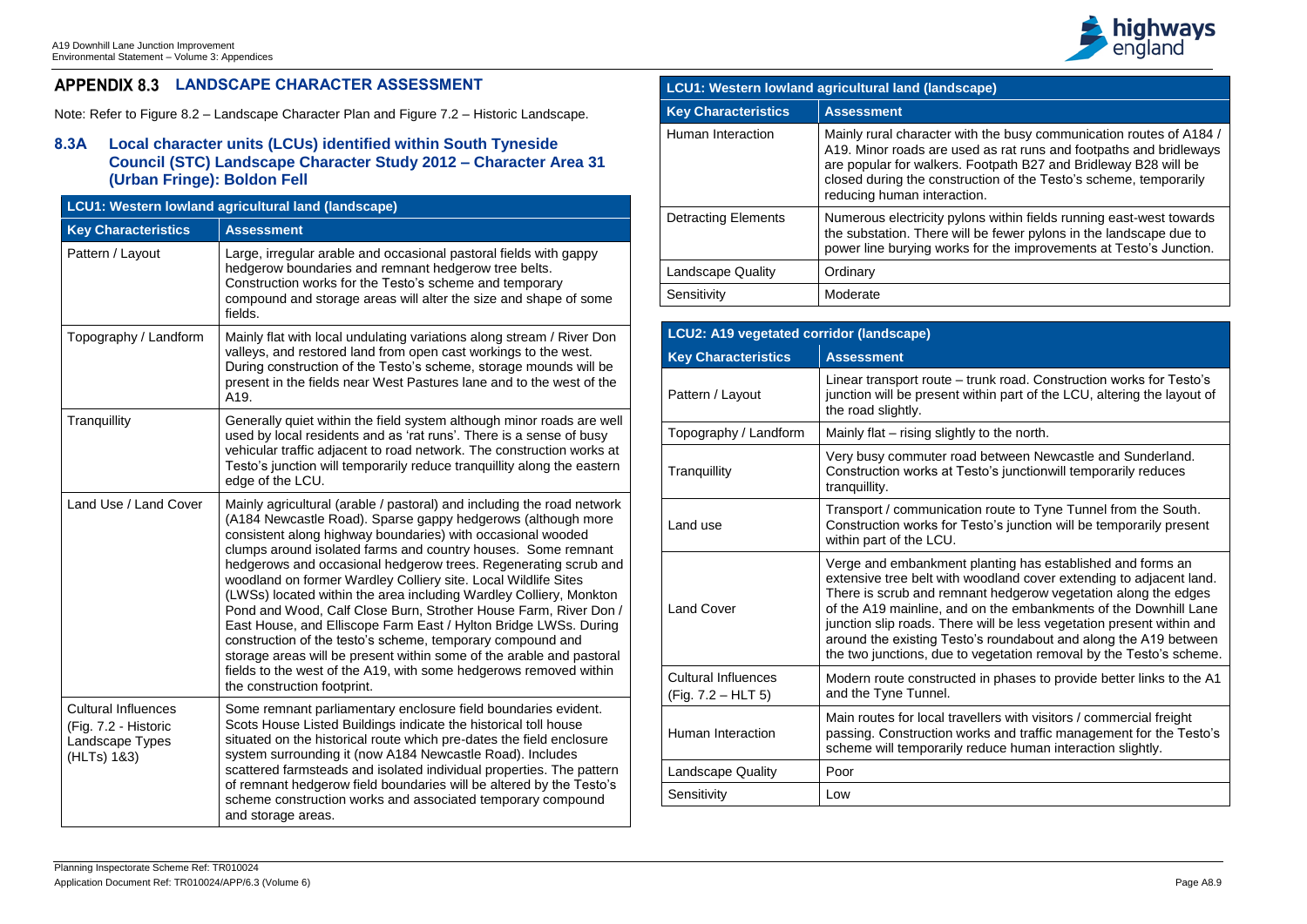# APPENDIX 8.3 LANDSCAPE CHARACTER ASSESSMENT

Note: Refer to Figure 8.2 – Landscape Character Plan and Figure 7.2 – Historic Landscape.

## 8.3A Local character units (LCUs) identified within South Tyneside Council (STC) Landscape Character Study 2012 – Character Area 31 (Urban Fringe): Boldon Fell

| LCU1: Western lowland agricultural land (landscape) | |
|---|---|
| **Key Characteristics** | **Assessment** |
| Pattern / Layout | Large, irregular arable and occasional pastoral fields with gappy hedgerow boundaries and remnant hedgerow tree belts. Construction works for the Testo's scheme and temporary compound and storage areas will alter the size and shape of some fields. |
| Topography / Landform | Mainly flat with local undulating variations along stream / River Don valleys, and restored land from open cast workings to the west. During construction of the Testo's scheme, storage mounds will be present in the fields near West Pastures lane and to the west of the A19. |
| Tranquillity | Generally quiet within the field system although minor roads are well used by local residents and as 'rat runs'. There is a sense of busy vehicular traffic adjacent to road network. The construction works at Testo's junction will temporarily reduce tranquillity along the eastern edge of the LCU. |
| Land Use / Land Cover | Mainly agricultural (arable / pastoral) and including the road network (A184 Newcastle Road). Sparse gappy hedgerows (although more consistent along highway boundaries) with occasional wooded clumps around isolated farms and country houses. Some remnant hedgerows and occasional hedgerow trees. Regenerating scrub and woodland on former Wardley Colliery site. Local Wildlife Sites (LWSs) located within the area including Wardley Colliery, Monkton Pond and Wood, Calf Close Burn, Strother House Farm, River Don / East House, and Elliscope Farm East / Hylton Bridge LWSs. During construction of the testo's scheme, temporary compound and storage areas will be present within some of the arable and pastoral fields to the west of the A19, with some hedgerows removed within the construction footprint. |
| Cultural Influences (Fig. 7.2 - Historic Landscape Types (HLTs) 1&3) | Some remnant parliamentary enclosure field boundaries evident. Scots House Listed Buildings indicate the historical toll house situated on the historical route which pre-dates the field enclosure system surrounding it (now A184 Newcastle Road). Includes scattered farmsteads and isolated individual properties. The pattern of remnant hedgerow field boundaries will be altered by the Testo's scheme construction works and associated temporary compound and storage areas. |
| Human Interaction | Mainly rural character with the busy communication routes of A184 / A19. Minor roads are used as rat runs and footpaths and bridleways are popular for walkers. Footpath B27 and Bridleway B28 will be closed during the construction of the Testo's scheme, temporarily reducing human interaction. |
| Detracting Elements | Numerous electricity pylons within fields running east-west towards the substation. There will be fewer pylons in the landscape due to power line burying works for the improvements at Testo's Junction. |
| Landscape Quality | Ordinary |
| Sensitivity | Moderate |

| LCU2: A19 vegetated corridor (landscape) | |
|---|---|
| **Key Characteristics** | **Assessment** |
| Pattern / Layout | Linear transport route – trunk road. Construction works for Testo's junction will be present within part of the LCU, altering the layout of the road slightly. |
| Topography / Landform | Mainly flat – rising slightly to the north. |
| Tranquillity | Very busy commuter road between Newcastle and Sunderland. Construction works at Testo's junctionwill temporarily reduces tranquillity. |
| Land use | Transport / communication route to Tyne Tunnel from the South. Construction works for Testo's junction will be temporarily present within part of the LCU. |
| Land Cover | Verge and embankment planting has established and forms an extensive tree belt with woodland cover extending to adjacent land. There is scrub and remnant hedgerow vegetation along the edges of the A19 mainline, and on the embankments of the Downhill Lane junction slip roads. There will be less vegetation present within and around the existing Testo's roundabout and along the A19 between the two junctions, due to vegetation removal by the Testo's scheme. |
| Cultural Influences (Fig. 7.2 – HLT 5) | Modern route constructed in phases to provide better links to the A1 and the Tyne Tunnel. |
| Human Interaction | Main routes for local travellers with visitors / commercial freight passing. Construction works and traffic management for the Testo's scheme will temporarily reduce human interaction slightly. |
| Landscape Quality | Poor |
| Sensitivity | Low |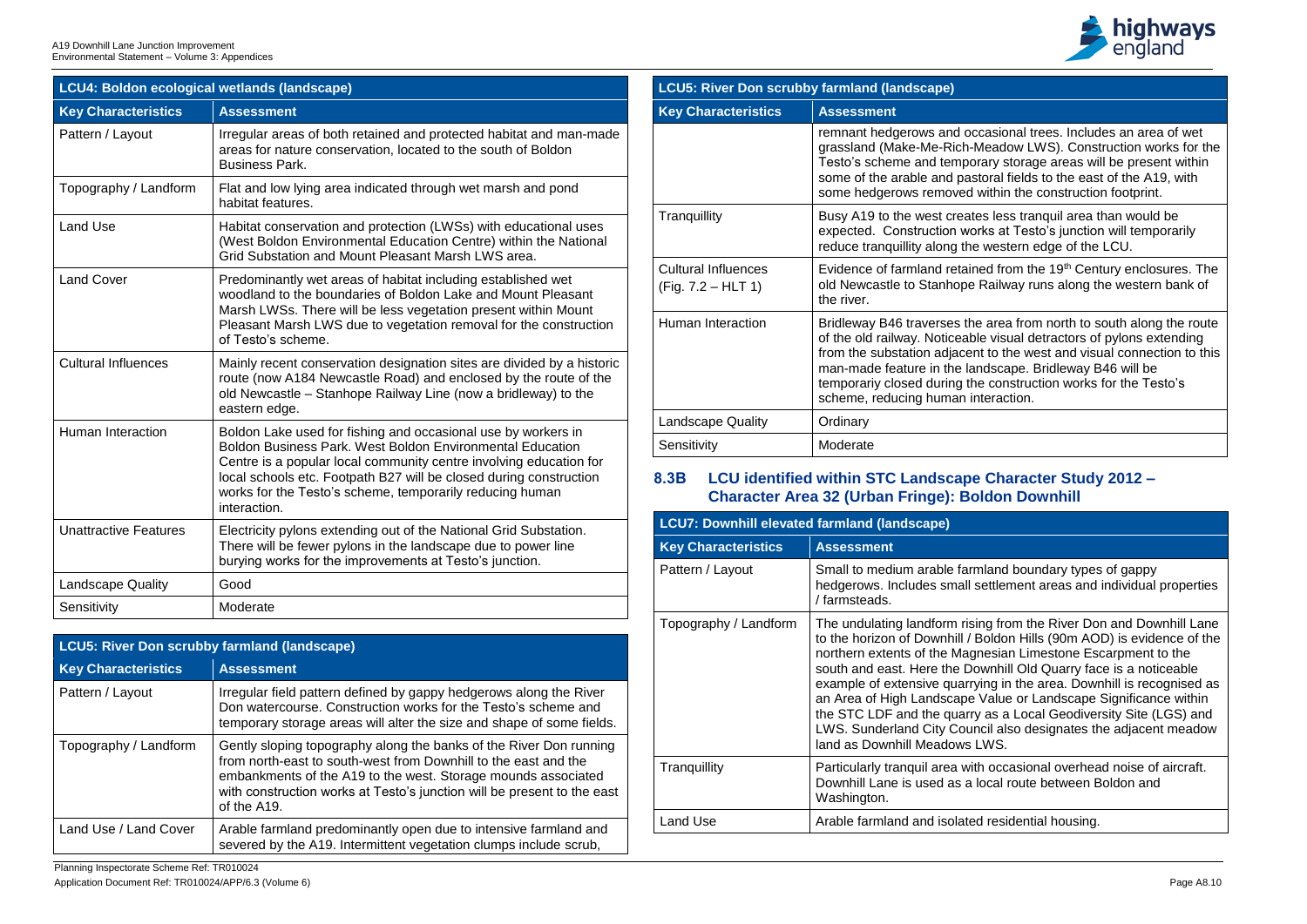| LCU4: Boldon ecological wetlands (landscape) | |
|---|---|
| **Key Characteristics** | **Assessment** |
| Pattern / Layout | Irregular areas of both retained and protected habitat and man-made areas for nature conservation, located to the south of Boldon Business Park. |
| Topography / Landform | Flat and low lying area indicated through wet marsh and pond habitat features. |
| Land Use | Habitat conservation and protection (LWSs) with educational uses (West Boldon Environmental Education Centre) within the National Grid Substation and Mount Pleasant Marsh LWS area. |
| Land Cover | Predominantly wet areas of habitat including established wet woodland to the boundaries of Boldon Lake and Mount Pleasant Marsh LWSs. There will be less vegetation present within Mount Pleasant Marsh LWS due to vegetation removal for the construction of Testo's scheme. |
| Cultural Influences | Mainly recent conservation designation sites are divided by a historic route (now A184 Newcastle Road) and enclosed by the route of the old Newcastle – Stanhope Railway Line (now a bridleway) to the eastern edge. |
| Human Interaction | Boldon Lake used for fishing and occasional use by workers in Boldon Business Park. West Boldon Environmental Education Centre is a popular local community centre involving education for local schools etc. Footpath B27 will be closed during construction works for the Testo's scheme, temporarily reducing human interaction. |
| Unattractive Features | Electricity pylons extending out of the National Grid Substation. There will be fewer pylons in the landscape due to power line burying works for the improvements at Testo's junction. |
| Landscape Quality | Good |
| Sensitivity | Moderate |

| LCU5: River Don scrubby farmland (landscape) | |
|---|---|
| **Key Characteristics** | **Assessment** |
| Pattern / Layout | Irregular field pattern defined by gappy hedgerows along the River Don watercourse. Construction works for the Testo's scheme and temporary storage areas will alter the size and shape of some fields. |
| Topography / Landform | Gently sloping topography along the banks of the River Don running from north-east to south-west from Downhill to the east and the embankments of the A19 to the west. Storage mounds associated with construction works at Testo's junction will be present to the east of the A19. |
| Land Use / Land Cover | Arable farmland predominantly open due to intensive farmland and severed by the A19. Intermittent vegetation clumps include scrub, remnant hedgerows and occasional trees. Includes an area of wet grassland (Make-Me-Rich-Meadow LWS). Construction works for the Testo's scheme and temporary storage areas will be present within some of the arable and pastoral fields to the east of the A19, with some hedgerows removed within the construction footprint. |
| Tranquillity | Busy A19 to the west creates less tranquil area than would be expected. Construction works at Testo's junction will temporarily reduce tranquillity along the western edge of the LCU. |
| Cultural Influences (Fig. 7.2 – HLT 1) | Evidence of farmland retained from the 19th Century enclosures. The old Newcastle to Stanhope Railway runs along the western bank of the river. |
| Human Interaction | Bridleway B46 traverses the area from north to south along the route of the old railway. Noticeable visual detractors of pylons extending from the substation adjacent to the west and visual connection to this man-made feature in the landscape. Bridleway B46 will be temporariy closed during the construction works for the Testo's scheme, reducing human interaction. |
| Landscape Quality | Ordinary |
| Sensitivity | Moderate |

## 8.3B LCU identified within STC Landscape Character Study 2012 – Character Area 32 (Urban Fringe): Boldon Downhill

| LCU7: Downhill elevated farmland (landscape) | |
|---|---|
| **Key Characteristics** | **Assessment** |
| Pattern / Layout | Small to medium arable farmland boundary types of gappy hedgerows. Includes small settlement areas and individual properties / farmsteads. |
| Topography / Landform | The undulating landform rising from the River Don and Downhill Lane to the horizon of Downhill / Boldon Hills (90m AOD) is evidence of the northern extents of the Magnesian Limestone Escarpment to the south and east. Here the Downhill Old Quarry face is a noticeable example of extensive quarrying in the area. Downhill is recognised as an Area of High Landscape Value or Landscape Significance within the STC LDF and the quarry as a Local Geodiversity Site (LGS) and LWS. Sunderland City Council also designates the adjacent meadow land as Downhill Meadows LWS. |
| Tranquillity | Particularly tranquil area with occasional overhead noise of aircraft. Downhill Lane is used as a local route between Boldon and Washington. |
| Land Use | Arable farmland and isolated residential housing. |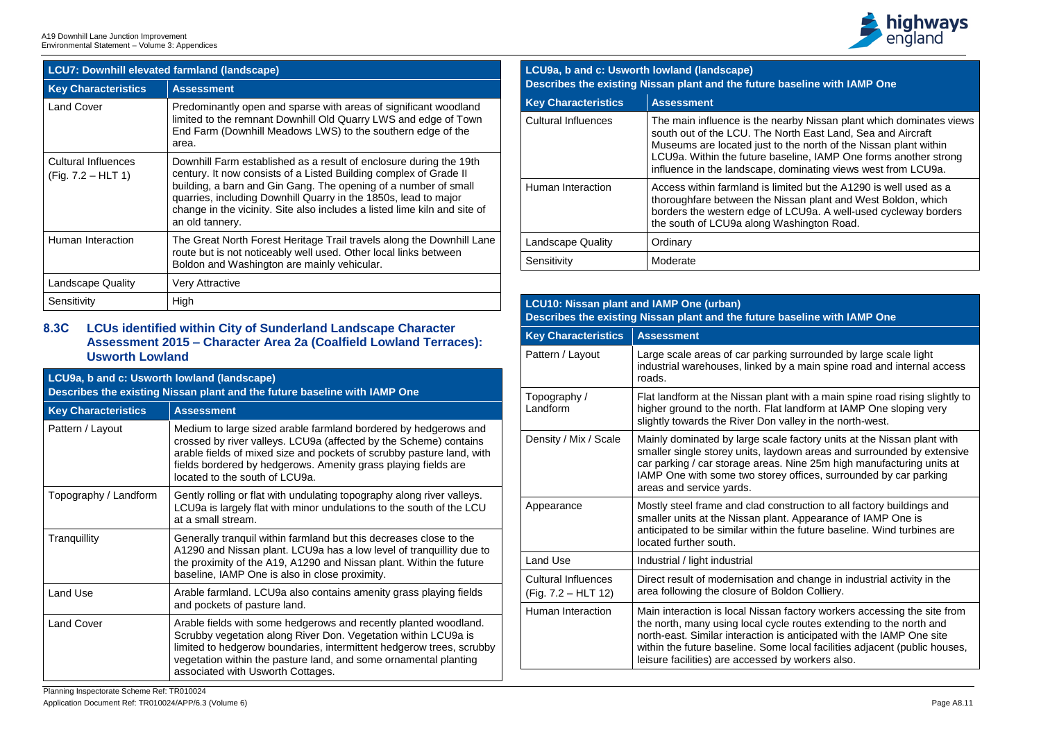| LCU7: Downhill elevated farmland (landscape) | |
|---|---|
| **Key Characteristics** | **Assessment** |
| Land Cover | Predominantly open and sparse with areas of significant woodland limited to the remnant Downhill Old Quarry LWS and edge of Town End Farm (Downhill Meadows LWS) to the southern edge of the area. |
| Cultural Influences (Fig. 7.2 – HLT 1) | Downhill Farm established as a result of enclosure during the 19th century. It now consists of a Listed Building complex of Grade II building, a barn and Gin Gang. The opening of a number of small quarries, including Downhill Quarry in the 1850s, lead to major change in the vicinity. Site also includes a listed lime kiln and site of an old tannery. |
| Human Interaction | The Great North Forest Heritage Trail travels along the Downhill Lane route but is not noticeably well used. Other local links between Boldon and Washington are mainly vehicular. |
| Landscape Quality | Very Attractive |
| Sensitivity | High |

## 8.3C LCUs identified within City of Sunderland Landscape Character Assessment 2015 – Character Area 2a (Coalfield Lowland Terraces): Usworth Lowland

| LCU9a, b and c: Usworth lowland (landscape) Describes the existing Nissan plant and the future baseline with IAMP One | |
|---|---|
| **Key Characteristics** | **Assessment** |
| Pattern / Layout | Medium to large sized arable farmland bordered by hedgerows and crossed by river valleys. LCU9a (affected by the Scheme) contains arable fields of mixed size and pockets of scrubby pasture land, with fields bordered by hedgerows. Amenity grass playing fields are located to the south of LCU9a. |
| Topography / Landform | Gently rolling or flat with undulating topography along river valleys. LCU9a is largely flat with minor undulations to the south of the LCU at a small stream. |
| Tranquillity | Generally tranquil within farmland but this decreases close to the A1290 and Nissan plant. LCU9a has a low level of tranquillity due to the proximity of the A19, A1290 and Nissan plant. Within the future baseline, IAMP One is also in close proximity. |
| Land Use | Arable farmland. LCU9a also contains amenity grass playing fields and pockets of pasture land. |
| Land Cover | Arable fields with some hedgerows and recently planted woodland. Scrubby vegetation along River Don. Vegetation within LCU9a is limited to hedgerow boundaries, intermittent hedgerow trees, scrubby vegetation within the pasture land, and some ornamental planting associated with Usworth Cottages. |
| Cultural Influences | The main influence is the nearby Nissan plant which dominates views south out of the LCU. The North East Land, Sea and Aircraft Museums are located just to the north of the Nissan plant within LCU9a. Within the future baseline, IAMP One forms another strong influence in the landscape, dominating views west from LCU9a. |
| Human Interaction | Access within farmland is limited but the A1290 is well used as a thoroughfare between the Nissan plant and West Boldon, which borders the western edge of LCU9a. A well-used cycleway borders the south of LCU9a along Washington Road. |
| Landscape Quality | Ordinary |
| Sensitivity | Moderate |

| LCU10: Nissan plant and IAMP One (urban) Describes the existing Nissan plant and the future baseline with IAMP One | |
|---|---|
| **Key Characteristics** | **Assessment** |
| Pattern / Layout | Large scale areas of car parking surrounded by large scale light industrial warehouses, linked by a main spine road and internal access roads. |
| Topography / Landform | Flat landform at the Nissan plant with a main spine road rising slightly to higher ground to the north. Flat landform at IAMP One sloping very slightly towards the River Don valley in the north-west. |
| Density / Mix / Scale | Mainly dominated by large scale factory units at the Nissan plant with smaller single storey units, laydown areas and surrounded by extensive car parking / car storage areas. Nine 25m high manufacturing units at IAMP One with some two storey offices, surrounded by car parking areas and service yards. |
| Appearance | Mostly steel frame and clad construction to all factory buildings and smaller units at the Nissan plant. Appearance of IAMP One is anticipated to be similar within the future baseline. Wind turbines are located further south. |
| Land Use | Industrial / light industrial |
| Cultural Influences (Fig. 7.2 – HLT 12) | Direct result of modernisation and change in industrial activity in the area following the closure of Boldon Colliery. |
| Human Interaction | Main interaction is local Nissan factory workers accessing the site from the north, many using local cycle routes extending to the north and north-east. Similar interaction is anticipated with the IAMP One site within the future baseline. Some local facilities adjacent (public houses, leisure facilities) are accessed by workers also. |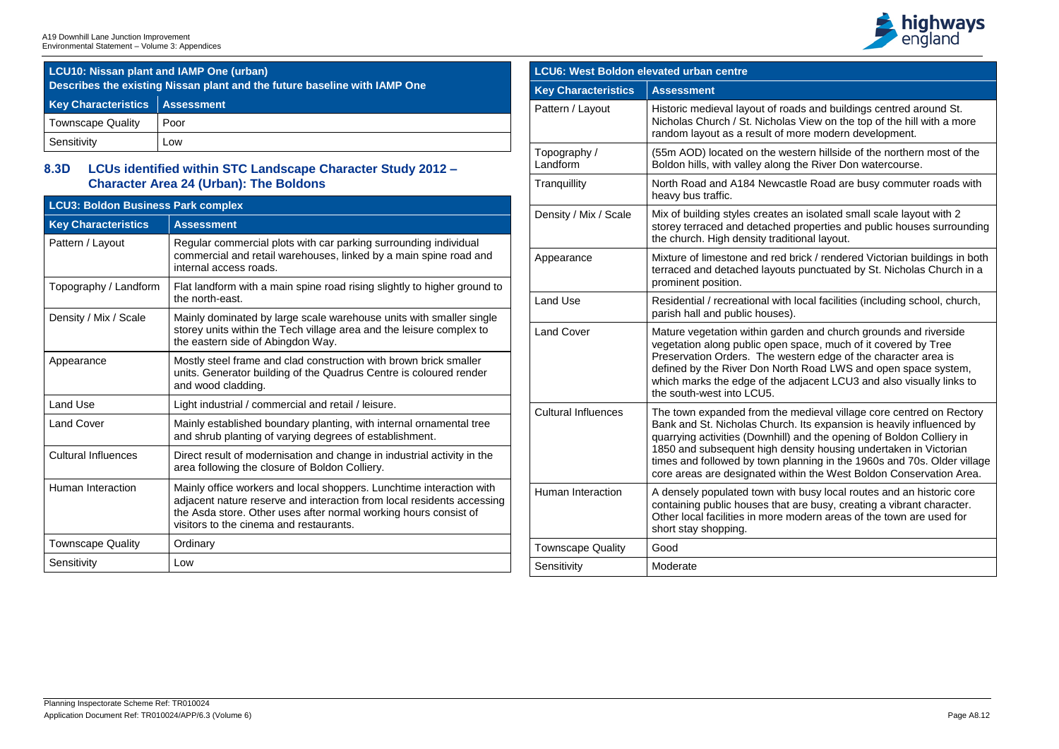| LCU10: Nissan plant and IAMP One (urban) Describes the existing Nissan plant and the future baseline with IAMP One | |
|---|---|
| **Key Characteristics** | **Assessment** |
| Townscape Quality | Poor |
| Sensitivity | Low |

## 8.3D LCUs identified within STC Landscape Character Study 2012 – Character Area 24 (Urban): The Boldons

| LCU3: Boldon Business Park complex | |
|---|---|
| **Key Characteristics** | **Assessment** |
| Pattern / Layout | Regular commercial plots with car parking surrounding individual commercial and retail warehouses, linked by a main spine road and internal access roads. |
| Topography / Landform | Flat landform with a main spine road rising slightly to higher ground to the north-east. |
| Density / Mix / Scale | Mainly dominated by large scale warehouse units with smaller single storey units within the Tech village area and the leisure complex to the eastern side of Abingdon Way. |
| Appearance | Mostly steel frame and clad construction with brown brick smaller units. Generator building of the Quadrus Centre is coloured render and wood cladding. |
| Land Use | Light industrial / commercial and retail / leisure. |
| Land Cover | Mainly established boundary planting, with internal ornamental tree and shrub planting of varying degrees of establishment. |
| Cultural Influences | Direct result of modernisation and change in industrial activity in the area following the closure of Boldon Colliery. |
| Human Interaction | Mainly office workers and local shoppers. Lunchtime interaction with adjacent nature reserve and interaction from local residents accessing the Asda store. Other uses after normal working hours consist of visitors to the cinema and restaurants. |
| Townscape Quality | Ordinary |
| Sensitivity | Low |

| LCU6: West Boldon elevated urban centre | |
|---|---|
| **Key Characteristics** | **Assessment** |
| Pattern / Layout | Historic medieval layout of roads and buildings centred around St. Nicholas Church / St. Nicholas View on the top of the hill with a more random layout as a result of more modern development. |
| Topography / Landform | (55m AOD) located on the western hillside of the northern most of the Boldon hills, with valley along the River Don watercourse. |
| Tranquillity | North Road and A184 Newcastle Road are busy commuter roads with heavy bus traffic. |
| Density / Mix / Scale | Mix of building styles creates an isolated small scale layout with 2 storey terraced and detached properties and public houses surrounding the church. High density traditional layout. |
| Appearance | Mixture of limestone and red brick / rendered Victorian buildings in both terraced and detached layouts punctuated by St. Nicholas Church in a prominent position. |
| Land Use | Residential / recreational with local facilities (including school, church, parish hall and public houses). |
| Land Cover | Mature vegetation within garden and church grounds and riverside vegetation along public open space, much of it covered by Tree Preservation Orders. The western edge of the character area is defined by the River Don North Road LWS and open space system, which marks the edge of the adjacent LCU3 and also visually links to the south-west into LCU5. |
| Cultural Influences | The town expanded from the medieval village core centred on Rectory Bank and St. Nicholas Church. Its expansion is heavily influenced by quarrying activities (Downhill) and the opening of Boldon Colliery in 1850 and subsequent high density housing undertaken in Victorian times and followed by town planning in the 1960s and 70s. Older village core areas are designated within the West Boldon Conservation Area. |
| Human Interaction | A densely populated town with busy local routes and an historic core containing public houses that are busy, creating a vibrant character. Other local facilities in more modern areas of the town are used for short stay shopping. |
| Townscape Quality | Good |
| Sensitivity | Moderate |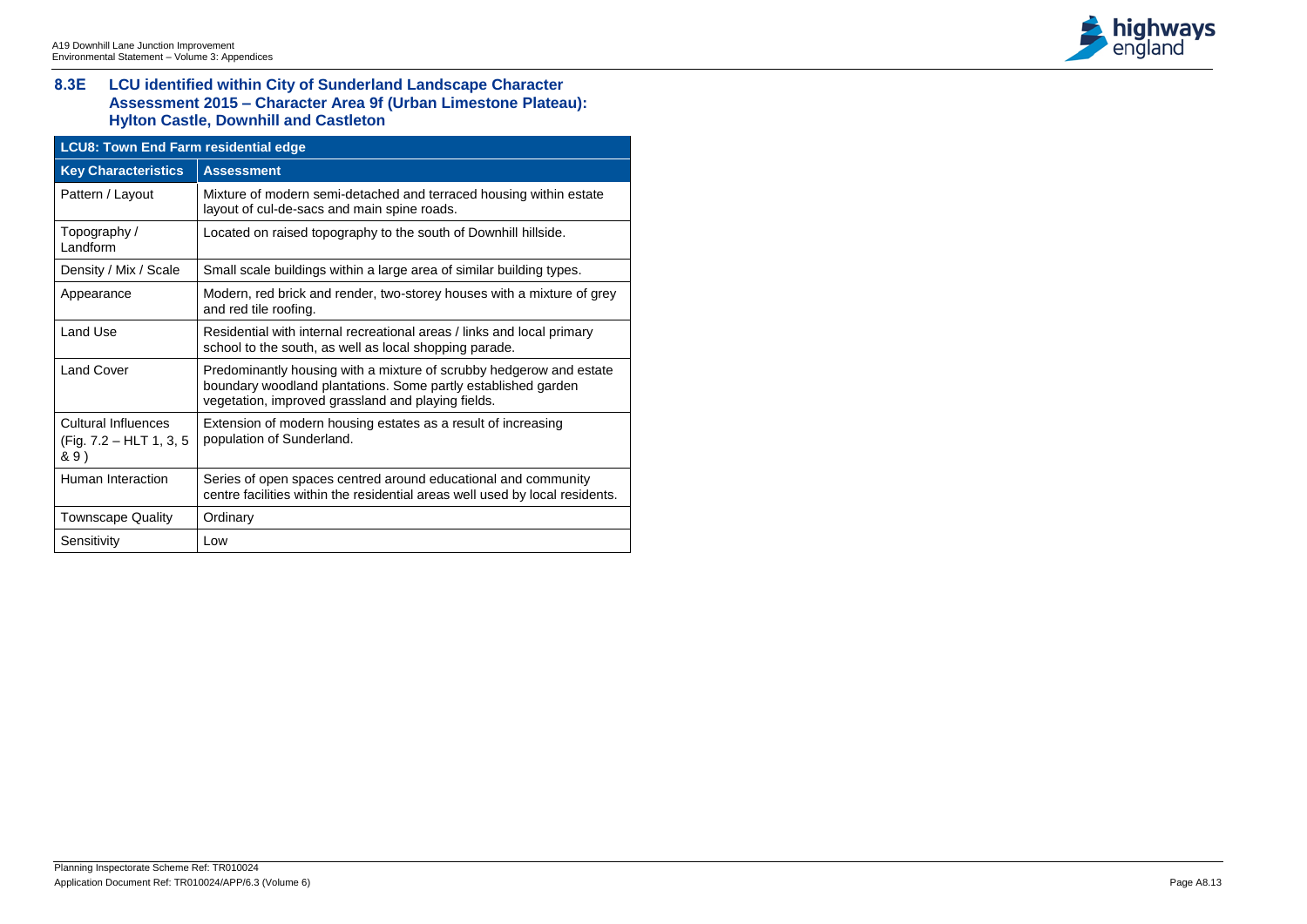## 8.3E LCU identified within City of Sunderland Landscape Character Assessment 2015 – Character Area 9f (Urban Limestone Plateau): Hylton Castle, Downhill and Castleton

| LCU8: Town End Farm residential edge | |
|---|---|
| **Key Characteristics** | **Assessment** |
| Pattern / Layout | Mixture of modern semi-detached and terraced housing within estate layout of cul-de-sacs and main spine roads. |
| Topography / Landform | Located on raised topography to the south of Downhill hillside. |
| Density / Mix / Scale | Small scale buildings within a large area of similar building types. |
| Appearance | Modern, red brick and render, two-storey houses with a mixture of grey and red tile roofing. |
| Land Use | Residential with internal recreational areas / links and local primary school to the south, as well as local shopping parade. |
| Land Cover | Predominantly housing with a mixture of scrubby hedgerow and estate boundary woodland plantations. Some partly established garden vegetation, improved grassland and playing fields. |
| Cultural Influences (Fig. 7.2 – HLT 1, 3, 5 & 9 ) | Extension of modern housing estates as a result of increasing population of Sunderland. |
| Human Interaction | Series of open spaces centred around educational and community centre facilities within the residential areas well used by local residents. |
| Townscape Quality | Ordinary |
| Sensitivity | Low |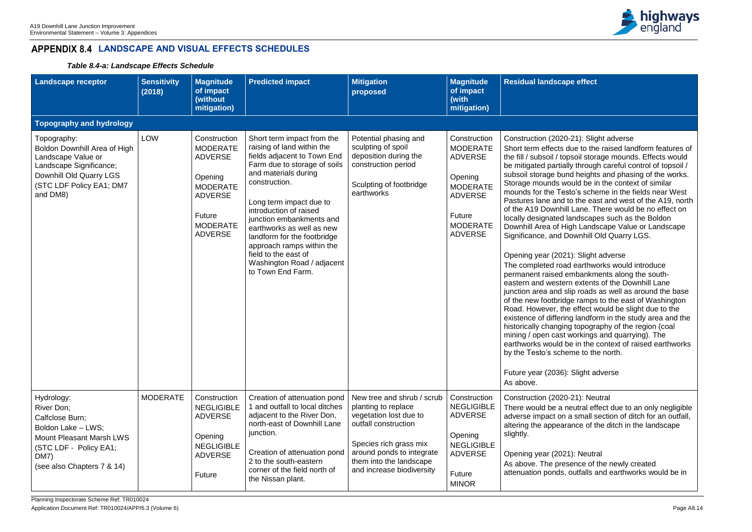# APPENDIX 8.4 LANDSCAPE AND VISUAL EFFECTS SCHEDULES

***Table 8.4-a: Landscape Effects Schedule***

| Landscape receptor | Sensitivity (2018) | Magnitude of impact (without mitigation) | Predicted impact | Mitigation proposed | Magnitude of impact (with mitigation) | Residual landscape effect |
|---|---|---|---|---|---|---|
| **Topography and hydrology** | | | | | | |
| Topography:<br>Boldon Downhill Area of High Landscape Value or Landscape Significance;<br>Downhill Old Quarry LGS<br>(STC LDF Policy EA1; DM7 and DM8) | LOW | Construction<br>MODERATE ADVERSE<br><br>Opening<br>MODERATE ADVERSE<br><br>Future<br>MODERATE ADVERSE | Short term impact from the raising of land within the fields adjacent to Town End Farm due to storage of soils and materials during construction.<br><br>Long term impact due to introduction of raised junction embankments and earthworks as well as new landform for the footbridge approach ramps within the field to the east of Washington Road / adjacent to Town End Farm. | Potential phasing and sculpting of spoil deposition during the construction period<br><br>Sculpting of footbridge earthworks | Construction<br>MODERATE ADVERSE<br><br>Opening<br>MODERATE ADVERSE<br><br>Future<br>MODERATE ADVERSE | Construction (2020-21): Slight adverse<br>Short term effects due to the raised landform features of the fill / subsoil / topsoil storage mounds. Effects would be mitigated partially through careful control of topsoil / subsoil storage bund heights and phasing of the works. Storage mounds would be in the context of similar mounds for the Testo's scheme in the fields near West Pastures lane and to the east and west of the A19, north of the A19 Downhill Lane. There would be no effect on locally designated landscapes such as the Boldon Downhill Area of High Landscape Value or Landscape Significance, and Downhill Old Quarry LGS.<br><br>Opening year (2021): Slight adverse<br>The completed road earthworks would introduce permanent raised embankments along the south-eastern and western extents of the Downhill Lane junction area and slip roads as well as around the base of the new footbridge ramps to the east of Washington Road. However, the effect would be slight due to the existence of differing landform in the study area and the historically changing topography of the region (coal mining / open cast workings and quarrying). The earthworks would be in the context of raised earthworks by the Testo's scheme to the north.<br><br>Future year (2036): Slight adverse<br>As above. |
| Hydrology:<br>River Don;<br>Calfclose Burn;<br>Boldon Lake – LWS;<br>Mount Pleasant Marsh LWS<br>(STC LDF - Policy EA1; DM7)<br>(see also Chapters 7 & 14) | MODERATE | Construction<br>NEGLIGIBLE ADVERSE<br><br>Opening<br>NEGLIGIBLE ADVERSE<br><br>Future | Creation of attenuation pond 1 and outfall to local ditches adjacent to the River Don, north-east of Downhill Lane junction.<br><br>Creation of attenuation pond 2 to the south-eastern corner of the field north of the Nissan plant. | New tree and shrub / scrub planting to replace vegetation lost due to outfall construction<br><br>Species rich grass mix around ponds to integrate them into the landscape and increase biodiversity | Construction<br>NEGLIGIBLE ADVERSE<br><br>Opening<br>NEGLIGIBLE ADVERSE<br><br>Future<br>MINOR | Construction (2020-21): Neutral<br>There would be a neutral effect due to an only negligible adverse impact on a small section of ditch for an outfall, altering the appearance of the ditch in the landscape slightly.<br><br>Opening year (2021): Neutral<br>As above. The presence of the newly created attenuation ponds, outfalls and earthworks would be in |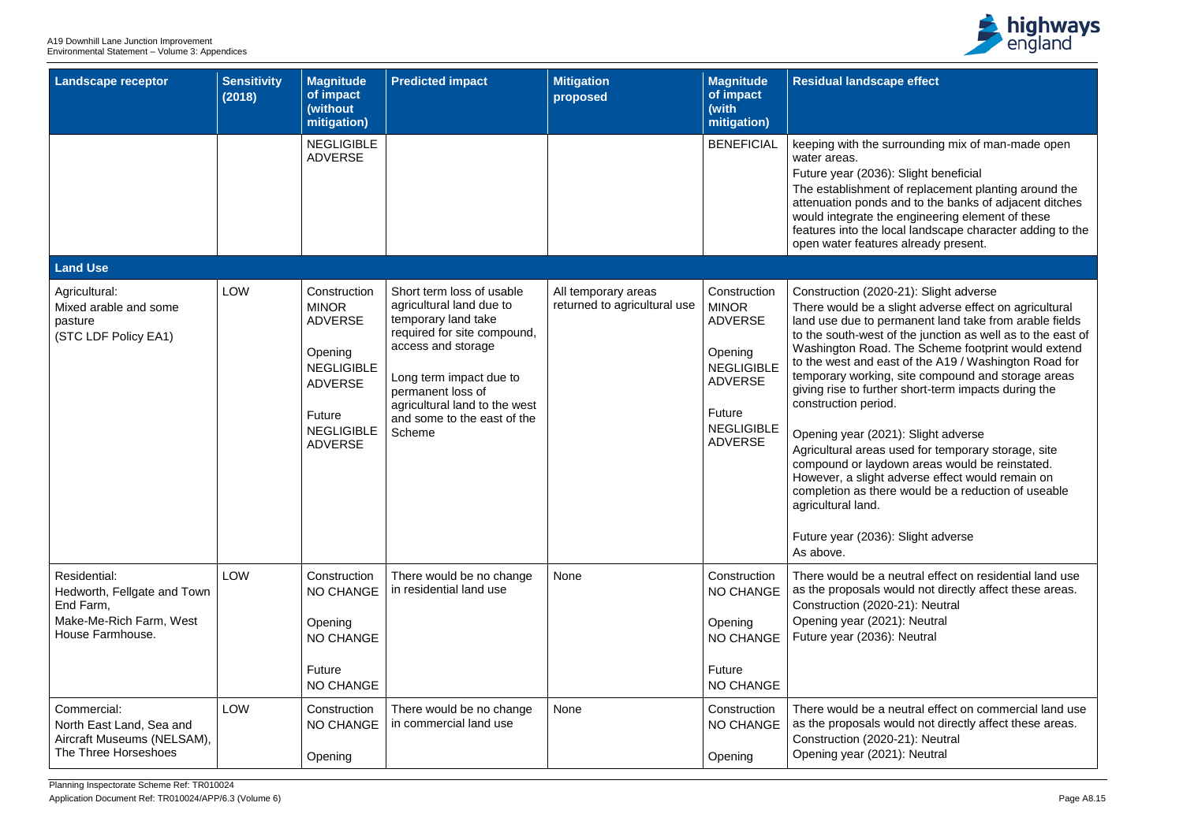| Landscape receptor | Sensitivity (2018) | Magnitude of impact (without mitigation) | Predicted impact | Mitigation proposed | Magnitude of impact (with mitigation) | Residual landscape effect |
|---|---|---|---|---|---|---|
| | | NEGLIGIBLE ADVERSE | | | BENEFICIAL | keeping with the surrounding mix of man-made open water areas.<br>Future year (2036): Slight beneficial<br>The establishment of replacement planting around the attenuation ponds and to the banks of adjacent ditches would integrate the engineering element of these features into the local landscape character adding to the open water features already present. |
| **Land Use** | | | | | | |
| Agricultural:<br>Mixed arable and some pasture<br>(STC LDF Policy EA1) | LOW | Construction<br>MINOR ADVERSE<br><br>Opening<br>NEGLIGIBLE ADVERSE<br><br>Future<br>NEGLIGIBLE ADVERSE | Short term loss of usable agricultural land due to temporary land take required for site compound, access and storage<br><br>Long term impact due to permanent loss of agricultural land to the west and some to the east of the Scheme | All temporary areas returned to agricultural use | Construction<br>MINOR ADVERSE<br><br>Opening<br>NEGLIGIBLE ADVERSE<br><br>Future<br>NEGLIGIBLE ADVERSE | Construction (2020-21): Slight adverse<br>There would be a slight adverse effect on agricultural land use due to permanent land take from arable fields to the south-west of the junction as well as to the east of Washington Road. The Scheme footprint would extend to the west and east of the A19 / Washington Road for temporary working, site compound and storage areas giving rise to further short-term impacts during the construction period.<br><br>Opening year (2021): Slight adverse<br>Agricultural areas used for temporary storage, site compound or laydown areas would be reinstated. However, a slight adverse effect would remain on completion as there would be a reduction of useable agricultural land.<br><br>Future year (2036): Slight adverse<br>As above. |
| Residential:<br>Hedworth, Fellgate and Town End Farm,<br>Make-Me-Rich Farm, West House Farmhouse. | LOW | Construction<br>NO CHANGE<br><br>Opening<br>NO CHANGE<br><br>Future<br>NO CHANGE | There would be no change in residential land use | None | Construction<br>NO CHANGE<br><br>Opening<br>NO CHANGE<br><br>Future<br>NO CHANGE | There would be a neutral effect on residential land use as the proposals would not directly affect these areas.<br>Construction (2020-21): Neutral<br>Opening year (2021): Neutral<br>Future year (2036): Neutral |
| Commercial:<br>North East Land, Sea and Aircraft Museums (NELSAM), The Three Horseshoes | LOW | Construction<br>NO CHANGE<br><br>Opening | There would be no change in commercial land use | None | Construction<br>NO CHANGE<br><br>Opening | There would be a neutral effect on commercial land use as the proposals would not directly affect these areas.<br>Construction (2020-21): Neutral<br>Opening year (2021): Neutral |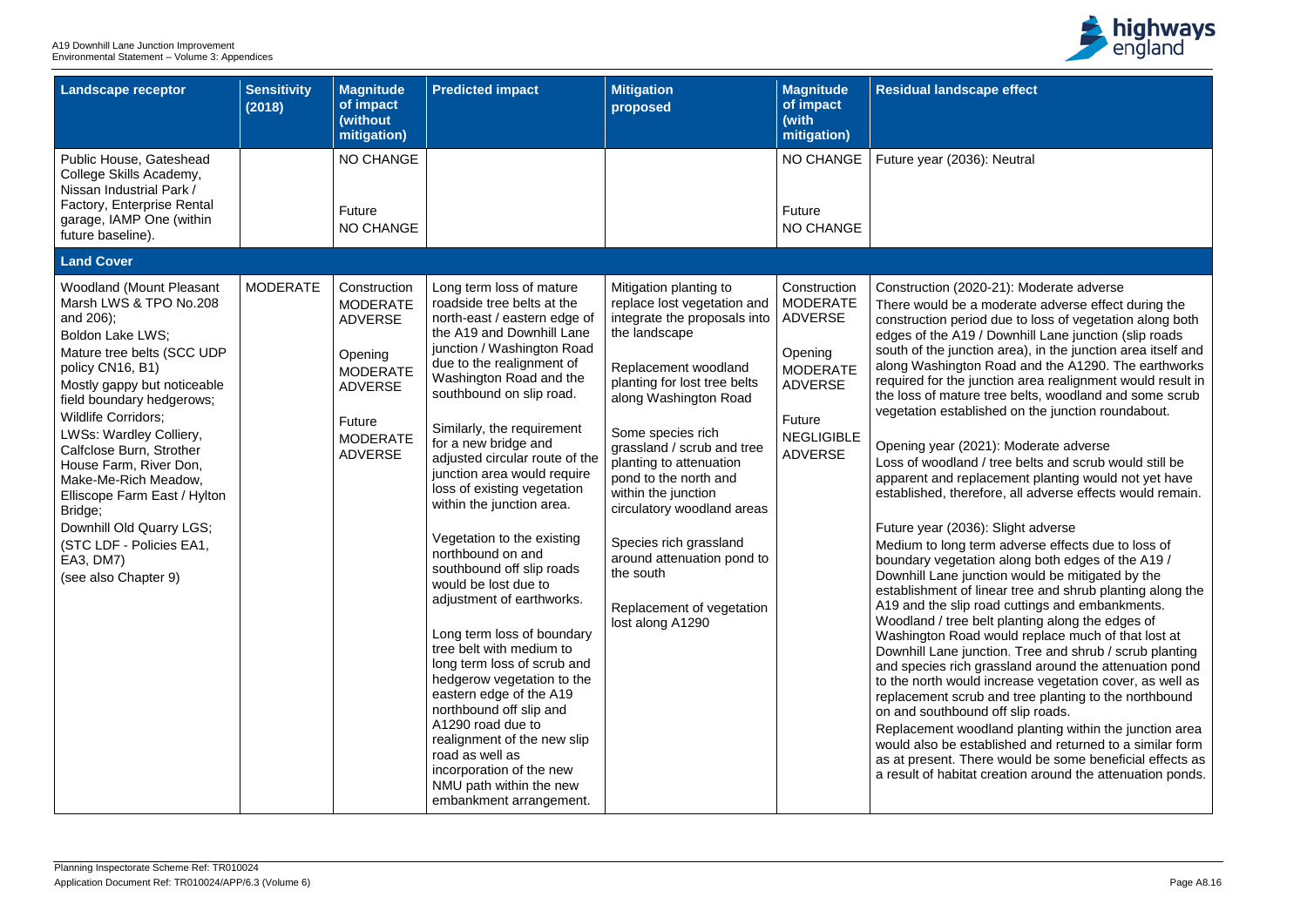| Landscape receptor | Sensitivity (2018) | Magnitude of impact (without mitigation) | Predicted impact | Mitigation proposed | Magnitude of impact (with mitigation) | Residual landscape effect |
|---|---|---|---|---|---|---|
| Public House, Gateshead College Skills Academy, Nissan Industrial Park / Factory, Enterprise Rental garage, IAMP One (within future baseline). | | NO CHANGE<br><br>Future<br>NO CHANGE | | | NO CHANGE<br><br>Future<br>NO CHANGE | Future year (2036): Neutral |
| **Land Cover** | | | | | | |
| Woodland (Mount Pleasant Marsh LWS & TPO No.208 and 206);<br>Boldon Lake LWS;<br>Mature tree belts (SCC UDP policy CN16, B1)<br>Mostly gappy but noticeable field boundary hedgerows;<br>Wildlife Corridors;<br>LWSs: Wardley Colliery, Calfclose Burn, Strother House Farm, River Don, Make-Me-Rich Meadow, Elliscope Farm East / Hylton Bridge;<br>Downhill Old Quarry LGS;<br>(STC LDF - Policies EA1, EA3, DM7)<br>(see also Chapter 9) | MODERATE | Construction<br>MODERATE ADVERSE<br><br>Opening<br>MODERATE ADVERSE<br><br>Future<br>MODERATE ADVERSE | Long term loss of mature roadside tree belts at the north-east / eastern edge of the A19 and Downhill Lane junction / Washington Road due to the realignment of Washington Road and the southbound on slip road.<br><br>Similarly, the requirement for a new bridge and adjusted circular route of the junction area would require loss of existing vegetation within the junction area.<br><br>Vegetation to the existing northbound on and southbound off slip roads would be lost due to adjustment of earthworks.<br><br>Long term loss of boundary tree belt with medium to long term loss of scrub and hedgerow vegetation to the eastern edge of the A19 northbound off slip and A1290 road due to realignment of the new slip road as well as incorporation of the new NMU path within the new embankment arrangement. | Mitigation planting to replace lost vegetation and integrate the proposals into the landscape<br><br>Replacement woodland planting for lost tree belts along Washington Road<br><br>Some species rich grassland / scrub and tree planting to attenuation pond to the north and within the junction circulatory woodland areas<br><br>Species rich grassland around attenuation pond to the south<br><br>Replacement of vegetation lost along A1290 | Construction<br>MODERATE ADVERSE<br><br>Opening<br>MODERATE ADVERSE<br><br>Future<br>NEGLIGIBLE ADVERSE | Construction (2020-21): Moderate adverse<br>There would be a moderate adverse effect during the construction period due to loss of vegetation along both edges of the A19 / Downhill Lane junction (slip roads south of the junction area), in the junction area itself and along Washington Road and the A1290. The earthworks required for the junction area realignment would result in the loss of mature tree belts, woodland and some scrub vegetation established on the junction roundabout.<br><br>Opening year (2021): Moderate adverse<br>Loss of woodland / tree belts and scrub would still be apparent and replacement planting would not yet have established, therefore, all adverse effects would remain.<br><br>Future year (2036): Slight adverse<br>Medium to long term adverse effects due to loss of boundary vegetation along both edges of the A19 / Downhill Lane junction would be mitigated by the establishment of linear tree and shrub planting along the A19 and the slip road cuttings and embankments. Woodland / tree belt planting along the edges of Washington Road would replace much of that lost at Downhill Lane junction. Tree and shrub / scrub planting and species rich grassland around the attenuation pond to the north would increase vegetation cover, as well as replacement scrub and tree planting to the northbound on and southbound off slip roads.<br>Replacement woodland planting within the junction area would also be established and returned to a similar form as at present. There would be some beneficial effects as a result of habitat creation around the attenuation ponds. |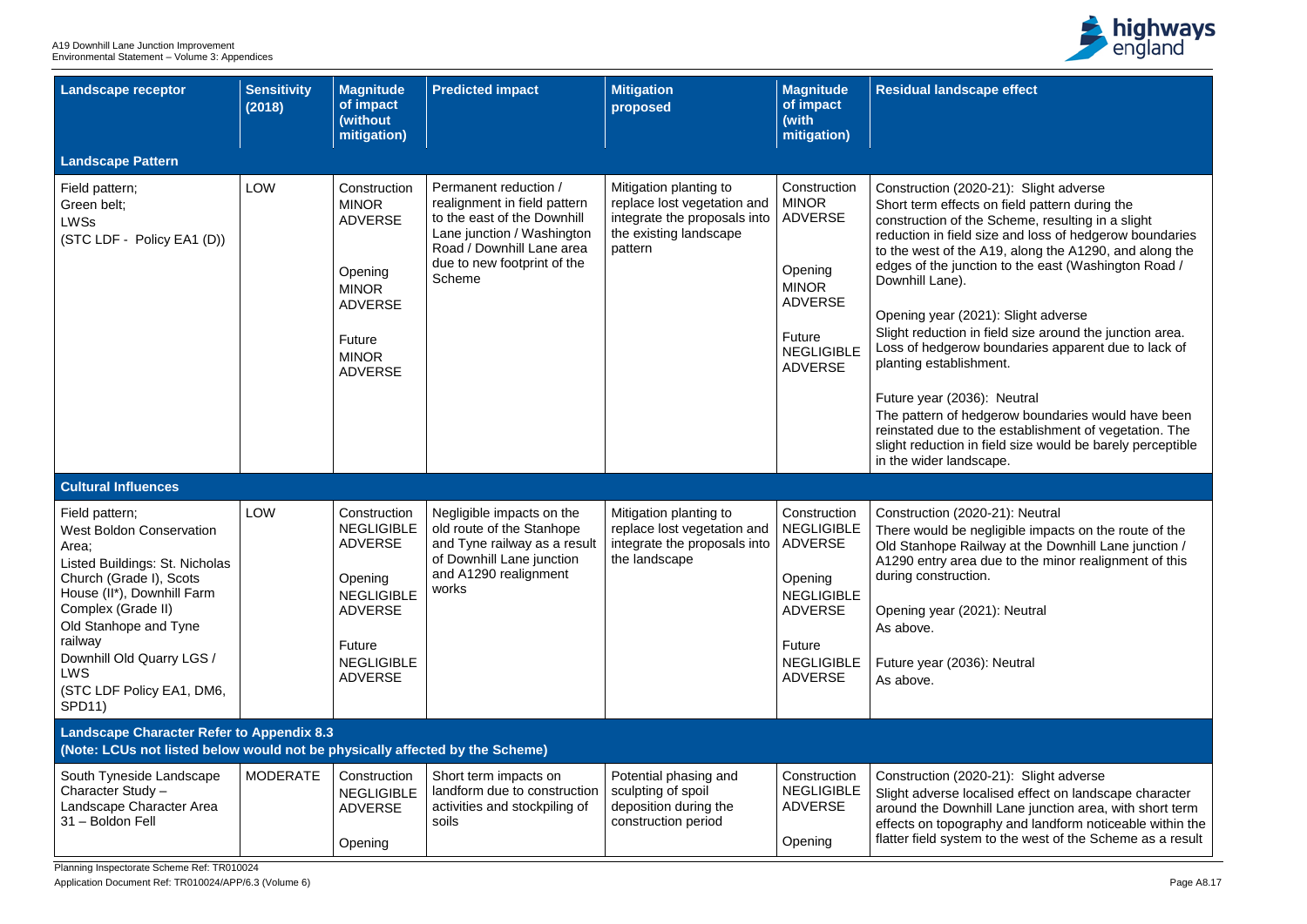| Landscape receptor | Sensitivity (2018) | Magnitude of impact (without mitigation) | Predicted impact | Mitigation proposed | Magnitude of impact (with mitigation) | Residual landscape effect |
|---|---|---|---|---|---|---|
| **Landscape Pattern** | | | | | | |
| Field pattern;<br>Green belt;<br>LWSs<br>(STC LDF - Policy EA1 (D)) | LOW | Construction<br>MINOR ADVERSE<br><br>Opening<br>MINOR ADVERSE<br><br>Future<br>MINOR ADVERSE | Permanent reduction / realignment in field pattern to the east of the Downhill Lane junction / Washington Road / Downhill Lane area due to new footprint of the Scheme | Mitigation planting to replace lost vegetation and integrate the proposals into the existing landscape pattern | Construction<br>MINOR ADVERSE<br><br>Opening<br>MINOR ADVERSE<br><br>Future<br>NEGLIGIBLE ADVERSE | Construction (2020-21): Slight adverse<br>Short term effects on field pattern during the construction of the Scheme, resulting in a slight reduction in field size and loss of hedgerow boundaries to the west of the A19, along the A1290, and along the edges of the junction to the east (Washington Road / Downhill Lane).<br><br>Opening year (2021): Slight adverse<br>Slight reduction in field size around the junction area. Loss of hedgerow boundaries apparent due to lack of planting establishment.<br><br>Future year (2036): Neutral<br>The pattern of hedgerow boundaries would have been reinstated due to the establishment of vegetation. The slight reduction in field size would be barely perceptible in the wider landscape. |
| **Cultural Influences** | | | | | | |
| Field pattern;<br>West Boldon Conservation Area;<br>Listed Buildings: St. Nicholas Church (Grade I), Scots House (II*), Downhill Farm Complex (Grade II)<br>Old Stanhope and Tyne railway<br>Downhill Old Quarry LGS / LWS<br>(STC LDF Policy EA1, DM6, SPD11) | LOW | Construction<br>NEGLIGIBLE ADVERSE<br><br>Opening<br>NEGLIGIBLE ADVERSE<br><br>Future<br>NEGLIGIBLE ADVERSE | Negligible impacts on the old route of the Stanhope and Tyne railway as a result of Downhill Lane junction and A1290 realignment works | Mitigation planting to replace lost vegetation and integrate the proposals into the landscape | Construction<br>NEGLIGIBLE ADVERSE<br><br>Opening<br>NEGLIGIBLE ADVERSE<br><br>Future<br>NEGLIGIBLE ADVERSE | Construction (2020-21): Neutral<br>There would be negligible impacts on the route of the Old Stanhope Railway at the Downhill Lane junction / A1290 entry area due to the minor realignment of this during construction.<br><br>Opening year (2021): Neutral<br>As above.<br><br>Future year (2036): Neutral<br>As above. |
| **Landscape Character Refer to Appendix 8.3**<br>**(Note: LCUs not listed below would not be physically affected by the Scheme)** | | | | | | |
| South Tyneside Landscape Character Study – Landscape Character Area 31 – Boldon Fell | MODERATE | Construction<br>NEGLIGIBLE ADVERSE<br><br>Opening | Short term impacts on landform due to construction activities and stockpiling of soils | Potential phasing and sculpting of spoil deposition during the construction period | Construction<br>NEGLIGIBLE ADVERSE<br><br>Opening | Construction (2020-21): Slight adverse<br>Slight adverse localised effect on landscape character around the Downhill Lane junction area, with short term effects on topography and landform noticeable within the flatter field system to the west of the Scheme as a result |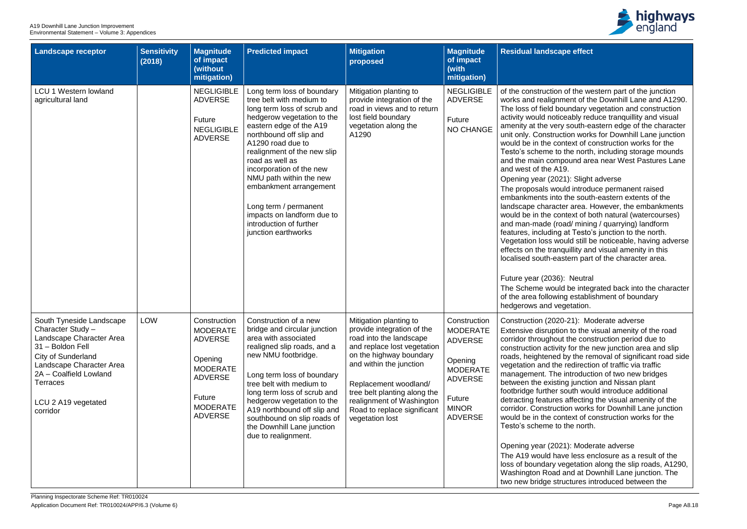| Landscape receptor | Sensitivity (2018) | Magnitude of impact (without mitigation) | Predicted impact | Mitigation proposed | Magnitude of impact (with mitigation) | Residual landscape effect |
|---|---|---|---|---|---|---|
| LCU 1 Western lowland agricultural land | | NEGLIGIBLE ADVERSE<br><br>Future NEGLIGIBLE ADVERSE | Long term loss of boundary tree belt with medium to long term loss of scrub and hedgerow vegetation to the eastern edge of the A19 northbound off slip and A1290 road due to realignment of the new slip road as well as incorporation of the new NMU path within the new embankment arrangement<br><br>Long term / permanent impacts on landform due to introduction of further junction earthworks | Mitigation planting to provide integration of the road in views and to return lost field boundary vegetation along the A1290 | NEGLIGIBLE ADVERSE<br><br>Future NO CHANGE | of the construction of the western part of the junction works and realignment of the Downhill Lane and A1290. The loss of field boundary vegetation and construction activity would noticeably reduce tranquillity and visual amenity at the very south-eastern edge of the character unit only. Construction works for Downhill Lane junction would be in the context of construction works for the Testo's scheme to the north, including storage mounds and the main compound area near West Pastures Lane and west of the A19.<br><br>Opening year (2021): Slight adverse<br><br>The proposals would introduce permanent raised embankments into the south-eastern extents of the landscape character area. However, the embankments would be in the context of both natural (watercourses) and man-made (road/ mining / quarrying) landform features, including at Testo's junction to the north. Vegetation loss would still be noticeable, having adverse effects on the tranquillity and visual amenity in this localised south-eastern part of the character area.<br><br>Future year (2036): Neutral<br><br>The Scheme would be integrated back into the character of the area following establishment of boundary hedgerows and vegetation. |
| South Tyneside Landscape Character Study – Landscape Character Area 31 – Boldon Fell<br>City of Sunderland Landscape Character Area 2A – Coalfield Lowland Terraces<br><br>LCU 2 A19 vegetated corridor | LOW | Construction MODERATE ADVERSE<br><br>Opening MODERATE ADVERSE<br><br>Future MODERATE ADVERSE | Construction of a new bridge and circular junction area with associated realigned slip roads, and a new NMU footbridge.<br><br>Long term loss of boundary tree belt with medium to long term loss of scrub and hedgerow vegetation to the A19 northbound off slip and southbound on slip roads of the Downhill Lane junction due to realignment. | Mitigation planting to provide integration of the road into the landscape and replace lost vegetation on the highway boundary and within the junction<br><br>Replacement woodland/ tree belt planting along the realignment of Washington Road to replace significant vegetation lost | Construction MODERATE ADVERSE<br><br>Opening MODERATE ADVERSE<br><br>Future MINOR ADVERSE | Construction (2020-21): Moderate adverse<br><br>Extensive disruption to the visual amenity of the road corridor throughout the construction period due to construction activity for the new junction area and slip roads, heightened by the removal of significant road side vegetation and the redirection of traffic via traffic management. The introduction of two new bridges between the existing junction and Nissan plant footbridge further south would introduce additional detracting features affecting the visual amenity of the corridor. Construction works for Downhill Lane junction would be in the context of construction works for the Testo's scheme to the north.<br><br>Opening year (2021): Moderate adverse<br><br>The A19 would have less enclosure as a result of the loss of boundary vegetation along the slip roads, A1290, Washington Road and at Downhill Lane junction. The two new bridge structures introduced between the |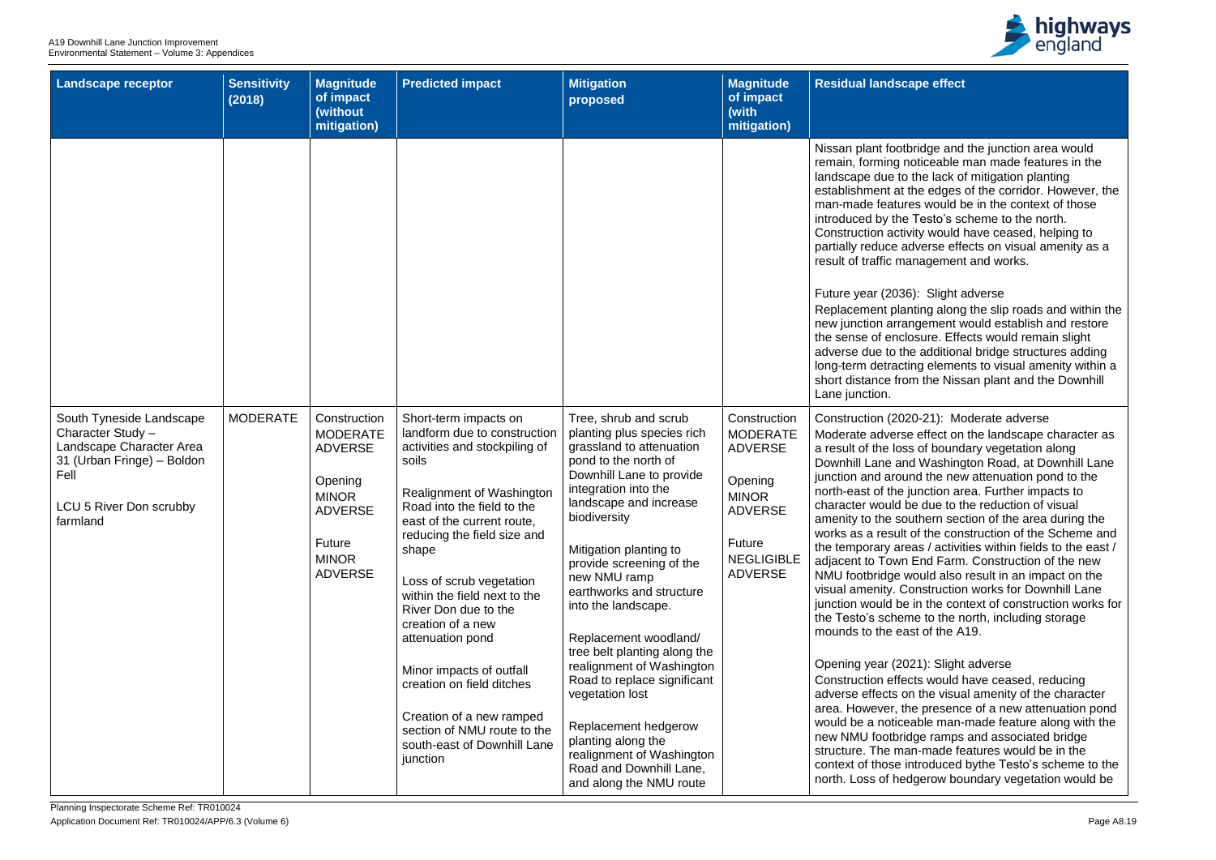| Landscape receptor | Sensitivity (2018) | Magnitude of impact (without mitigation) | Predicted impact | Mitigation proposed | Magnitude of impact (with mitigation) | Residual landscape effect |
|---|---|---|---|---|---|---|
| | | | | | | Nissan plant footbridge and the junction area would remain, forming noticeable man made features in the landscape due to the lack of mitigation planting establishment at the edges of the corridor. However, the man-made features would be in the context of those introduced by the Testo's scheme to the north. Construction activity would have ceased, helping to partially reduce adverse effects on visual amenity as a result of traffic management and works.<br><br>Future year (2036): Slight adverse<br>Replacement planting along the slip roads and within the new junction arrangement would establish and restore the sense of enclosure. Effects would remain slight adverse due to the additional bridge structures adding long-term detracting elements to visual amenity within a short distance from the Nissan plant and the Downhill Lane junction. |
| South Tyneside Landscape Character Study – Landscape Character Area 31 (Urban Fringe) – Boldon Fell<br><br>LCU 5 River Don scrubby farmland | MODERATE | Construction<br>MODERATE ADVERSE<br><br>Opening<br>MINOR ADVERSE<br><br>Future<br>MINOR ADVERSE | Short-term impacts on landform due to construction activities and stockpiling of soils<br><br>Realignment of Washington Road into the field to the east of the current route, reducing the field size and shape<br><br>Loss of scrub vegetation within the field next to the River Don due to the creation of a new attenuation pond<br><br>Minor impacts of outfall creation on field ditches<br><br>Creation of a new ramped section of NMU route to the south-east of Downhill Lane junction | Tree, shrub and scrub planting plus species rich grassland to attenuation pond to the north of Downhill Lane to provide integration into the landscape and increase biodiversity<br><br>Mitigation planting to provide screening of the new NMU ramp earthworks and structure into the landscape.<br><br>Replacement woodland/ tree belt planting along the realignment of Washington Road to replace significant vegetation lost<br><br>Replacement hedgerow planting along the realignment of Washington Road and Downhill Lane, and along the NMU route | Construction<br>MODERATE ADVERSE<br><br>Opening<br>MINOR ADVERSE<br><br>Future<br>NEGLIGIBLE ADVERSE | Construction (2020-21): Moderate adverse<br>Moderate adverse effect on the landscape character as a result of the loss of boundary vegetation along Downhill Lane and Washington Road, at Downhill Lane junction and around the new attenuation pond to the north-east of the junction area. Further impacts to character would be due to the reduction of visual amenity to the southern section of the area during the works as a result of the construction of the Scheme and the temporary areas / activities within fields to the east / adjacent to Town End Farm. Construction of the new NMU footbridge would also result in an impact on the visual amenity. Construction works for Downhill Lane junction would be in the context of construction works for the Testo's scheme to the north, including storage mounds to the east of the A19.<br><br>Opening year (2021): Slight adverse<br>Construction effects would have ceased, reducing adverse effects on the visual amenity of the character area. However, the presence of a new attenuation pond would be a noticeable man-made feature along with the new NMU footbridge ramps and associated bridge structure. The man-made features would be in the context of those introduced bythe Testo's scheme to the north. Loss of hedgerow boundary vegetation would be |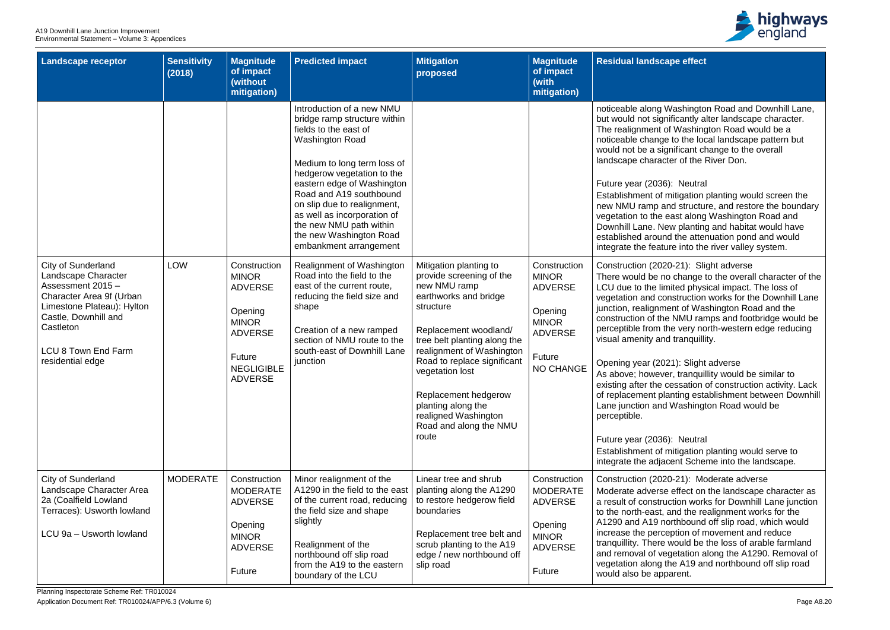| Landscape receptor | Sensitivity (2018) | Magnitude of impact (without mitigation) | Predicted impact | Mitigation proposed | Magnitude of impact (with mitigation) | Residual landscape effect |
|---|---|---|---|---|---|---|
| | | | Introduction of a new NMU bridge ramp structure within fields to the east of Washington Road<br><br>Medium to long term loss of hedgerow vegetation to the eastern edge of Washington Road and A19 southbound on slip due to realignment, as well as incorporation of the new NMU path within the new Washington Road embankment arrangement | | | noticeable along Washington Road and Downhill Lane, but would not significantly alter landscape character. The realignment of Washington Road would be a noticeable change to the local landscape pattern but would not be a significant change to the overall landscape character of the River Don.<br><br>Future year (2036): Neutral<br>Establishment of mitigation planting would screen the new NMU ramp and structure, and restore the boundary vegetation to the east along Washington Road and Downhill Lane. New planting and habitat would have established around the attenuation pond and would integrate the feature into the river valley system. |
| City of Sunderland Landscape Character Assessment 2015 – Character Area 9f (Urban Limestone Plateau): Hylton Castle, Downhill and Castleton<br><br>LCU 8 Town End Farm residential edge | LOW | Construction MINOR ADVERSE<br><br>Opening MINOR ADVERSE<br><br>Future NEGLIGIBLE ADVERSE | Realignment of Washington Road into the field to the east of the current route, reducing the field size and shape<br><br>Creation of a new ramped section of NMU route to the south-east of Downhill Lane junction | Mitigation planting to provide screening of the new NMU ramp earthworks and bridge structure<br><br>Replacement woodland/ tree belt planting along the realignment of Washington Road to replace significant vegetation lost<br><br>Replacement hedgerow planting along the realigned Washington Road and along the NMU route | Construction MINOR ADVERSE<br><br>Opening MINOR ADVERSE<br><br>Future NO CHANGE | Construction (2020-21): Slight adverse<br>There would be no change to the overall character of the LCU due to the limited physical impact. The loss of vegetation and construction works for the Downhill Lane junction, realignment of Washington Road and the construction of the NMU ramps and footbridge would be perceptible from the very north-western edge reducing visual amenity and tranquillity.<br><br>Opening year (2021): Slight adverse<br>As above; however, tranquillity would be similar to existing after the cessation of construction activity. Lack of replacement planting establishment between Downhill Lane junction and Washington Road would be perceptible.<br><br>Future year (2036): Neutral<br>Establishment of mitigation planting would serve to integrate the adjacent Scheme into the landscape. |
| City of Sunderland Landscape Character Area 2a (Coalfield Lowland Terraces): Usworth lowland<br><br>LCU 9a – Usworth lowland | MODERATE | Construction MODERATE ADVERSE<br><br>Opening MINOR ADVERSE<br><br>Future | Minor realignment of the A1290 in the field to the east of the current road, reducing the field size and shape slightly<br><br>Realignment of the northbound off slip road from the A19 to the eastern boundary of the LCU | Linear tree and shrub planting along the A1290 to restore hedgerow field boundaries<br><br>Replacement tree belt and scrub planting to the A19 edge / new northbound off slip road | Construction MODERATE ADVERSE<br><br>Opening MINOR ADVERSE<br><br>Future | Construction (2020-21): Moderate adverse<br>Moderate adverse effect on the landscape character as a result of construction works for Downhill Lane junction to the north-east, and the realignment works for the A1290 and A19 northbound off slip road, which would increase the perception of movement and reduce tranquillity. There would be the loss of arable farmland and removal of vegetation along the A1290. Removal of vegetation along the A19 and northbound off slip road would also be apparent. |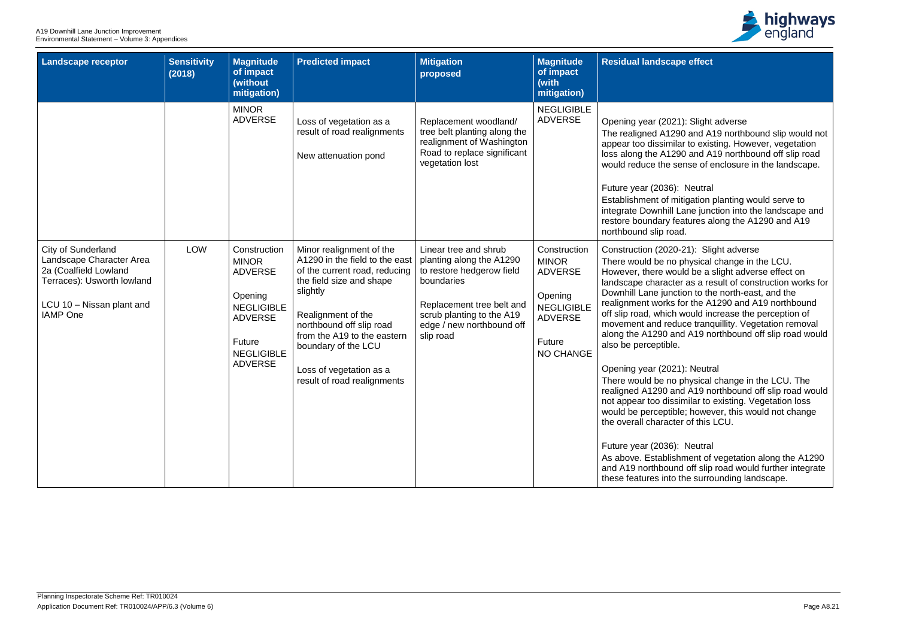| Landscape receptor | Sensitivity (2018) | Magnitude of impact (without mitigation) | Predicted impact | Mitigation proposed | Magnitude of impact (with mitigation) | Residual landscape effect |
|---|---|---|---|---|---|---|
| | | MINOR ADVERSE | Loss of vegetation as a result of road realignments<br><br>New attenuation pond | Replacement woodland/ tree belt planting along the realignment of Washington Road to replace significant vegetation lost | NEGLIGIBLE ADVERSE | Opening year (2021): Slight adverse<br>The realigned A1290 and A19 northbound slip would not appear too dissimilar to existing. However, vegetation loss along the A1290 and A19 northbound off slip road would reduce the sense of enclosure in the landscape.<br><br>Future year (2036): Neutral<br>Establishment of mitigation planting would serve to integrate Downhill Lane junction into the landscape and restore boundary features along the A1290 and A19 northbound slip road. |
| City of Sunderland Landscape Character Area 2a (Coalfield Lowland Terraces): Usworth lowland<br><br>LCU 10 – Nissan plant and IAMP One | LOW | Construction MINOR ADVERSE<br><br>Opening NEGLIGIBLE ADVERSE<br><br>Future NEGLIGIBLE ADVERSE | Minor realignment of the A1290 in the field to the east of the current road, reducing the field size and shape slightly<br><br>Realignment of the northbound off slip road from the A19 to the eastern boundary of the LCU<br><br>Loss of vegetation as a result of road realignments | Linear tree and shrub planting along the A1290 to restore hedgerow field boundaries<br><br>Replacement tree belt and scrub planting to the A19 edge / new northbound off slip road | Construction MINOR ADVERSE<br><br>Opening NEGLIGIBLE ADVERSE<br><br>Future NO CHANGE | Construction (2020-21): Slight adverse<br>There would be no physical change in the LCU. However, there would be a slight adverse effect on landscape character as a result of construction works for Downhill Lane junction to the north-east, and the realignment works for the A1290 and A19 northbound off slip road, which would increase the perception of movement and reduce tranquillity. Vegetation removal along the A1290 and A19 northbound off slip road would also be perceptible.<br><br>Opening year (2021): Neutral<br>There would be no physical change in the LCU. The realigned A1290 and A19 northbound off slip road would not appear too dissimilar to existing. Vegetation loss would be perceptible; however, this would not change the overall character of this LCU.<br><br>Future year (2036): Neutral<br>As above. Establishment of vegetation along the A1290 and A19 northbound off slip road would further integrate these features into the surrounding landscape. |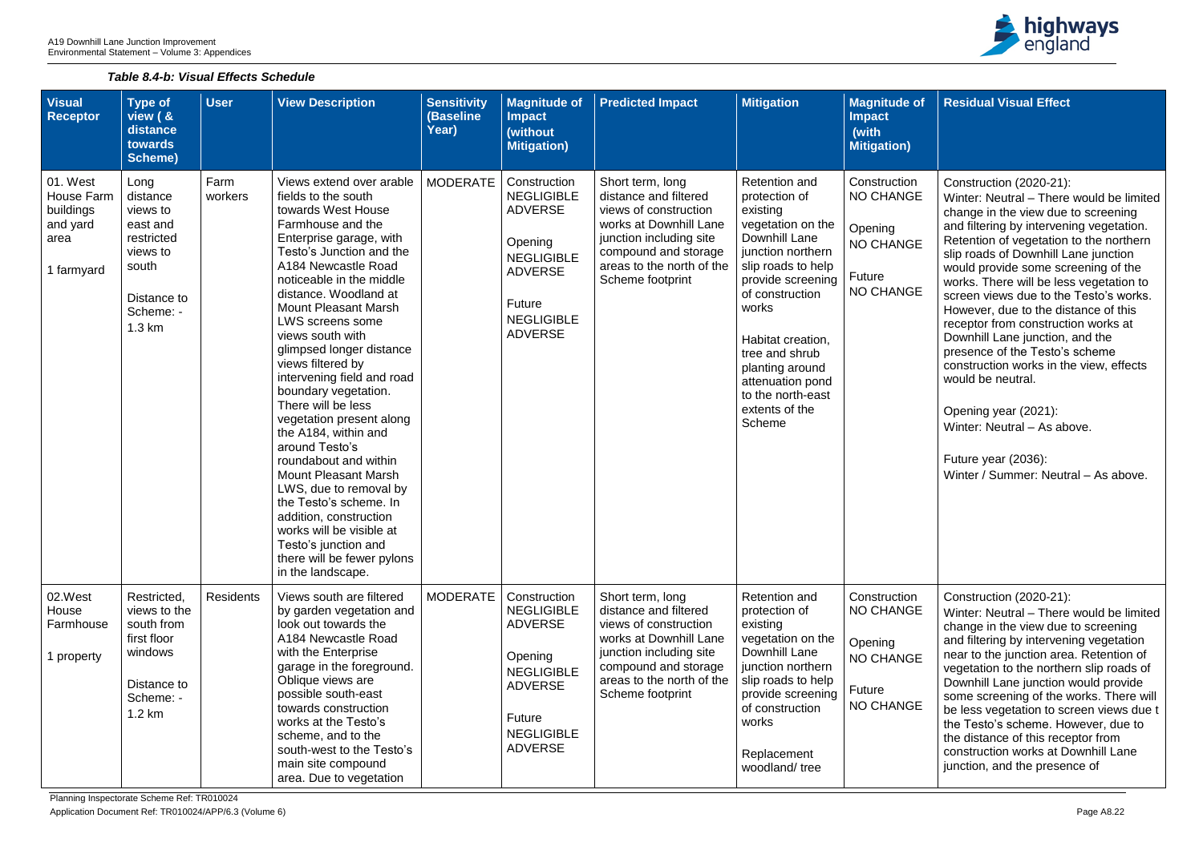*Table 8.4-b: Visual Effects Schedule*

| Visual Receptor | Type of view ( & distance towards Scheme) | User | View Description | Sensitivity (Baseline Year) | Magnitude of Impact (without Mitigation) | Predicted Impact | Mitigation | Magnitude of Impact (with Mitigation) | Residual Visual Effect |
|---|---|---|---|---|---|---|---|---|---|
| 01. West House Farm buildings and yard area<br><br>1 farmyard | Long distance views to east and restricted views to south<br><br>Distance to Scheme: - 1.3 km | Farm workers | Views extend over arable fields to the south towards West House Farmhouse and the Enterprise garage, with Testo's Junction and the A184 Newcastle Road noticeable in the middle distance. Woodland at Mount Pleasant Marsh LWS screens some views south with glimpsed longer distance views filtered by intervening field and road boundary vegetation. There will be less vegetation present along the A184, within and around Testo's roundabout and within Mount Pleasant Marsh LWS, due to removal by the Testo's scheme. In addition, construction works will be visible at Testo's junction and there will be fewer pylons in the landscape. | MODERATE | Construction NEGLIGIBLE ADVERSE<br><br>Opening NEGLIGIBLE ADVERSE<br><br>Future NEGLIGIBLE ADVERSE | Short term, long distance and filtered views of construction works at Downhill Lane junction including site compound and storage areas to the north of the Scheme footprint | Retention and protection of existing vegetation on the Downhill Lane junction northern slip roads to help provide screening of construction works<br><br>Habitat creation, tree and shrub planting around attenuation pond to the north-east extents of the Scheme | Construction NO CHANGE<br><br>Opening NO CHANGE<br><br>Future NO CHANGE | Construction (2020-21):<br>Winter: Neutral – There would be limited change in the view due to screening and filtering by intervening vegetation. Retention of vegetation to the northern slip roads of Downhill Lane junction would provide some screening of the works. There will be less vegetation to screen views due to the Testo's works. However, due to the distance of this receptor from construction works at Downhill Lane junction, and the presence of the Testo's scheme construction works in the view, effects would be neutral.<br><br>Opening year (2021):<br>Winter: Neutral – As above.<br><br>Future year (2036):<br>Winter / Summer: Neutral – As above. |
| 02.West House Farmhouse<br><br>1 property | Restricted, views to the south from first floor windows<br><br>Distance to Scheme: - 1.2 km | Residents | Views south are filtered by garden vegetation and look out towards the A184 Newcastle Road with the Enterprise garage in the foreground. Oblique views are possible south-east towards construction works at the Testo's scheme, and to the south-west to the Testo's main site compound area. Due to vegetation | MODERATE | Construction NEGLIGIBLE ADVERSE<br><br>Opening NEGLIGIBLE ADVERSE<br><br>Future NEGLIGIBLE ADVERSE | Short term, long distance and filtered views of construction works at Downhill Lane junction including site compound and storage areas to the north of the Scheme footprint | Retention and protection of existing vegetation on the Downhill Lane junction northern slip roads to help provide screening of construction works<br><br>Replacement woodland/ tree | Construction NO CHANGE<br><br>Opening NO CHANGE<br><br>Future NO CHANGE | Construction (2020-21):<br>Winter: Neutral – There would be limited change in the view due to screening and filtering by intervening vegetation near to the junction area. Retention of vegetation to the northern slip roads of Downhill Lane junction would provide some screening of the works. There will be less vegetation to screen views due t the Testo's scheme. However, due to the distance of this receptor from construction works at Downhill Lane junction, and the presence of |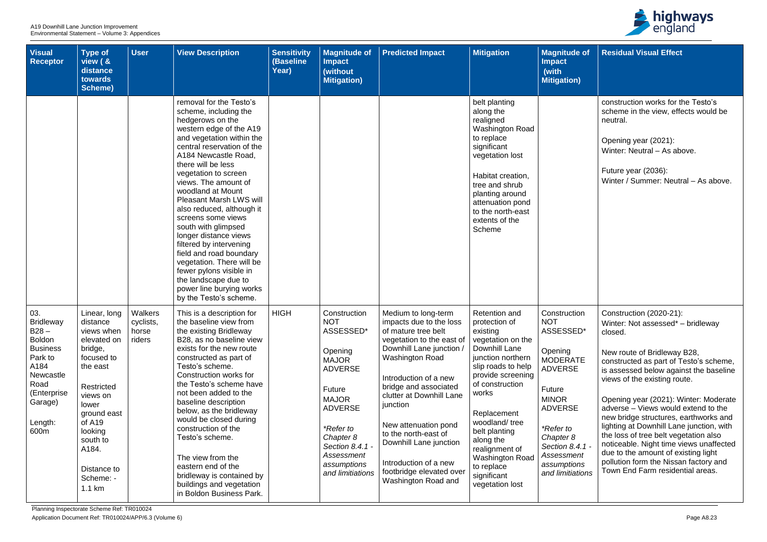| Visual Receptor | Type of view ( & distance towards Scheme) | User | View Description | Sensitivity (Baseline Year) | Magnitude of Impact (without Mitigation) | Predicted Impact | Mitigation | Magnitude of Impact (with Mitigation) | Residual Visual Effect |
|---|---|---|---|---|---|---|---|---|---|
| | | | removal for the Testo's scheme, including the hedgerows on the western edge of the A19 and vegetation within the central reservation of the A184 Newcastle Road, there will be less vegetation to screen views. The amount of woodland at Mount Pleasant Marsh LWS will also reduced, although it screens some views south with glimpsed longer distance views filtered by intervening field and road boundary vegetation. There will be fewer pylons visible in the landscape due to power line burying works by the Testo's scheme. | | | | belt planting along the realigned Washington Road to replace significant vegetation lost<br><br>Habitat creation, tree and shrub planting around attenuation pond to the north-east extents of the Scheme | | construction works for the Testo's scheme in the view, effects would be neutral.<br><br>Opening year (2021):<br>Winter: Neutral – As above.<br><br>Future year (2036):<br>Winter / Summer: Neutral – As above. |
| 03. Bridleway B28 – Boldon Business Park to A184 Newcastle Road (Enterprise Garage)<br><br>Length: 600m | Linear, long distance views when elevated on bridge, focused to the east<br><br>Restricted views on lower ground east of A19 looking south to A184.<br><br>Distance to Scheme: - 1.1 km | Walkers cyclists, horse riders | This is a description for the baseline view from the existing Bridleway B28, as no baseline view exists for the new route constructed as part of Testo's scheme. Construction works for the Testo's scheme have not been added to the baseline description below, as the bridleway would be closed during construction of the Testo's scheme.<br><br>The view from the eastern end of the bridleway is contained by buildings and vegetation in Boldon Business Park. | HIGH | Construction NOT ASSESSED*<br><br>Opening MAJOR ADVERSE<br><br>Future MAJOR ADVERSE<br><br>*\*Refer to Chapter 8 Section 8.4.1 - Assessment assumptions and limitiations* | Medium to long-term impacts due to the loss of mature tree belt vegetation to the east of Downhill Lane junction / Washington Road<br><br>Introduction of a new bridge and associated clutter at Downhill Lane junction<br><br>New attenuation pond to the north-east of Downhill Lane junction<br><br>Introduction of a new footbridge elevated over Washington Road and | Retention and protection of existing vegetation on the Downhill Lane junction northern slip roads to help provide screening of construction works<br><br>Replacement woodland/ tree belt planting along the realignment of Washington Road to replace significant vegetation lost | Construction NOT ASSESSED*<br><br>Opening MODERATE ADVERSE<br><br>Future MINOR ADVERSE<br><br>*\*Refer to Chapter 8 Section 8.4.1 - Assessment assumptions and limitiations* | Construction (2020-21):<br>Winter: Not assessed* – bridleway closed.<br><br>New route of Bridleway B28, constructed as part of Testo's scheme, is assessed below against the baseline views of the existing route.<br><br>Opening year (2021): Winter: Moderate adverse – Views would extend to the new bridge structures, earthworks and lighting at Downhill Lane junction, with the loss of tree belt vegetation also noticeable. Night time views unaffected due to the amount of existing light pollution form the Nissan factory and Town End Farm residential areas. |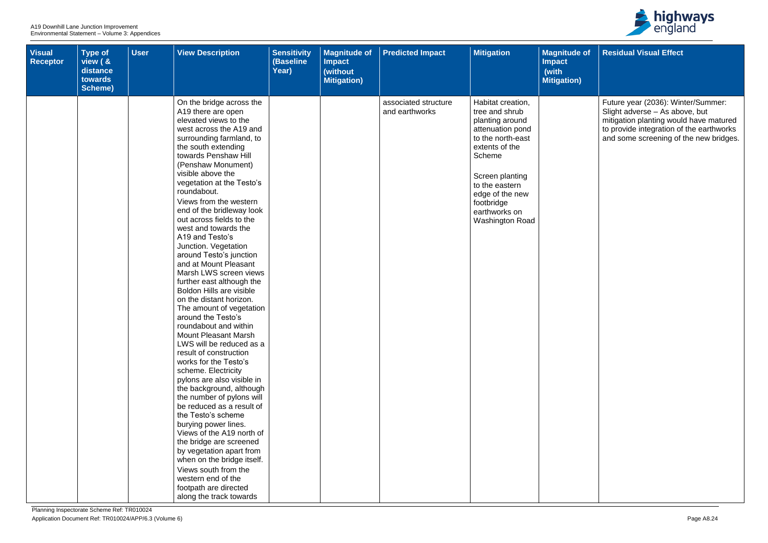| Visual Receptor | Type of view ( & distance towards Scheme) | User | View Description | Sensitivity (Baseline Year) | Magnitude of Impact (without Mitigation) | Predicted Impact | Mitigation | Magnitude of Impact (with Mitigation) | Residual Visual Effect |
|---|---|---|---|---|---|---|---|---|---|
| | | | On the bridge across the A19 there are open elevated views to the west across the A19 and surrounding farmland, to the south extending towards Penshaw Hill (Penshaw Monument) visible above the vegetation at the Testo's roundabout. Views from the western end of the bridleway look out across fields to the west and towards the A19 and Testo's Junction. Vegetation around Testo's junction and at Mount Pleasant Marsh LWS screen views further east although the Boldon Hills are visible on the distant horizon. The amount of vegetation around the Testo's roundabout and within Mount Pleasant Marsh LWS will be reduced as a result of construction works for the Testo's scheme. Electricity pylons are also visible in the background, although the number of pylons will be reduced as a result of the Testo's scheme burying power lines. Views of the A19 north of the bridge are screened by vegetation apart from when on the bridge itself. Views south from the western end of the footpath are directed along the track towards | | | associated structure and earthworks | Habitat creation, tree and shrub planting around attenuation pond to the north-east extents of the Scheme<br><br>Screen planting to the eastern edge of the new footbridge earthworks on Washington Road | | Future year (2036): Winter/Summer: Slight adverse – As above, but mitigation planting would have matured to provide integration of the earthworks and some screening of the new bridges. |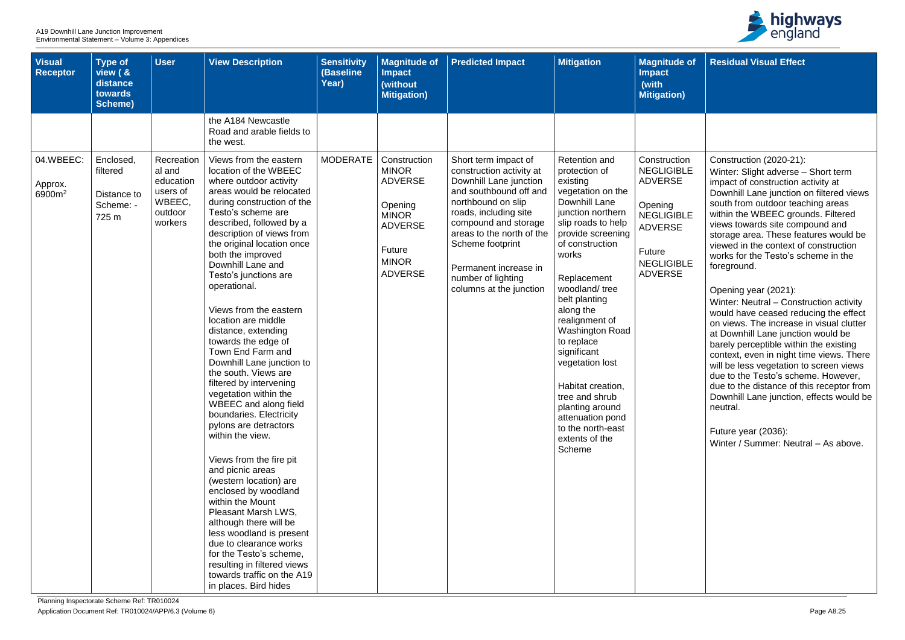| Visual Receptor | Type of view ( & distance towards Scheme) | User | View Description | Sensitivity (Baseline Year) | Magnitude of Impact (without Mitigation) | Predicted Impact | Mitigation | Magnitude of Impact (with Mitigation) | Residual Visual Effect |
|---|---|---|---|---|---|---|---|---|---|
| | | | the A184 Newcastle Road and arable fields to the west. | | | | | | |
| 04.WBEEC: Approx. 6900m$^2$ | Enclosed, filtered Distance to Scheme: - 725 m | Recreational and education users of WBEEC, outdoor workers | Views from the eastern location of the WBEEC where outdoor activity areas would be relocated during construction of the Testo's scheme are described, followed by a description of views from the original location once both the improved Downhill Lane and Testo's junctions are operational. Views from the eastern location are middle distance, extending towards the edge of Town End Farm and Downhill Lane junction to the south. Views are filtered by intervening vegetation within the WBEEC and along field boundaries. Electricity pylons are detractors within the view. Views from the fire pit and picnic areas (western location) are enclosed by woodland within the Mount Pleasant Marsh LWS, although there will be less woodland is present due to clearance works for the Testo's scheme, resulting in filtered views towards traffic on the A19 in places. Bird hides | MODERATE | Construction MINOR ADVERSE Opening MINOR ADVERSE Future MINOR ADVERSE | Short term impact of construction activity at Downhill Lane junction and southbound off and northbound on slip roads, including site compound and storage areas to the north of the Scheme footprint Permanent increase in number of lighting columns at the junction | Retention and protection of existing vegetation on the Downhill Lane junction northern slip roads to help provide screening of construction works Replacement woodland/ tree belt planting along the realignment of Washington Road to replace significant vegetation lost Habitat creation, tree and shrub planting around attenuation pond to the north-east extents of the Scheme | Construction NEGLIGIBLE ADVERSE Opening NEGLIGIBLE ADVERSE Future NEGLIGIBLE ADVERSE | Construction (2020-21): Winter: Slight adverse – Short term impact of construction activity at Downhill Lane junction on filtered views south from outdoor teaching areas within the WBEEC grounds. Filtered views towards site compound and storage area. These features would be viewed in the context of construction works for the Testo's scheme in the foreground. Opening year (2021): Winter: Neutral – Construction activity would have ceased reducing the effect on views. The increase in visual clutter at Downhill Lane junction would be barely perceptible within the existing context, even in night time views. There will be less vegetation to screen views due to the Testo's scheme. However, due to the distance of this receptor from Downhill Lane junction, effects would be neutral. Future year (2036): Winter / Summer: Neutral – As above. |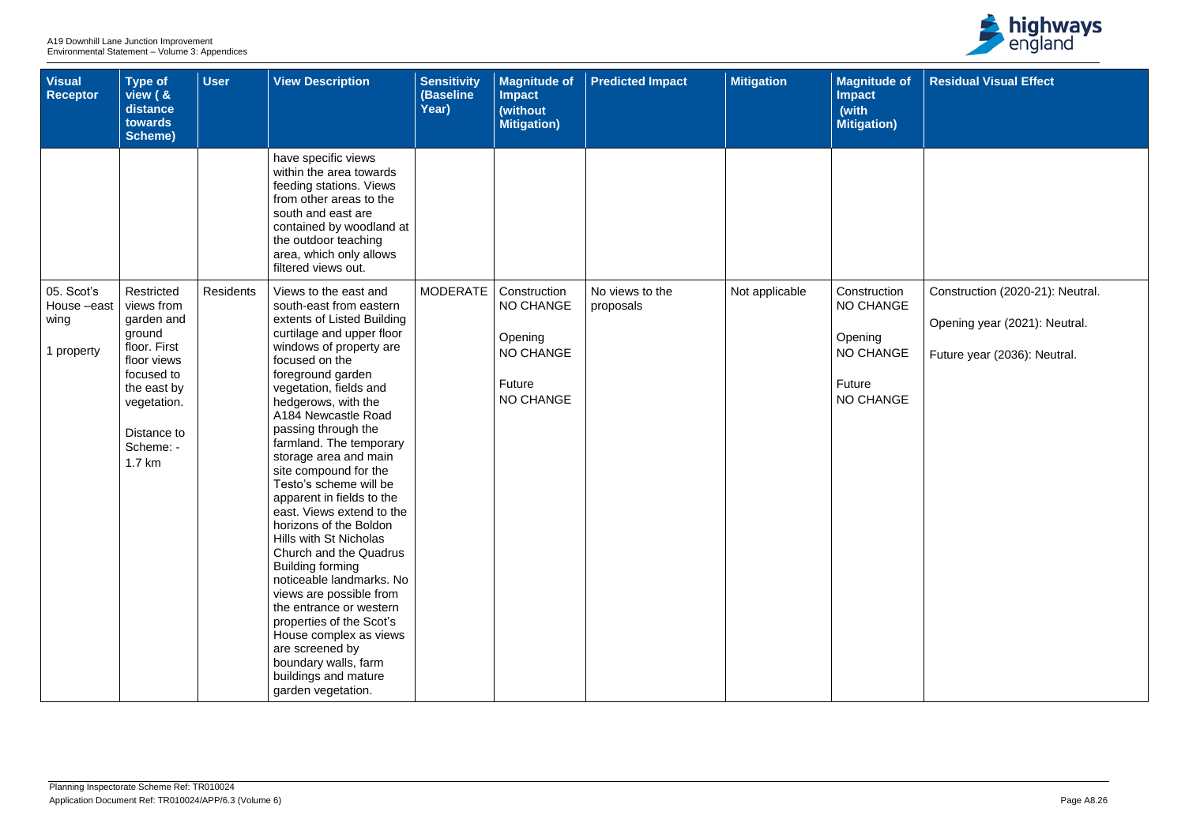| Visual Receptor | Type of view ( & distance towards Scheme) | User | View Description | Sensitivity (Baseline Year) | Magnitude of Impact (without Mitigation) | Predicted Impact | Mitigation | Magnitude of Impact (with Mitigation) | Residual Visual Effect |
|---|---|---|---|---|---|---|---|---|---|
| | | | have specific views within the area towards feeding stations. Views from other areas to the south and east are contained by woodland at the outdoor teaching area, which only allows filtered views out. | | | | | | |
| 05. Scot's House –east wing<br><br>1 property | Restricted views from garden and ground floor. First floor views focused to the east by vegetation.<br><br>Distance to Scheme: - 1.7 km | Residents | Views to the east and south-east from eastern extents of Listed Building curtilage and upper floor windows of property are focused on the foreground garden vegetation, fields and hedgerows, with the A184 Newcastle Road passing through the farmland. The temporary storage area and main site compound for the Testo's scheme will be apparent in fields to the east. Views extend to the horizons of the Boldon Hills with St Nicholas Church and the Quadrus Building forming noticeable landmarks. No views are possible from the entrance or western properties of the Scot's House complex as views are screened by boundary walls, farm buildings and mature garden vegetation. | MODERATE | Construction NO CHANGE<br><br>Opening NO CHANGE<br><br>Future NO CHANGE | No views to the proposals | Not applicable | Construction NO CHANGE<br><br>Opening NO CHANGE<br><br>Future NO CHANGE | Construction (2020-21): Neutral.<br><br>Opening year (2021): Neutral.<br><br>Future year (2036): Neutral. |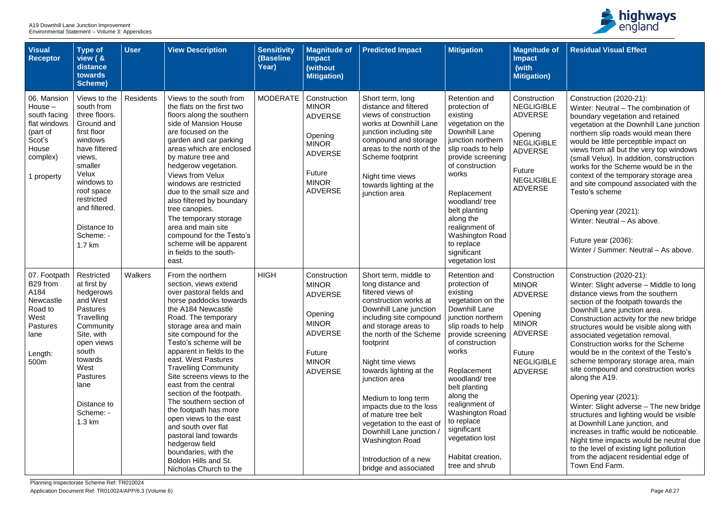| Visual Receptor | Type of view ( & distance towards Scheme) | User | View Description | Sensitivity (Baseline Year) | Magnitude of Impact (without Mitigation) | Predicted Impact | Mitigation | Magnitude of Impact (with Mitigation) | Residual Visual Effect |
|---|---|---|---|---|---|---|---|---|---|
| 06. Mansion House – south facing flat windows (part of Scot's House complex)<br><br>1 property | Views to the south from three floors. Ground and first floor windows have filtered views, smaller Velux windows to roof space restricted and filtered.<br><br>Distance to Scheme: - 1.7 km | Residents | Views to the south from the flats on the first two floors along the southern side of Mansion House are focused on the garden and car parking areas which are enclosed by mature tree and hedgerow vegetation. Views from Velux windows are restricted due to the small size and also filtered by boundary tree canopies. The temporary storage area and main site compound for the Testo's scheme will be apparent in fields to the south-east. | MODERATE | Construction MINOR ADVERSE<br><br>Opening MINOR ADVERSE<br><br>Future MINOR ADVERSE | Short term, long distance and filtered views of construction works at Downhill Lane junction including site compound and storage areas to the north of the Scheme footprint<br><br>Night time views towards lighting at the junction area | Retention and protection of existing vegetation on the Downhill Lane junction northern slip roads to help provide screening of construction works<br><br>Replacement woodland/ tree belt planting along the realignment of Washington Road to replace significant vegetation lost | Construction NEGLIGIBLE ADVERSE<br><br>Opening NEGLIGIBLE ADVERSE<br><br>Future NEGLIGIBLE ADVERSE | Construction (2020-21):<br>Winter: Neutral – The combination of boundary vegetation and retained vegetation at the Downhill Lane junction northern slip roads would mean there would be little perceptible impact on views from all but the very top windows (small Velux). In addition, construction works for the Scheme would be in the context of the temporary storage area and site compound associated with the Testo's scheme<br><br>Opening year (2021):<br>Winter: Neutral – As above.<br><br>Future year (2036):<br>Winter / Summer: Neutral – As above. |
| 07. Footpath B29 from A184 Newcastle Road to West Pastures lane<br><br>Length: 500m | Restricted at first by hedgerows and West Pastures Travelling Community Site, with open views south towards West Pastures lane<br><br>Distance to Scheme: - 1.3 km | Walkers | From the northern section, views extend over pastoral fields and horse paddocks towards the A184 Newcastle Road. The temporary storage area and main site compound for the Testo's scheme will be apparent in fields to the east. West Pastures Travelling Community Site screens views to the east from the central section of the footpath. The southern section of the footpath has more open views to the east and south over flat pastoral land towards hedgerow field boundaries, with the Boldon Hills and St. Nicholas Church to the | HIGH | Construction MINOR ADVERSE<br><br>Opening MINOR ADVERSE<br><br>Future MINOR ADVERSE | Short term, middle to long distance and filtered views of construction works at Downhill Lane junction including site compound and storage areas to the north of the Scheme footprint<br><br>Night time views towards lighting at the junction area<br><br>Medium to long term impacts due to the loss of mature tree belt vegetation to the east of Downhill Lane junction / Washington Road<br><br>Introduction of a new bridge and associated | Retention and protection of existing vegetation on the Downhill Lane junction northern slip roads to help provide screening of construction works<br><br>Replacement woodland/ tree belt planting along the realignment of Washington Road to replace significant vegetation lost<br><br>Habitat creation, tree and shrub | Construction MINOR ADVERSE<br><br>Opening MINOR ADVERSE<br><br>Future NEGLIGIBLE ADVERSE | Construction (2020-21):<br>Winter: Slight adverse – Middle to long distance views from the southern section of the footpath towards the Downhill Lane junction area. Construction activity for the new bridge structures would be visible along with associated vegetation removal. Construction works for the Scheme would be in the context of the Testo's scheme temporary storage area, main site compound and construction works along the A19.<br><br>Opening year (2021):<br>Winter: Slight adverse – The new bridge structures and lighting would be visible at Downhill Lane junction, and increases in traffic would be noticeable. Night time impacts would be neutral due to the level of existing light pollution from the adjacent residential edge of Town End Farm. |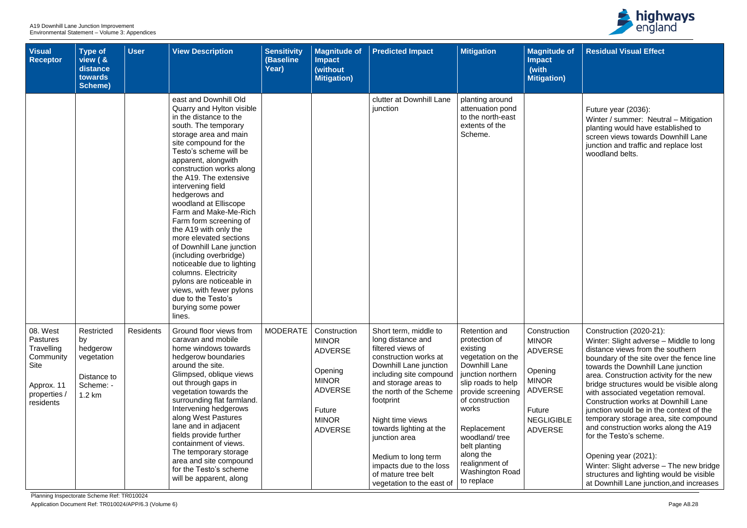| Visual Receptor | Type of view ( & distance towards Scheme) | User | View Description | Sensitivity (Baseline Year) | Magnitude of Impact (without Mitigation) | Predicted Impact | Mitigation | Magnitude of Impact (with Mitigation) | Residual Visual Effect |
|---|---|---|---|---|---|---|---|---|---|
| | | | east and Downhill Old Quarry and Hylton visible in the distance to the south. The temporary storage area and main site compound for the Testo's scheme will be apparent, alongwith construction works along the A19. The extensive intervening field hedgerows and woodland at Elliscope Farm and Make-Me-Rich Farm form screening of the A19 with only the more elevated sections of Downhill Lane junction (including overbridge) noticeable due to lighting columns. Electricity pylons are noticeable in views, with fewer pylons due to the Testo's burying some power lines. | | | clutter at Downhill Lane junction | planting around attenuation pond to the north-east extents of the Scheme. | | Future year (2036):<br>Winter / summer: Neutral – Mitigation planting would have established to screen views towards Downhill Lane junction and traffic and replace lost woodland belts. |
| 08. West Pastures Travelling Community Site<br><br>Approx. 11 properties / residents | Restricted by hedgerow vegetation<br><br>Distance to Scheme: - 1.2 km | Residents | Ground floor views from caravan and mobile home windows towards hedgerow boundaries around the site. Glimpsed, oblique views out through gaps in vegetation towards the surrounding flat farmland. Intervening hedgerows along West Pastures lane and in adjacent fields provide further containment of views. The temporary storage area and site compound for the Testo's scheme will be apparent, along | MODERATE | Construction<br>MINOR ADVERSE<br><br>Opening<br>MINOR ADVERSE<br><br>Future<br>MINOR ADVERSE | Short term, middle to long distance and filtered views of construction works at Downhill Lane junction including site compound and storage areas to the north of the Scheme footprint<br><br>Night time views towards lighting at the junction area<br><br>Medium to long term impacts due to the loss of mature tree belt vegetation to the east of | Retention and protection of existing vegetation on the Downhill Lane junction northern slip roads to help provide screening of construction works<br><br>Replacement woodland/ tree belt planting along the realignment of Washington Road to replace | Construction<br>MINOR ADVERSE<br><br>Opening<br>MINOR ADVERSE<br><br>Future<br>NEGLIGIBLE ADVERSE | Construction (2020-21):<br>Winter: Slight adverse – Middle to long distance views from the southern boundary of the site over the fence line towards the Downhill Lane junction area. Construction activity for the new bridge structures would be visible along with associated vegetation removal. Construction works at Downhill Lane junction would be in the context of the temporary storage area, site compound and construction works along the A19 for the Testo's scheme.<br><br>Opening year (2021):<br>Winter: Slight adverse – The new bridge structures and lighting would be visible at Downhill Lane junction,and increases |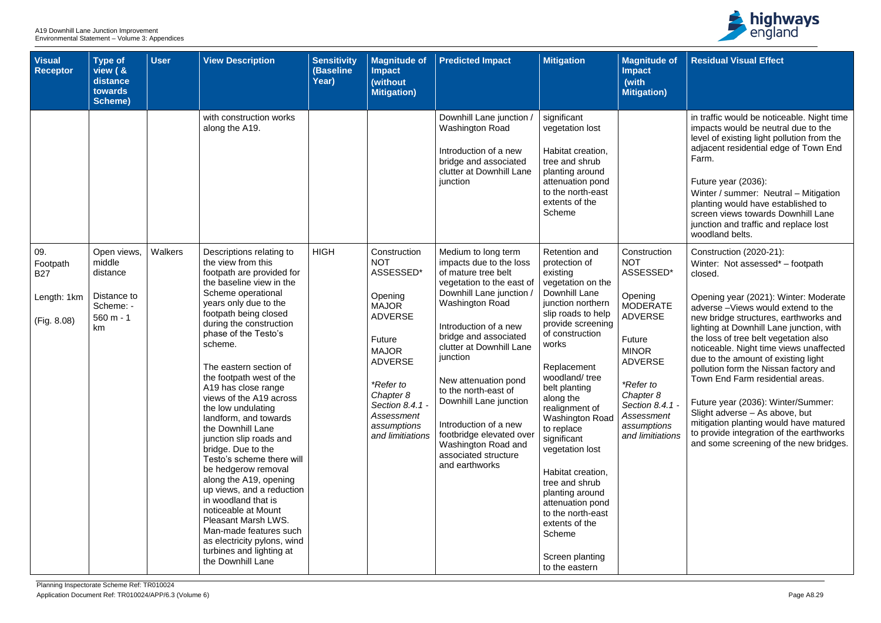| Visual Receptor | Type of view ( & distance towards Scheme) | User | View Description | Sensitivity (Baseline Year) | Magnitude of Impact (without Mitigation) | Predicted Impact | Mitigation | Magnitude of Impact (with Mitigation) | Residual Visual Effect |
|---|---|---|---|---|---|---|---|---|---|
| | | | with construction works along the A19. | | | Downhill Lane junction / Washington Road<br><br>Introduction of a new bridge and associated clutter at Downhill Lane junction | significant vegetation lost<br><br>Habitat creation, tree and shrub planting around attenuation pond to the north-east extents of the Scheme | | in traffic would be noticeable. Night time impacts would be neutral due to the level of existing light pollution from the adjacent residential edge of Town End Farm.<br><br>Future year (2036):<br>Winter / summer: Neutral – Mitigation planting would have established to screen views towards Downhill Lane junction and traffic and replace lost woodland belts. |
| 09. Footpath B27<br><br>Length: 1km<br><br>(Fig. 8.08) | Open views, middle distance<br><br>Distance to Scheme: - 560 m - 1 km | Walkers | Descriptions relating to the view from this footpath are provided for the baseline view in the Scheme operational years only due to the footpath being closed during the construction phase of the Testo's scheme.<br><br>The eastern section of the footpath west of the A19 has close range views of the A19 across the low undulating landform, and towards the Downhill Lane junction slip roads and bridge. Due to the Testo's scheme there will be hedgerow removal along the A19, opening up views, and a reduction in woodland that is noticeable at Mount Pleasant Marsh LWS. Man-made features such as electricity pylons, wind turbines and lighting at the Downhill Lane | HIGH | Construction NOT ASSESSED*<br><br>Opening MAJOR ADVERSE<br><br>Future MAJOR ADVERSE<br><br>*\*Refer to Chapter 8 Section 8.4.1 - Assessment assumptions and limitiations* | Medium to long term impacts due to the loss of mature tree belt vegetation to the east of Downhill Lane junction / Washington Road<br><br>Introduction of a new bridge and associated clutter at Downhill Lane junction<br><br>New attenuation pond to the north-east of Downhill Lane junction<br><br>Introduction of a new footbridge elevated over Washington Road and associated structure and earthworks | Retention and protection of existing vegetation on the Downhill Lane junction northern slip roads to help provide screening of construction works<br><br>Replacement woodland/ tree belt planting along the realignment of Washington Road to replace significant vegetation lost<br><br>Habitat creation, tree and shrub planting around attenuation pond to the north-east extents of the Scheme<br><br>Screen planting to the eastern | Construction NOT ASSESSED*<br><br>Opening MODERATE ADVERSE<br><br>Future MINOR ADVERSE<br><br>*\*Refer to Chapter 8 Section 8.4.1 - Assessment assumptions and limitiations* | Construction (2020-21):<br>Winter: Not assessed* – footpath closed.<br><br>Opening year (2021): Winter: Moderate adverse –Views would extend to the new bridge structures, earthworks and lighting at Downhill Lane junction, with the loss of tree belt vegetation also noticeable. Night time views unaffected due to the amount of existing light pollution form the Nissan factory and Town End Farm residential areas.<br><br>Future year (2036): Winter/Summer: Slight adverse – As above, but mitigation planting would have matured to provide integration of the earthworks and some screening of the new bridges. |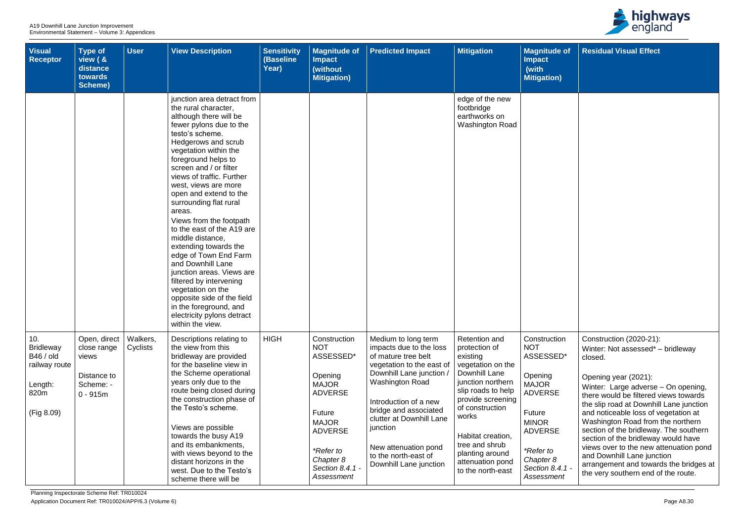| Visual Receptor | Type of view ( & distance towards Scheme) | User | View Description | Sensitivity (Baseline Year) | Magnitude of Impact (without Mitigation) | Predicted Impact | Mitigation | Magnitude of Impact (with Mitigation) | Residual Visual Effect |
|---|---|---|---|---|---|---|---|---|---|
| | | | junction area detract from the rural character, although there will be fewer pylons due to the testo's scheme. Hedgerows and scrub vegetation within the foreground helps to screen and / or filter views of traffic. Further west, views are more open and extend to the surrounding flat rural areas.<br>Views from the footpath to the east of the A19 are middle distance, extending towards the edge of Town End Farm and Downhill Lane junction areas. Views are filtered by intervening vegetation on the opposite side of the field in the foreground, and electricity pylons detract within the view. | | | | edge of the new footbridge earthworks on Washington Road | | |
| 10. Bridleway B46 / old railway route<br><br>Length: 820m<br><br>(Fig 8.09) | Open, direct close range views<br><br>Distance to Scheme: - 0 - 915m | Walkers, Cyclists | Descriptions relating to the view from this bridleway are provided for the baseline view in the Scheme operational years only due to the route being closed during the construction phase of the Testo's scheme.<br><br>Views are possible towards the busy A19 and its embankments, with views beyond to the distant horizons in the west. Due to the Testo's scheme there will be | HIGH | Construction NOT ASSESSED*<br><br>Opening MAJOR ADVERSE<br><br>Future MAJOR ADVERSE<br><br>*\*Refer to Chapter 8 Section 8.4.1 - Assessment* | Medium to long term impacts due to the loss of mature tree belt vegetation to the east of Downhill Lane junction / Washington Road<br><br>Introduction of a new bridge and associated clutter at Downhill Lane junction<br><br>New attenuation pond to the north-east of Downhill Lane junction | Retention and protection of existing vegetation on the Downhill Lane junction northern slip roads to help provide screening of construction works<br><br>Habitat creation, tree and shrub planting around attenuation pond to the north-east | Construction NOT ASSESSED*<br><br>Opening MAJOR ADVERSE<br><br>Future MINOR ADVERSE<br><br>*\*Refer to Chapter 8 Section 8.4.1 - Assessment* | Construction (2020-21):<br>Winter: Not assessed* – bridleway closed.<br><br>Opening year (2021):<br>Winter: Large adverse – On opening, there would be filtered views towards the slip road at Downhill Lane junction and noticeable loss of vegetation at Washington Road from the northern section of the bridleway. The southern section of the bridleway would have views over to the new attenuation pond and Downhill Lane junction arrangement and towards the bridges at the very southern end of the route. |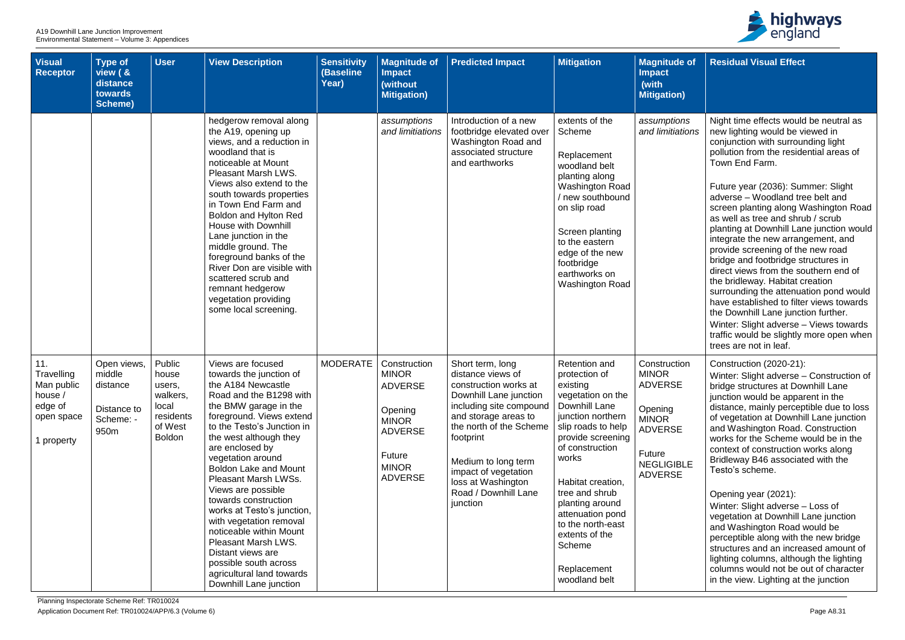| Visual Receptor | Type of view ( & distance towards Scheme) | User | View Description | Sensitivity (Baseline Year) | Magnitude of Impact (without Mitigation) | Predicted Impact | Mitigation | Magnitude of Impact (with Mitigation) | Residual Visual Effect |
|---|---|---|---|---|---|---|---|---|---|
| | | | hedgerow removal along the A19, opening up views, and a reduction in woodland that is noticeable at Mount Pleasant Marsh LWS. Views also extend to the south towards properties in Town End Farm and Boldon and Hylton Red House with Downhill Lane junction in the middle ground. The foreground banks of the River Don are visible with scattered scrub and remnant hedgerow vegetation providing some local screening. | | *assumptions and limitiations* | Introduction of a new footbridge elevated over Washington Road and associated structure and earthworks | extents of the Scheme<br><br>Replacement woodland belt planting along Washington Road / new southbound on slip road<br><br>Screen planting to the eastern edge of the new footbridge earthworks on Washington Road | *assumptions and limitiations* | Night time effects would be neutral as new lighting would be viewed in conjunction with surrounding light pollution from the residential areas of Town End Farm.<br><br>Future year (2036): Summer: Slight adverse – Woodland tree belt and screen planting along Washington Road as well as tree and shrub / scrub planting at Downhill Lane junction would integrate the new arrangement, and provide screening of the new road bridge and footbridge structures in direct views from the southern end of the bridleway. Habitat creation surrounding the attenuation pond would have established to filter views towards the Downhill Lane junction further. Winter: Slight adverse – Views towards traffic would be slightly more open when trees are not in leaf. |
| 11. Travelling Man public house / edge of open space<br><br>1 property | Open views, middle distance<br><br>Distance to Scheme: - 950m | Public house users, walkers, local residents of West Boldon | Views are focused towards the junction of the A184 Newcastle Road and the B1298 with the BMW garage in the foreground. Views extend to the Testo's Junction in the west although they are enclosed by vegetation around Boldon Lake and Mount Pleasant Marsh LWSs. Views are possible towards construction works at Testo's junction, with vegetation removal noticeable within Mount Pleasant Marsh LWS. Distant views are possible south across agricultural land towards Downhill Lane junction | MODERATE | Construction MINOR ADVERSE<br><br>Opening MINOR ADVERSE<br><br>Future MINOR ADVERSE | Short term, long distance views of construction works at Downhill Lane junction including site compound and storage areas to the north of the Scheme footprint<br><br>Medium to long term impact of vegetation loss at Washington Road / Downhill Lane junction | Retention and protection of existing vegetation on the Downhill Lane junction northern slip roads to help provide screening of construction works<br><br>Habitat creation, tree and shrub planting around attenuation pond to the north-east extents of the Scheme<br><br>Replacement woodland belt | Construction MINOR ADVERSE<br><br>Opening MINOR ADVERSE<br><br>Future NEGLIGIBLE ADVERSE | Construction (2020-21):<br>Winter: Slight adverse – Construction of bridge structures at Downhill Lane junction would be apparent in the distance, mainly perceptible due to loss of vegetation at Downhill Lane junction and Washington Road. Construction works for the Scheme would be in the context of construction works along Bridleway B46 associated with the Testo's scheme.<br><br>Opening year (2021):<br>Winter: Slight adverse – Loss of vegetation at Downhill Lane junction and Washington Road would be perceptible along with the new bridge structures and an increased amount of lighting columns, although the lighting columns would not be out of character in the view. Lighting at the junction |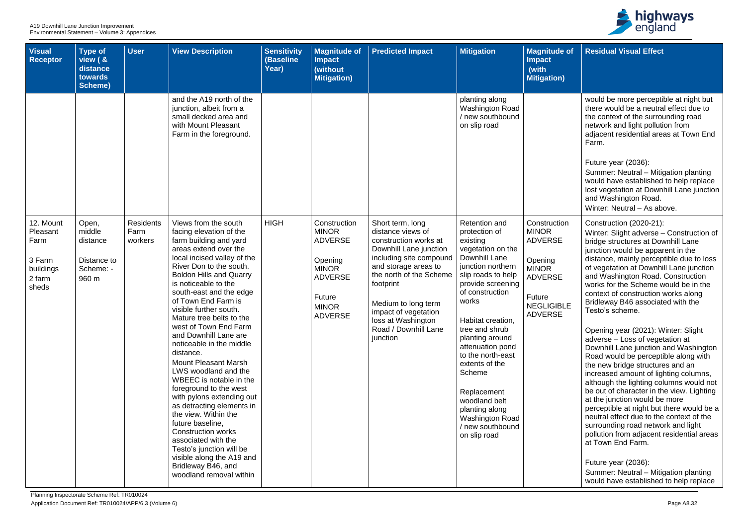| Visual Receptor | Type of view ( & distance towards Scheme) | User | View Description | Sensitivity (Baseline Year) | Magnitude of Impact (without Mitigation) | Predicted Impact | Mitigation | Magnitude of Impact (with Mitigation) | Residual Visual Effect |
|---|---|---|---|---|---|---|---|---|---|
| | | | and the A19 north of the junction, albeit from a small decked area and with Mount Pleasant Farm in the foreground. | | | | planting along Washington Road / new southbound on slip road | | would be more perceptible at night but there would be a neutral effect due to the context of the surrounding road network and light pollution from adjacent residential areas at Town End Farm.<br><br>Future year (2036):<br>Summer: Neutral – Mitigation planting would have established to help replace lost vegetation at Downhill Lane junction and Washington Road.<br>Winter: Neutral – As above. |
| 12. Mount Pleasant Farm<br><br>3 Farm buildings<br>2 farm sheds | Open, middle distance<br><br>Distance to Scheme: - 960 m | Residents Farm workers | Views from the south facing elevation of the farm building and yard areas extend over the local incised valley of the River Don to the south. Boldon Hills and Quarry is noticeable to the south-east and the edge of Town End Farm is visible further south. Mature tree belts to the west of Town End Farm and Downhill Lane are noticeable in the middle distance.<br>Mount Pleasant Marsh LWS woodland and the WBEEC is notable in the foreground to the west with pylons extending out as detracting elements in the view. Within the future baseline, Construction works associated with the Testo's junction will be visible along the A19 and Bridleway B46, and woodland removal within | HIGH | Construction MINOR ADVERSE<br><br>Opening MINOR ADVERSE<br><br>Future MINOR ADVERSE | Short term, long distance views of construction works at Downhill Lane junction including site compound and storage areas to the north of the Scheme footprint<br><br>Medium to long term impact of vegetation loss at Washington Road / Downhill Lane junction | Retention and protection of existing vegetation on the Downhill Lane junction northern slip roads to help provide screening of construction works<br><br>Habitat creation, tree and shrub planting around attenuation pond to the north-east extents of the Scheme<br><br>Replacement woodland belt planting along Washington Road / new southbound on slip road | Construction MINOR ADVERSE<br><br>Opening MINOR ADVERSE<br><br>Future NEGLIGIBLE ADVERSE | Construction (2020-21):<br>Winter: Slight adverse – Construction of bridge structures at Downhill Lane junction would be apparent in the distance, mainly perceptible due to loss of vegetation at Downhill Lane junction and Washington Road. Construction works for the Scheme would be in the context of construction works along Bridleway B46 associated with the Testo's scheme.<br><br>Opening year (2021): Winter: Slight adverse – Loss of vegetation at Downhill Lane junction and Washington Road would be perceptible along with the new bridge structures and an increased amount of lighting columns, although the lighting columns would not be out of character in the view. Lighting at the junction would be more perceptible at night but there would be a neutral effect due to the context of the surrounding road network and light pollution from adjacent residential areas at Town End Farm.<br><br>Future year (2036):<br>Summer: Neutral – Mitigation planting would have established to help replace |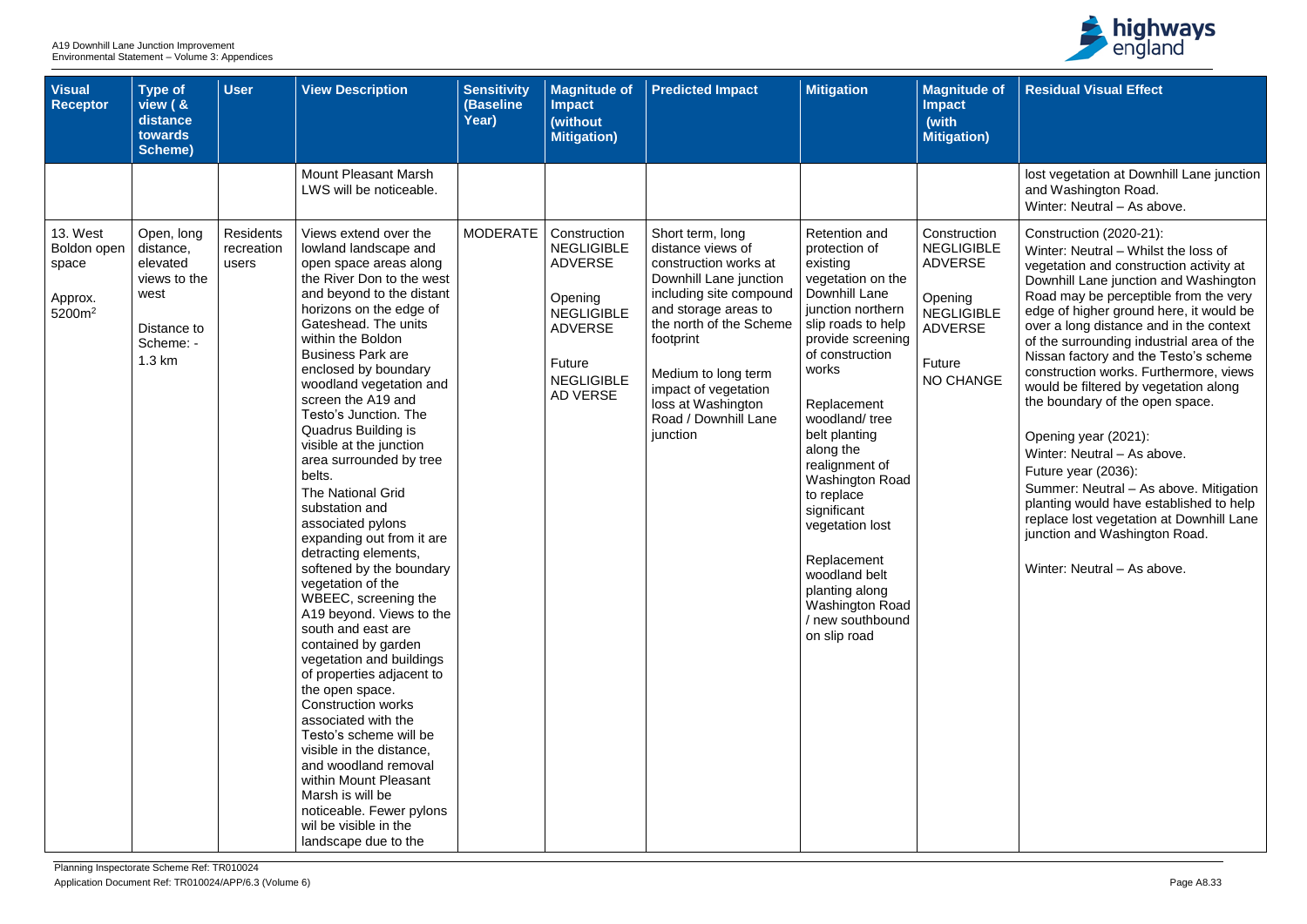| Visual Receptor | Type of view ( & distance towards Scheme) | User | View Description | Sensitivity (Baseline Year) | Magnitude of Impact (without Mitigation) | Predicted Impact | Mitigation | Magnitude of Impact (with Mitigation) | Residual Visual Effect |
|---|---|---|---|---|---|---|---|---|---|
| | | | Mount Pleasant Marsh LWS will be noticeable. | | | | | | lost vegetation at Downhill Lane junction and Washington Road.<br>Winter: Neutral – As above. |
| 13. West Boldon open space<br><br>Approx. 5200m$^2$ | Open, long distance, elevated views to the west<br><br>Distance to Scheme: - 1.3 km | Residents recreation users | Views extend over the lowland landscape and open space areas along the River Don to the west and beyond to the distant horizons on the edge of Gateshead. The units within the Boldon Business Park are enclosed by boundary woodland vegetation and screen the A19 and Testo's Junction. The Quadrus Building is visible at the junction area surrounded by tree belts.<br>The National Grid substation and associated pylons expanding out from it are detracting elements, softened by the boundary vegetation of the WBEEC, screening the A19 beyond. Views to the south and east are contained by garden vegetation and buildings of properties adjacent to the open space.<br>Construction works associated with the Testo's scheme will be visible in the distance, and woodland removal within Mount Pleasant Marsh is will be noticeable. Fewer pylons wil be visible in the landscape due to the | MODERATE | Construction NEGLIGIBLE ADVERSE<br><br>Opening NEGLIGIBLE ADVERSE<br><br>Future NEGLIGIBLE AD VERSE | Short term, long distance views of construction works at Downhill Lane junction including site compound and storage areas to the north of the Scheme footprint<br><br>Medium to long term impact of vegetation loss at Washington Road / Downhill Lane junction | Retention and protection of existing vegetation on the Downhill Lane junction northern slip roads to help provide screening of construction works<br><br>Replacement woodland/ tree belt planting along the realignment of Washington Road to replace significant vegetation lost<br><br>Replacement woodland belt planting along Washington Road / new southbound on slip road | Construction NEGLIGIBLE ADVERSE<br><br>Opening NEGLIGIBLE ADVERSE<br><br>Future NO CHANGE | Construction (2020-21):<br>Winter: Neutral – Whilst the loss of vegetation and construction activity at Downhill Lane junction and Washington Road may be perceptible from the very edge of higher ground here, it would be over a long distance and in the context of the surrounding industrial area of the Nissan factory and the Testo's scheme construction works. Furthermore, views would be filtered by vegetation along the boundary of the open space.<br><br>Opening year (2021):<br>Winter: Neutral – As above.<br>Future year (2036):<br>Summer: Neutral – As above. Mitigation planting would have established to help replace lost vegetation at Downhill Lane junction and Washington Road.<br><br>Winter: Neutral – As above. |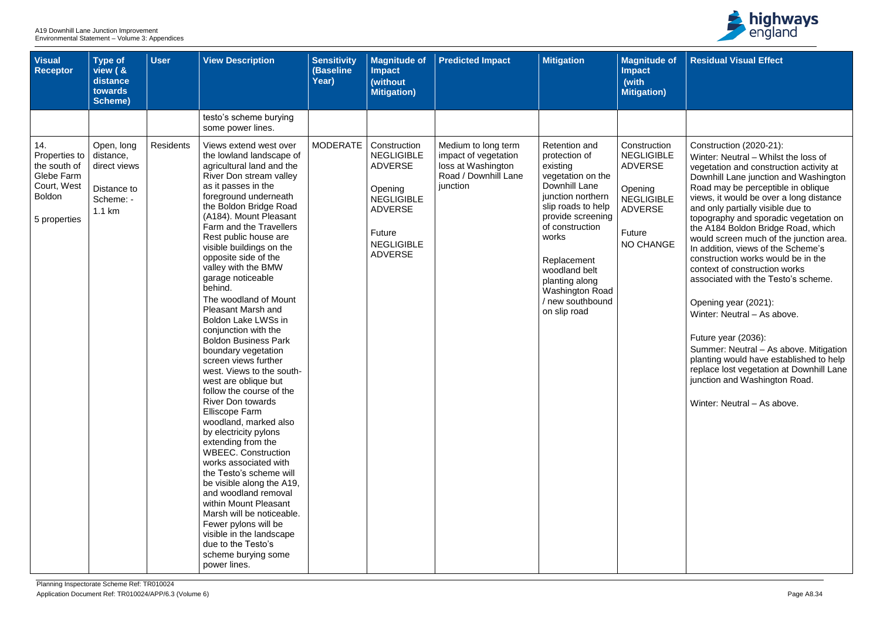| Visual Receptor | Type of view ( & distance towards Scheme) | User | View Description | Sensitivity (Baseline Year) | Magnitude of Impact (without Mitigation) | Predicted Impact | Mitigation | Magnitude of Impact (with Mitigation) | Residual Visual Effect |
|---|---|---|---|---|---|---|---|---|---|
| | | | testo's scheme burying some power lines. | | | | | | |
| 14. Properties to the south of Glebe Farm Court, West Boldon<br><br>5 properties | Open, long distance, direct views<br><br>Distance to Scheme: - 1.1 km | Residents | Views extend west over the lowland landscape of agricultural land and the River Don stream valley as it passes in the foreground underneath the Boldon Bridge Road (A184). Mount Pleasant Farm and the Travellers Rest public house are visible buildings on the opposite side of the valley with the BMW garage noticeable behind.<br>The woodland of Mount Pleasant Marsh and Boldon Lake LWSs in conjunction with the Boldon Business Park boundary vegetation screen views further west. Views to the south-west are oblique but follow the course of the River Don towards Elliscope Farm woodland, marked also by electricity pylons extending from the WBEEC. Construction works associated with the Testo's scheme will be visible along the A19, and woodland removal within Mount Pleasant Marsh will be noticeable. Fewer pylons will be visible in the landscape due to the Testo's scheme burying some power lines. | MODERATE | Construction NEGLIGIBLE ADVERSE<br><br>Opening NEGLIGIBLE ADVERSE<br><br>Future NEGLIGIBLE ADVERSE | Medium to long term impact of vegetation loss at Washington Road / Downhill Lane junction | Retention and protection of existing vegetation on the Downhill Lane junction northern slip roads to help provide screening of construction works<br><br>Replacement woodland belt planting along Washington Road / new southbound on slip road | Construction NEGLIGIBLE ADVERSE<br><br>Opening NEGLIGIBLE ADVERSE<br><br>Future NO CHANGE | Construction (2020-21):<br>Winter: Neutral – Whilst the loss of vegetation and construction activity at Downhill Lane junction and Washington Road may be perceptible in oblique views, it would be over a long distance and only partially visible due to topography and sporadic vegetation on the A184 Boldon Bridge Road, which would screen much of the junction area. In addition, views of the Scheme's construction works would be in the context of construction works associated with the Testo's scheme.<br><br>Opening year (2021):<br>Winter: Neutral – As above.<br><br>Future year (2036):<br>Summer: Neutral – As above. Mitigation planting would have established to help replace lost vegetation at Downhill Lane junction and Washington Road.<br><br>Winter: Neutral – As above. |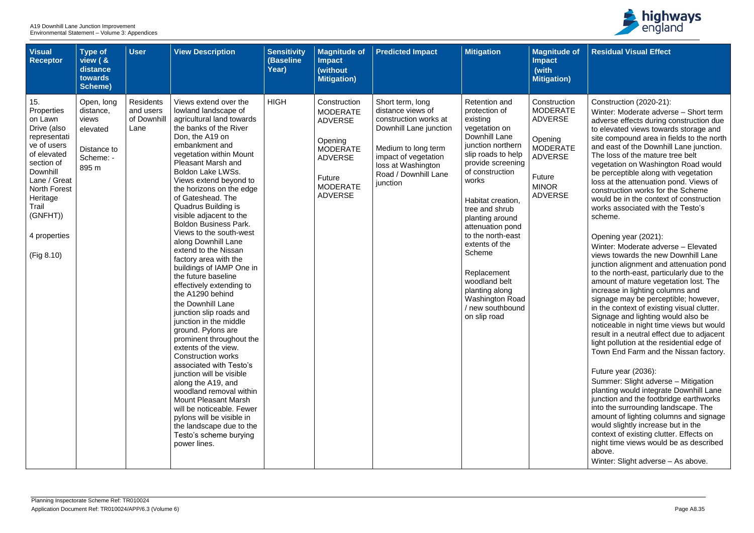| Visual Receptor | Type of view ( & distance towards Scheme) | User | View Description | Sensitivity (Baseline Year) | Magnitude of Impact (without Mitigation) | Predicted Impact | Mitigation | Magnitude of Impact (with Mitigation) | Residual Visual Effect |
|---|---|---|---|---|---|---|---|---|---|
| 15. Properties on Lawn Drive (also representative of users of elevated section of Downhill Lane / Great North Forest Heritage Trail (GNFHT))<br><br>4 properties<br><br>(Fig 8.10) | Open, long distance, views elevated<br><br>Distance to Scheme: - 895 m | Residents and users of Downhill Lane | Views extend over the lowland landscape of agricultural land towards the banks of the River Don, the A19 on embankment and vegetation within Mount Pleasant Marsh and Boldon Lake LWSs. Views extend beyond to the horizons on the edge of Gateshead. The Quadrus Building is visible adjacent to the Boldon Business Park. Views to the south-west along Downhill Lane extend to the Nissan factory area with the buildings of IAMP One in the future baseline effectively extending to the A1290 behind the Downhill Lane junction slip roads and junction in the middle ground. Pylons are prominent throughout the extents of the view. Construction works associated with Testo's junction will be visible along the A19, and woodland removal within Mount Pleasant Marsh will be noticeable. Fewer pylons will be visible in the landscape due to the Testo's scheme burying power lines. | HIGH | Construction MODERATE ADVERSE<br><br>Opening MODERATE ADVERSE<br><br>Future MODERATE ADVERSE | Short term, long distance views of construction works at Downhill Lane junction<br><br>Medium to long term impact of vegetation loss at Washington Road / Downhill Lane junction | Retention and protection of existing vegetation on Downhill Lane junction northern slip roads to help provide screening of construction works<br><br>Habitat creation, tree and shrub planting around attenuation pond to the north-east extents of the Scheme<br><br>Replacement woodland belt planting along Washington Road / new southbound on slip road | Construction MODERATE ADVERSE<br><br>Opening MODERATE ADVERSE<br><br>Future MINOR ADVERSE | Construction (2020-21):<br>Winter: Moderate adverse – Short term adverse effects during construction due to elevated views towards storage and site compound area in fields to the north and east of the Downhill Lane junction. The loss of the mature tree belt vegetation on Washington Road would be perceptible along with vegetation loss at the attenuation pond. Views of construction works for the Scheme would be in the context of construction works associated with the Testo's scheme.<br><br>Opening year (2021):<br>Winter: Moderate adverse – Elevated views towards the new Downhill Lane junction alignment and attenuation pond to the north-east, particularly due to the amount of mature vegetation lost. The increase in lighting columns and signage may be perceptible; however, in the context of existing visual clutter. Signage and lighting would also be noticeable in night time views but would result in a neutral effect due to adjacent light pollution at the residential edge of Town End Farm and the Nissan factory.<br><br>Future year (2036):<br>Summer: Slight adverse – Mitigation planting would integrate Downhill Lane junction and the footbridge earthworks into the surrounding landscape. The amount of lighting columns and signage would slightly increase but in the context of existing clutter. Effects on night time views would be as described above.<br>Winter: Slight adverse – As above. |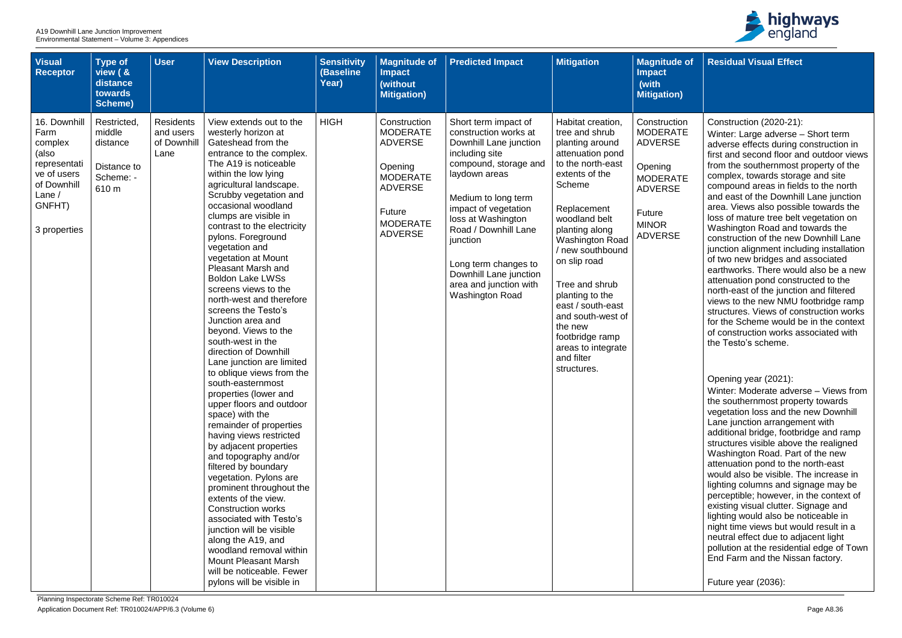| Visual Receptor | Type of view ( & distance towards Scheme) | User | View Description | Sensitivity (Baseline Year) | Magnitude of Impact (without Mitigation) | Predicted Impact | Mitigation | Magnitude of Impact (with Mitigation) | Residual Visual Effect |
|---|---|---|---|---|---|---|---|---|---|
| 16. Downhill Farm complex (also representative of users of Downhill Lane / GNFHT)<br><br>3 properties | Restricted, middle distance<br><br>Distance to Scheme: - 610 m | Residents and users of Downhill Lane | View extends out to the westerly horizon at Gateshead from the entrance to the complex. The A19 is noticeable within the low lying agricultural landscape. Scrubby vegetation and occasional woodland clumps are visible in contrast to the electricity pylons. Foreground vegetation and vegetation at Mount Pleasant Marsh and Boldon Lake LWSs screens views to the north-west and therefore screens the Testo's Junction area and beyond. Views to the south-west in the direction of Downhill Lane junction are limited to oblique views from the south-easternmost properties (lower and upper floors and outdoor space) with the remainder of properties having views restricted by adjacent properties and topography and/or filtered by boundary vegetation. Pylons are prominent throughout the extents of the view. Construction works associated with Testo's junction will be visible along the A19, and woodland removal within Mount Pleasant Marsh will be noticeable. Fewer pylons will be visible in | HIGH | Construction MODERATE ADVERSE<br><br>Opening MODERATE ADVERSE<br><br>Future MODERATE ADVERSE | Short term impact of construction works at Downhill Lane junction including site compound, storage and laydown areas<br><br>Medium to long term impact of vegetation loss at Washington Road / Downhill Lane junction<br><br>Long term changes to Downhill Lane junction area and junction with Washington Road | Habitat creation, tree and shrub planting around attenuation pond to the north-east extents of the Scheme<br><br>Replacement woodland belt planting along Washington Road / new southbound on slip road<br><br>Tree and shrub planting to the east / south-east and south-west of the new footbridge ramp areas to integrate and filter structures. | Construction MODERATE ADVERSE<br><br>Opening MODERATE ADVERSE<br><br>Future MINOR ADVERSE | Construction (2020-21):<br>Winter: Large adverse – Short term adverse effects during construction in first and second floor and outdoor views from the southernmost property of the complex, towards storage and site compound areas in fields to the north and east of the Downhill Lane junction area. Views also possible towards the loss of mature tree belt vegetation on Washington Road and towards the construction of the new Downhill Lane junction alignment including installation of two new bridges and associated earthworks. There would also be a new attenuation pond constructed to the north-east of the junction and filtered views to the new NMU footbridge ramp structures. Views of construction works for the Scheme would be in the context of construction works associated with the Testo's scheme.<br><br>Opening year (2021):<br>Winter: Moderate adverse – Views from the southernmost property towards vegetation loss and the new Downhill Lane junction arrangement with additional bridge, footbridge and ramp structures visible above the realigned Washington Road. Part of the new attenuation pond to the north-east would also be visible. The increase in lighting columns and signage may be perceptible; however, in the context of existing visual clutter. Signage and lighting would also be noticeable in night time views but would result in a neutral effect due to adjacent light pollution at the residential edge of Town End Farm and the Nissan factory.<br><br>Future year (2036): |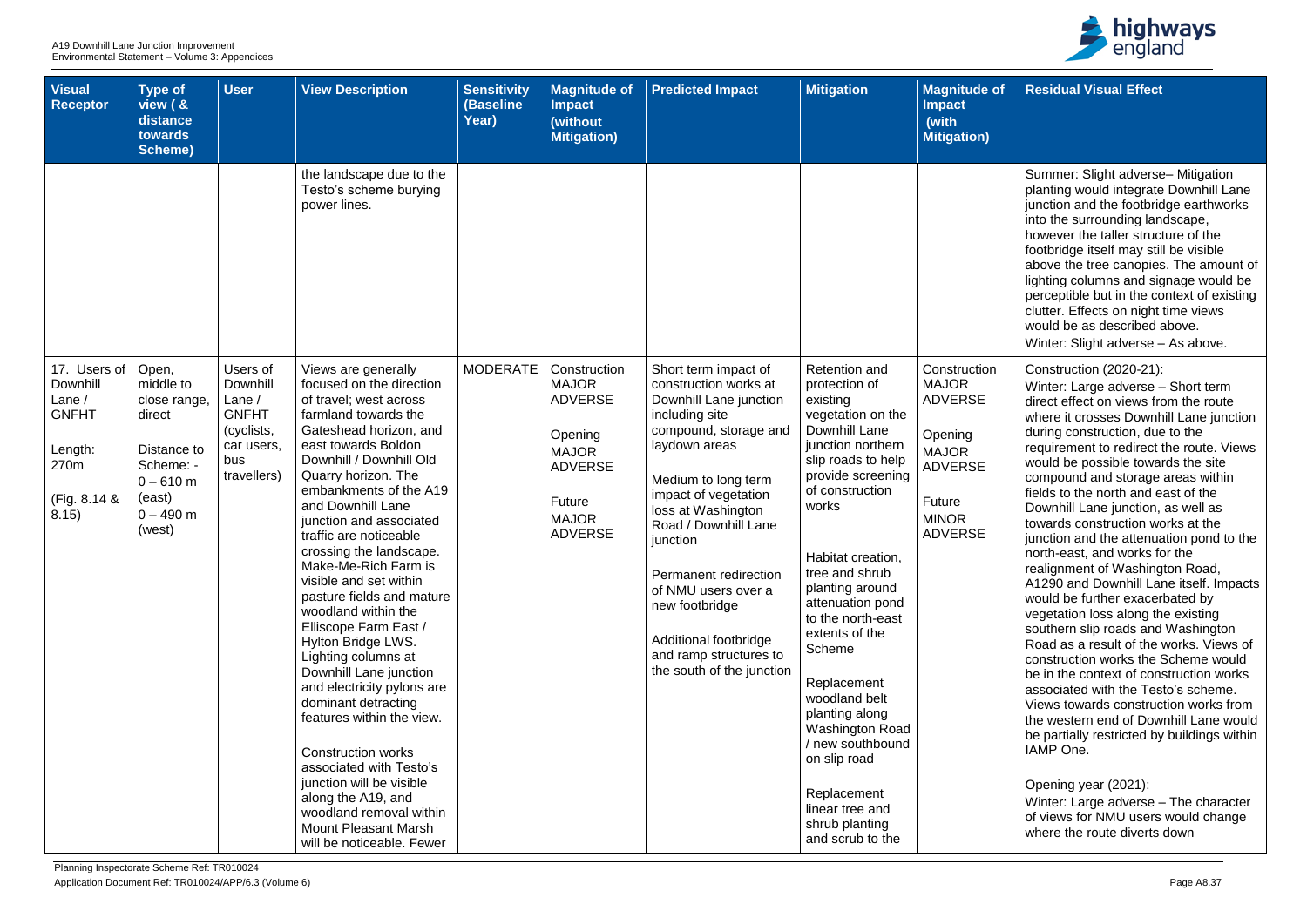| Visual Receptor | Type of view ( & distance towards Scheme) | User | View Description | Sensitivity (Baseline Year) | Magnitude of Impact (without Mitigation) | Predicted Impact | Mitigation | Magnitude of Impact (with Mitigation) | Residual Visual Effect |
|---|---|---|---|---|---|---|---|---|---|
| | | | the landscape due to the Testo's scheme burying power lines. | | | | | | Summer: Slight adverse– Mitigation planting would integrate Downhill Lane junction and the footbridge earthworks into the surrounding landscape, however the taller structure of the footbridge itself may still be visible above the tree canopies. The amount of lighting columns and signage would be perceptible but in the context of existing clutter. Effects on night time views would be as described above.<br>Winter: Slight adverse – As above. |
| 17. Users of Downhill Lane / GNFHT<br><br>Length: 270m<br><br>(Fig. 8.14 & 8.15) | Open, middle to close range, direct<br><br>Distance to Scheme: -<br>0 – 610 m (east)<br>0 – 490 m (west) | Users of Downhill Lane / GNFHT (cyclists, car users, bus travellers) | Views are generally focused on the direction of travel; west across farmland towards the Gateshead horizon, and east towards Boldon Downhill / Downhill Old Quarry horizon. The embankments of the A19 and Downhill Lane junction and associated traffic are noticeable crossing the landscape. Make-Me-Rich Farm is visible and set within pasture fields and mature woodland within the Elliscope Farm East / Hylton Bridge LWS. Lighting columns at Downhill Lane junction and electricity pylons are dominant detracting features within the view.<br><br>Construction works associated with Testo's junction will be visible along the A19, and woodland removal within Mount Pleasant Marsh will be noticeable. Fewer | MODERATE | Construction MAJOR ADVERSE<br><br>Opening MAJOR ADVERSE<br><br>Future MAJOR ADVERSE | Short term impact of construction works at Downhill Lane junction including site compound, storage and laydown areas<br><br>Medium to long term impact of vegetation loss at Washington Road / Downhill Lane junction<br><br>Permanent redirection of NMU users over a new footbridge<br><br>Additional footbridge and ramp structures to the south of the junction | Retention and protection of existing vegetation on the Downhill Lane junction northern slip roads to help provide screening of construction works<br><br>Habitat creation, tree and shrub planting around attenuation pond to the north-east extents of the Scheme<br><br>Replacement woodland belt planting along Washington Road / new southbound on slip road<br><br>Replacement linear tree and shrub planting and scrub to the | Construction MAJOR ADVERSE<br><br>Opening MAJOR ADVERSE<br><br>Future MINOR ADVERSE | Construction (2020-21):<br>Winter: Large adverse – Short term direct effect on views from the route where it crosses Downhill Lane junction during construction, due to the requirement to redirect the route. Views would be possible towards the site compound and storage areas within fields to the north and east of the Downhill Lane junction, as well as towards construction works at the junction and the attenuation pond to the north-east, and works for the realignment of Washington Road, A1290 and Downhill Lane itself. Impacts would be further exacerbated by vegetation loss along the existing southern slip roads and Washington Road as a result of the works. Views of construction works the Scheme would be in the context of construction works associated with the Testo's scheme. Views towards construction works from the western end of Downhill Lane would be partially restricted by buildings within IAMP One.<br><br>Opening year (2021):<br>Winter: Large adverse – The character of views for NMU users would change where the route diverts down |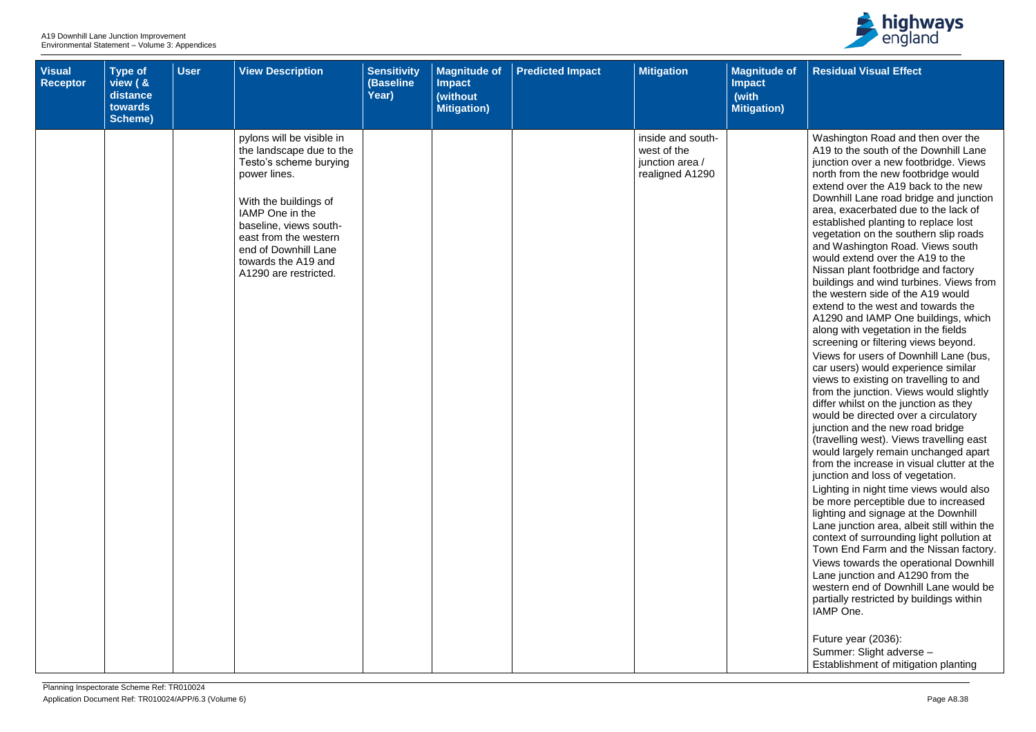| Visual Receptor | Type of view ( & distance towards Scheme) | User | View Description | Sensitivity (Baseline Year) | Magnitude of Impact (without Mitigation) | Predicted Impact | Mitigation | Magnitude of Impact (with Mitigation) | Residual Visual Effect |
|---|---|---|---|---|---|---|---|---|---|
| | | | pylons will be visible in the landscape due to the Testo's scheme burying power lines.<br><br>With the buildings of IAMP One in the baseline, views south-east from the western end of Downhill Lane towards the A19 and A1290 are restricted. | | | | inside and south-west of the junction area / realigned A1290 | | Washington Road and then over the A19 to the south of the Downhill Lane junction over a new footbridge. Views north from the new footbridge would extend over the A19 back to the new Downhill Lane road bridge and junction area, exacerbated due to the lack of established planting to replace lost vegetation on the southern slip roads and Washington Road. Views south would extend over the A19 to the Nissan plant footbridge and factory buildings and wind turbines. Views from the western side of the A19 would extend to the west and towards the A1290 and IAMP One buildings, which along with vegetation in the fields screening or filtering views beyond.<br>Views for users of Downhill Lane (bus, car users) would experience similar views to existing on travelling to and from the junction. Views would slightly differ whilst on the junction as they would be directed over a circulatory junction and the new road bridge (travelling west). Views travelling east would largely remain unchanged apart from the increase in visual clutter at the junction and loss of vegetation.<br>Lighting in night time views would also be more perceptible due to increased lighting and signage at the Downhill Lane junction area, albeit still within the context of surrounding light pollution at Town End Farm and the Nissan factory.<br>Views towards the operational Downhill Lane junction and A1290 from the western end of Downhill Lane would be partially restricted by buildings within IAMP One.<br><br>Future year (2036):<br>Summer: Slight adverse – Establishment of mitigation planting |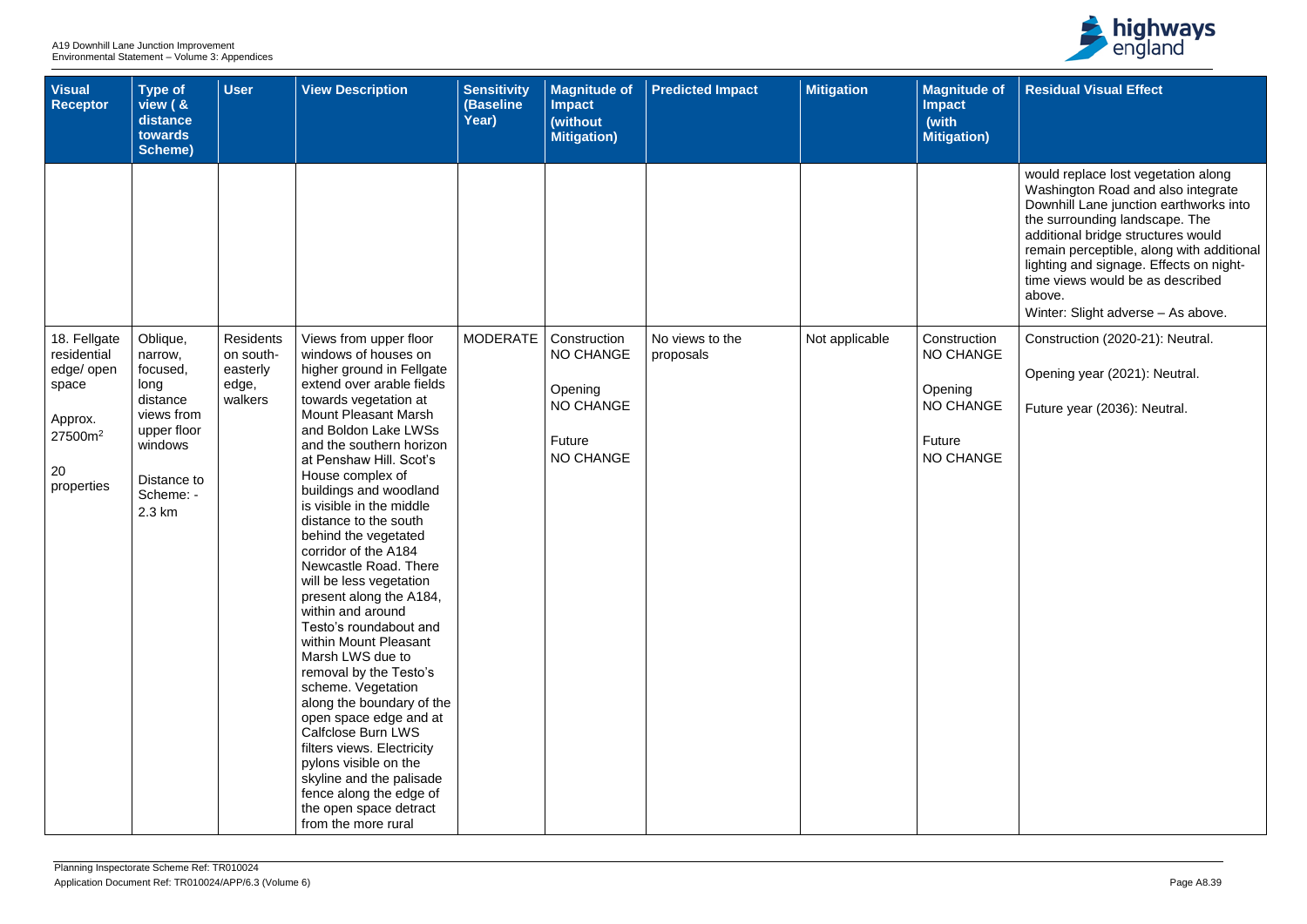| Visual Receptor | Type of view ( & distance towards Scheme) | User | View Description | Sensitivity (Baseline Year) | Magnitude of Impact (without Mitigation) | Predicted Impact | Mitigation | Magnitude of Impact (with Mitigation) | Residual Visual Effect |
|---|---|---|---|---|---|---|---|---|---|
| | | | | | | | | | would replace lost vegetation along Washington Road and also integrate Downhill Lane junction earthworks into the surrounding landscape. The additional bridge structures would remain perceptible, along with additional lighting and signage. Effects on night-time views would be as described above.<br>Winter: Slight adverse – As above. |
| 18. Fellgate residential edge/ open space<br><br>Approx. 27500m$^2$<br><br>20 properties | Oblique, narrow, focused, long distance views from upper floor windows<br><br>Distance to Scheme: - 2.3 km | Residents on south-easterly edge, walkers | Views from upper floor windows of houses on higher ground in Fellgate extend over arable fields towards vegetation at Mount Pleasant Marsh and Boldon Lake LWSs and the southern horizon at Penshaw Hill. Scot's House complex of buildings and woodland is visible in the middle distance to the south behind the vegetated corridor of the A184 Newcastle Road. There will be less vegetation present along the A184, within and around Testo's roundabout and within Mount Pleasant Marsh LWS due to removal by the Testo's scheme. Vegetation along the boundary of the open space edge and at Calfclose Burn LWS filters views. Electricity pylons visible on the skyline and the palisade fence along the edge of the open space detract from the more rural | MODERATE | Construction<br>NO CHANGE<br><br>Opening<br>NO CHANGE<br><br>Future<br>NO CHANGE | No views to the proposals | Not applicable | Construction<br>NO CHANGE<br><br>Opening<br>NO CHANGE<br><br>Future<br>NO CHANGE | Construction (2020-21): Neutral.<br><br>Opening year (2021): Neutral.<br><br>Future year (2036): Neutral. |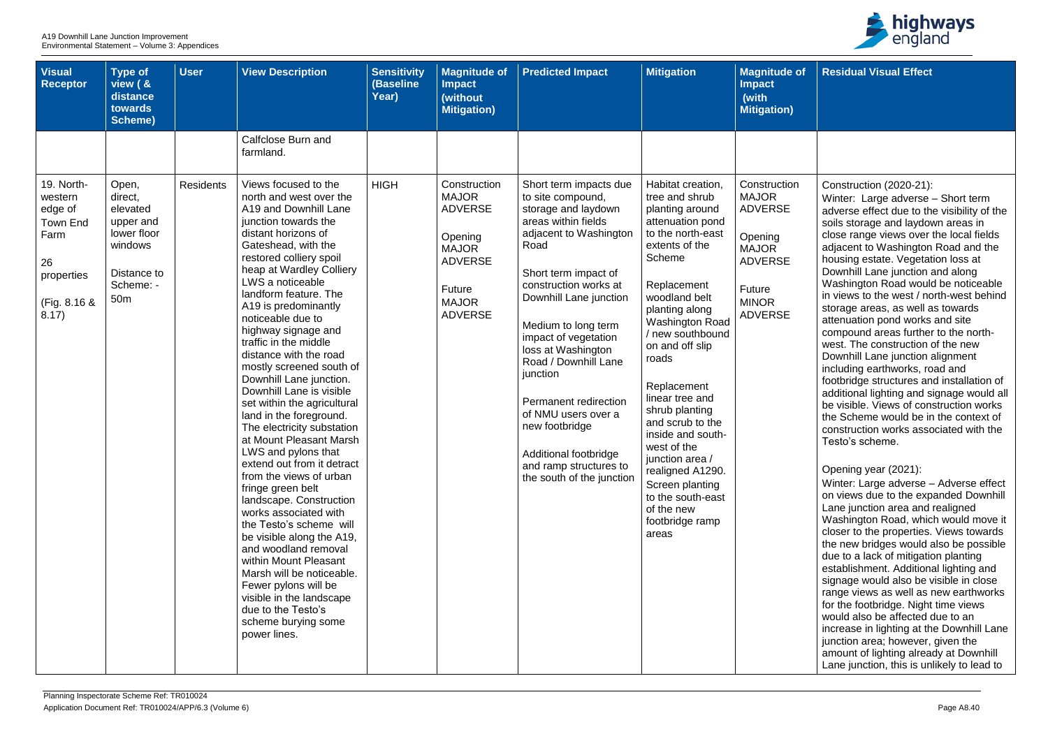| Visual Receptor | Type of view ( & distance towards Scheme) | User | View Description | Sensitivity (Baseline Year) | Magnitude of Impact (without Mitigation) | Predicted Impact | Mitigation | Magnitude of Impact (with Mitigation) | Residual Visual Effect |
|---|---|---|---|---|---|---|---|---|---|
| | | | Calfclose Burn and farmland. | | | | | | |
| 19. North-western edge of Town End Farm<br><br>26 properties<br><br>(Fig. 8.16 & 8.17) | Open, direct, elevated upper and lower floor windows<br><br>Distance to Scheme: - 50m | Residents | Views focused to the north and west over the A19 and Downhill Lane junction towards the distant horizons of Gateshead, with the restored colliery spoil heap at Wardley Colliery LWS a noticeable landform feature. The A19 is predominantly noticeable due to highway signage and traffic in the middle distance with the road mostly screened south of Downhill Lane junction. Downhill Lane is visible set within the agricultural land in the foreground. The electricity substation at Mount Pleasant Marsh LWS and pylons that extend out from it detract from the views of urban fringe green belt landscape. Construction works associated with the Testo's scheme will be visible along the A19, and woodland removal within Mount Pleasant Marsh will be noticeable. Fewer pylons will be visible in the landscape due to the Testo's scheme burying some power lines. | HIGH | Construction MAJOR ADVERSE<br><br>Opening MAJOR ADVERSE<br><br>Future MAJOR ADVERSE | Short term impacts due to site compound, storage and laydown areas within fields adjacent to Washington Road<br><br>Short term impact of construction works at Downhill Lane junction<br><br>Medium to long term impact of vegetation loss at Washington Road / Downhill Lane junction<br><br>Permanent redirection of NMU users over a new footbridge<br><br>Additional footbridge and ramp structures to the south of the junction | Habitat creation, tree and shrub planting around attenuation pond to the north-east extents of the Scheme<br><br>Replacement woodland belt planting along Washington Road / new southbound on and off slip roads<br><br>Replacement linear tree and shrub planting and scrub to the inside and south-west of the junction area / realigned A1290. Screen planting to the south-east of the new footbridge ramp areas | Construction MAJOR ADVERSE<br><br>Opening MAJOR ADVERSE<br><br>Future MINOR ADVERSE | Construction (2020-21):<br>Winter: Large adverse – Short term adverse effect due to the visibility of the soils storage and laydown areas in close range views over the local fields adjacent to Washington Road and the housing estate. Vegetation loss at Downhill Lane junction and along Washington Road would be noticeable in views to the west / north-west behind storage areas, as well as towards attenuation pond works and site compound areas further to the north-west. The construction of the new Downhill Lane junction alignment including earthworks, road and footbridge structures and installation of additional lighting and signage would all be visible. Views of construction works the Scheme would be in the context of construction works associated with the Testo's scheme.<br><br>Opening year (2021):<br>Winter: Large adverse – Adverse effect on views due to the expanded Downhill Lane junction area and realigned Washington Road, which would move it closer to the properties. Views towards the new bridges would also be possible due to a lack of mitigation planting establishment. Additional lighting and signage would also be visible in close range views as well as new earthworks for the footbridge. Night time views would also be affected due to an increase in lighting at the Downhill Lane junction area; however, given the amount of lighting already at Downhill Lane junction, this is unlikely to lead to |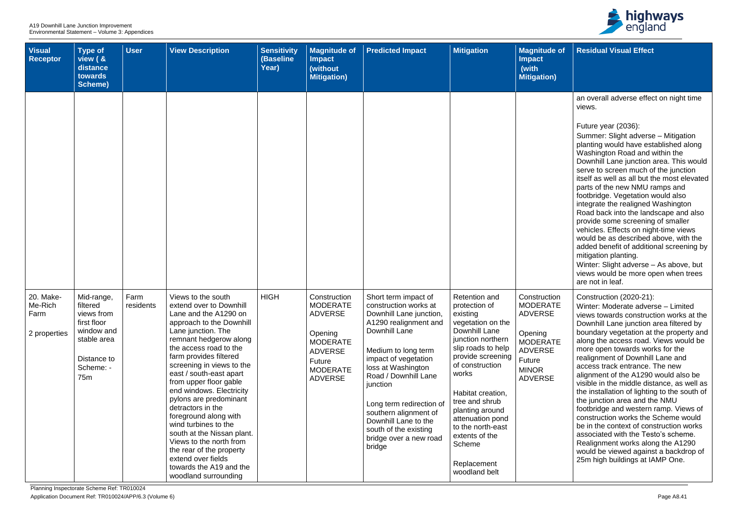| Visual Receptor | Type of view ( & distance towards Scheme) | User | View Description | Sensitivity (Baseline Year) | Magnitude of Impact (without Mitigation) | Predicted Impact | Mitigation | Magnitude of Impact (with Mitigation) | Residual Visual Effect |
|---|---|---|---|---|---|---|---|---|---|
| | | | | | | | | | an overall adverse effect on night time views.<br><br>Future year (2036):<br>Summer: Slight adverse – Mitigation planting would have established along Washington Road and within the Downhill Lane junction area. This would serve to screen much of the junction itself as well as all but the most elevated parts of the new NMU ramps and footbridge. Vegetation would also integrate the realigned Washington Road back into the landscape and also provide some screening of smaller vehicles. Effects on night-time views would be as described above, with the added benefit of additional screening by mitigation planting.<br>Winter: Slight adverse – As above, but views would be more open when trees are not in leaf. |
| 20. Make-Me-Rich Farm<br><br>2 properties | Mid-range, filtered views from first floor window and stable area<br><br>Distance to Scheme: - 75m | Farm residents | Views to the south extend over to Downhill Lane and the A1290 on approach to the Downhill Lane junction. The remnant hedgerow along the access road to the farm provides filtered screening in views to the east / south-east apart from upper floor gable end windows. Electricity pylons are predominant detractors in the foreground along with wind turbines to the south at the Nissan plant. Views to the north from the rear of the property extend over fields towards the A19 and the woodland surrounding | HIGH | Construction MODERATE ADVERSE<br><br>Opening MODERATE ADVERSE<br>Future MODERATE ADVERSE | Short term impact of construction works at Downhill Lane junction, A1290 realignment and Downhill Lane<br><br>Medium to long term impact of vegetation loss at Washington Road / Downhill Lane junction<br><br>Long term redirection of southern alignment of Downhill Lane to the south of the existing bridge over a new road bridge | Retention and protection of existing vegetation on the Downhill Lane junction northern slip roads to help provide screening of construction works<br><br>Habitat creation, tree and shrub planting around attenuation pond to the north-east extents of the Scheme<br><br>Replacement woodland belt | Construction MODERATE ADVERSE<br><br>Opening MODERATE ADVERSE<br>Future MINOR ADVERSE | Construction (2020-21):<br>Winter: Moderate adverse – Limited views towards construction works at the Downhill Lane junction area filtered by boundary vegetation at the property and along the access road. Views would be more open towards works for the realignment of Downhill Lane and access track entrance. The new alignment of the A1290 would also be visible in the middle distance, as well as the installation of lighting to the south of the junction area and the NMU footbridge and western ramp. Views of construction works the Scheme would be in the context of construction works associated with the Testo's scheme. Realignment works along the A1290 would be viewed against a backdrop of 25m high buildings at IAMP One. |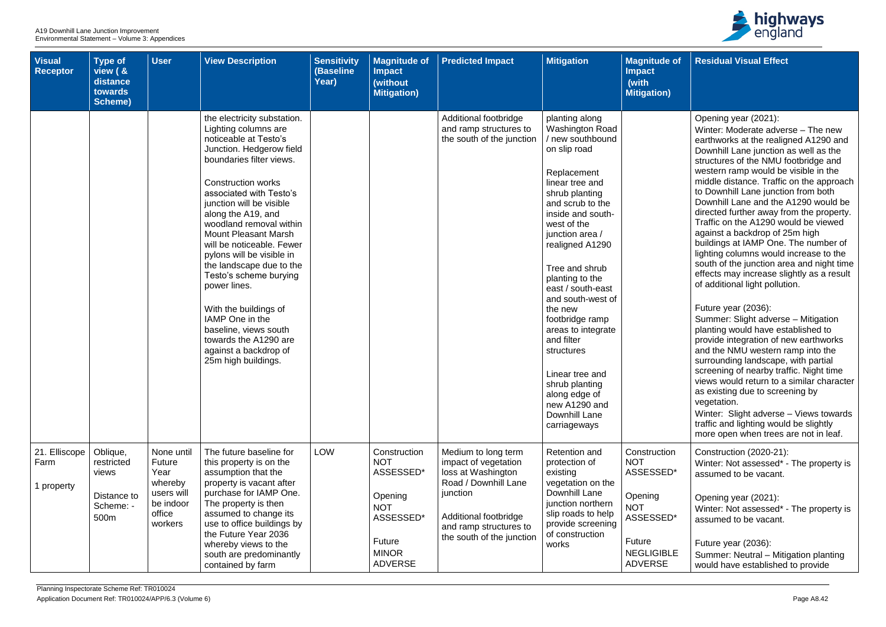| Visual Receptor | Type of view ( & distance towards Scheme) | User | View Description | Sensitivity (Baseline Year) | Magnitude of Impact (without Mitigation) | Predicted Impact | Mitigation | Magnitude of Impact (with Mitigation) | Residual Visual Effect |
|---|---|---|---|---|---|---|---|---|---|
| | | | the electricity substation. Lighting columns are noticeable at Testo's Junction. Hedgerow field boundaries filter views.<br><br>Construction works associated with Testo's junction will be visible along the A19, and woodland removal within Mount Pleasant Marsh will be noticeable. Fewer pylons will be visible in the landscape due to the Testo's scheme burying power lines.<br><br>With the buildings of IAMP One in the baseline, views south towards the A1290 are against a backdrop of 25m high buildings. | | | Additional footbridge and ramp structures to the south of the junction | planting along Washington Road / new southbound on slip road<br><br>Replacement linear tree and shrub planting and scrub to the inside and south-west of the junction area / realigned A1290<br><br>Tree and shrub planting to the east / south-east and south-west of the new footbridge ramp areas to integrate and filter structures<br><br>Linear tree and shrub planting along edge of new A1290 and Downhill Lane carriageways | | Opening year (2021):<br>Winter: Moderate adverse – The new earthworks at the realigned A1290 and Downhill Lane junction as well as the structures of the NMU footbridge and western ramp would be visible in the middle distance. Traffic on the approach to Downhill Lane junction from both Downhill Lane and the A1290 would be directed further away from the property. Traffic on the A1290 would be viewed against a backdrop of 25m high buildings at IAMP One. The number of lighting columns would increase to the south of the junction area and night time effects may increase slightly as a result of additional light pollution.<br><br>Future year (2036):<br>Summer: Slight adverse – Mitigation planting would have established to provide integration of new earthworks and the NMU western ramp into the surrounding landscape, with partial screening of nearby traffic. Night time views would return to a similar character as existing due to screening by vegetation.<br>Winter: Slight adverse – Views towards traffic and lighting would be slightly more open when trees are not in leaf. |
| 21. Elliscope Farm<br><br>1 property | Oblique, restricted views<br><br>Distance to Scheme: - 500m | None until Future Year whereby users will be indoor office workers | The future baseline for this property is on the assumption that the property is vacant after purchase for IAMP One. The property is then assumed to change its use to office buildings by the Future Year 2036 whereby views to the south are predominantly contained by farm | LOW | Construction NOT ASSESSED*<br><br>Opening NOT ASSESSED*<br><br>Future MINOR ADVERSE | Medium to long term impact of vegetation loss at Washington Road / Downhill Lane junction<br><br>Additional footbridge and ramp structures to the south of the junction | Retention and protection of existing vegetation on the Downhill Lane junction northern slip roads to help provide screening of construction works | Construction NOT ASSESSED*<br><br>Opening NOT ASSESSED*<br><br>Future NEGLIGIBLE ADVERSE | Construction (2020-21):<br>Winter: Not assessed* - The property is assumed to be vacant.<br><br>Opening year (2021):<br>Winter: Not assessed* - The property is assumed to be vacant.<br><br>Future year (2036):<br>Summer: Neutral – Mitigation planting would have established to provide |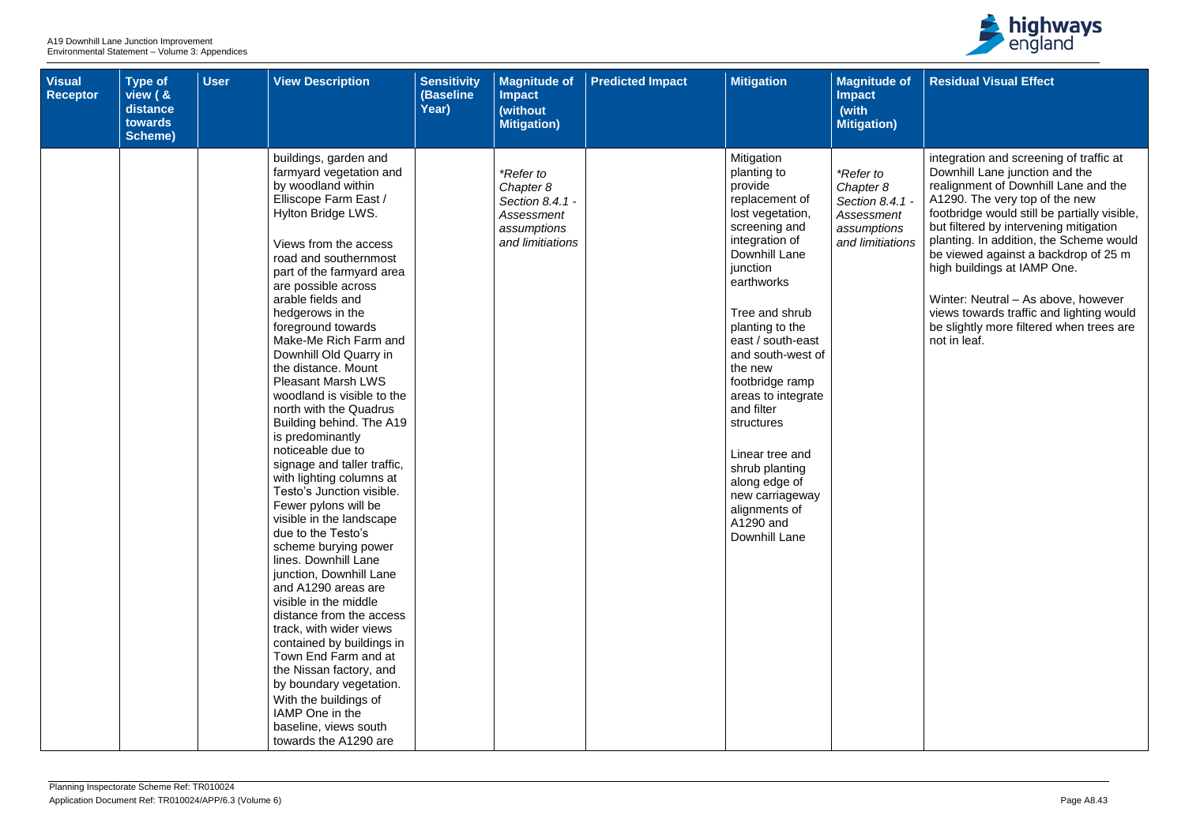| Visual Receptor | Type of view ( & distance towards Scheme) | User | View Description | Sensitivity (Baseline Year) | Magnitude of Impact (without Mitigation) | Predicted Impact | Mitigation | Magnitude of Impact (with Mitigation) | Residual Visual Effect |
|---|---|---|---|---|---|---|---|---|---|
| | | | buildings, garden and farmyard vegetation and by woodland within Elliscope Farm East / Hylton Bridge LWS.<br><br>Views from the access road and southernmost part of the farmyard area are possible across arable fields and hedgerows in the foreground towards Make-Me Rich Farm and Downhill Old Quarry in the distance. Mount Pleasant Marsh LWS woodland is visible to the north with the Quadrus Building behind. The A19 is predominantly noticeable due to signage and taller traffic, with lighting columns at Testo's Junction visible. Fewer pylons will be visible in the landscape due to the Testo's scheme burying power lines. Downhill Lane junction, Downhill Lane and A1290 areas are visible in the middle distance from the access track, with wider views contained by buildings in Town End Farm and at the Nissan factory, and by boundary vegetation. With the buildings of IAMP One in the baseline, views south towards the A1290 are | | *\*Refer to Chapter 8 Section 8.4.1 - Assessment assumptions and limitiations* | | Mitigation planting to provide replacement of lost vegetation, screening and integration of Downhill Lane junction earthworks<br><br>Tree and shrub planting to the east / south-east and south-west of the new footbridge ramp areas to integrate and filter structures<br><br>Linear tree and shrub planting along edge of new carriageway alignments of A1290 and Downhill Lane | *\*Refer to Chapter 8 Section 8.4.1 - Assessment assumptions and limitiations* | integration and screening of traffic at Downhill Lane junction and the realignment of Downhill Lane and the A1290. The very top of the new footbridge would still be partially visible, but filtered by intervening mitigation planting. In addition, the Scheme would be viewed against a backdrop of 25 m high buildings at IAMP One.<br><br>Winter: Neutral – As above, however views towards traffic and lighting would be slightly more filtered when trees are not in leaf. |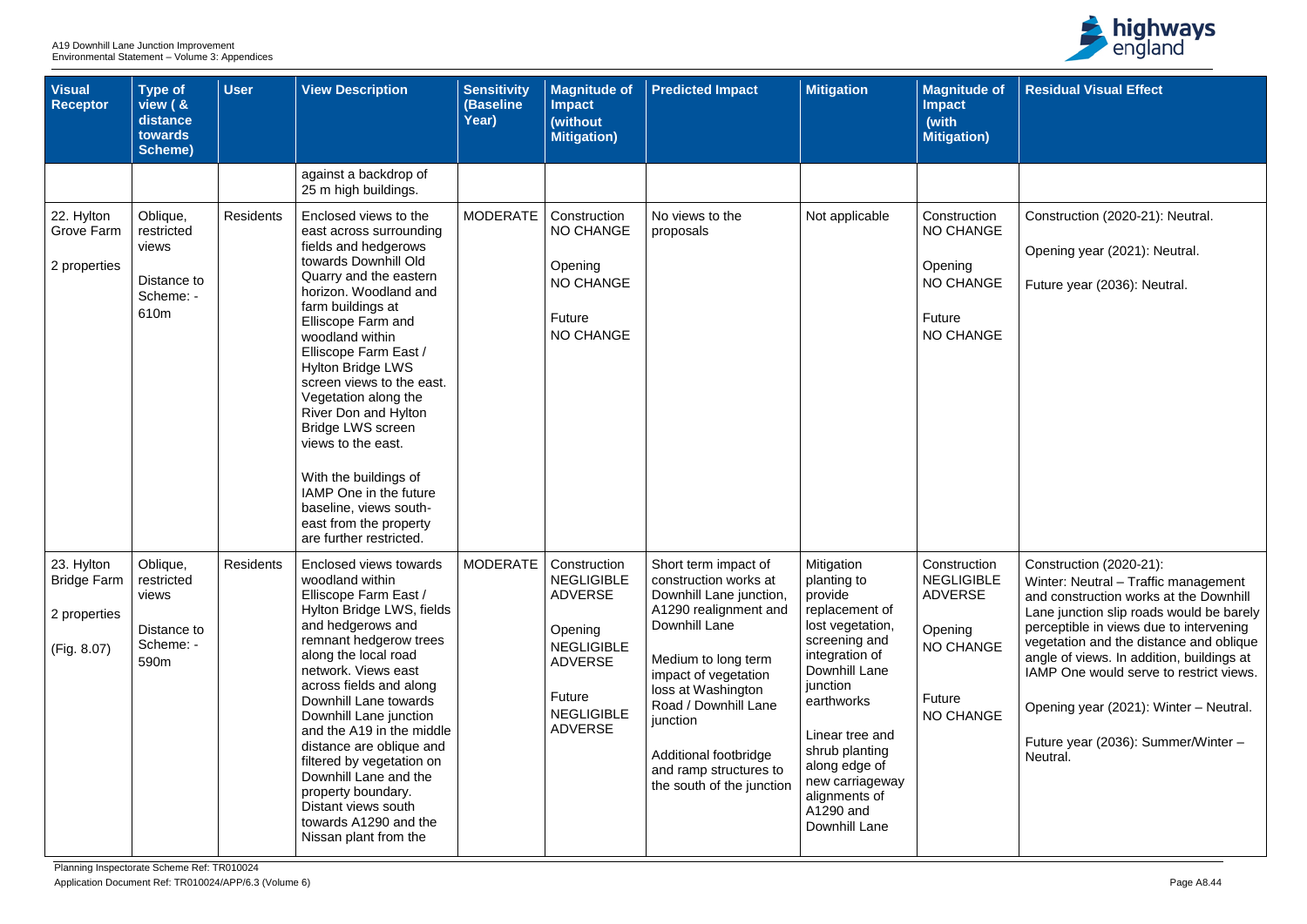| Visual Receptor | Type of view ( & distance towards Scheme) | User | View Description | Sensitivity (Baseline Year) | Magnitude of Impact (without Mitigation) | Predicted Impact | Mitigation | Magnitude of Impact (with Mitigation) | Residual Visual Effect |
|---|---|---|---|---|---|---|---|---|---|
| | | | against a backdrop of 25 m high buildings. | | | | | | |
| 22. Hylton Grove Farm<br><br>2 properties | Oblique, restricted views<br><br>Distance to Scheme: - 610m | Residents | Enclosed views to the east across surrounding fields and hedgerows towards Downhill Old Quarry and the eastern horizon. Woodland and farm buildings at Elliscope Farm and woodland within Elliscope Farm East / Hylton Bridge LWS screen views to the east. Vegetation along the River Don and Hylton Bridge LWS screen views to the east.<br><br>With the buildings of IAMP One in the future baseline, views south-east from the property are further restricted. | MODERATE | Construction NO CHANGE<br><br>Opening NO CHANGE<br><br>Future NO CHANGE | No views to the proposals | Not applicable | Construction NO CHANGE<br><br>Opening NO CHANGE<br><br>Future NO CHANGE | Construction (2020-21): Neutral.<br><br>Opening year (2021): Neutral.<br><br>Future year (2036): Neutral. |
| 23. Hylton Bridge Farm<br><br>2 properties<br><br>(Fig. 8.07) | Oblique, restricted views<br><br>Distance to Scheme: - 590m | Residents | Enclosed views towards woodland within Elliscope Farm East / Hylton Bridge LWS, fields and hedgerows and remnant hedgerow trees along the local road network. Views east across fields and along Downhill Lane towards Downhill Lane junction and the A19 in the middle distance are oblique and filtered by vegetation on Downhill Lane and the property boundary. Distant views south towards A1290 and the Nissan plant from the | MODERATE | Construction NEGLIGIBLE ADVERSE<br><br>Opening NEGLIGIBLE ADVERSE<br><br>Future NEGLIGIBLE ADVERSE | Short term impact of construction works at Downhill Lane junction, A1290 realignment and Downhill Lane<br><br>Medium to long term impact of vegetation loss at Washington Road / Downhill Lane junction<br><br>Additional footbridge and ramp structures to the south of the junction | Mitigation planting to provide replacement of lost vegetation, screening and integration of Downhill Lane junction earthworks<br><br>Linear tree and shrub planting along edge of new carriageway alignments of A1290 and Downhill Lane | Construction NEGLIGIBLE ADVERSE<br><br>Opening NO CHANGE<br><br>Future NO CHANGE | Construction (2020-21): Winter: Neutral – Traffic management and construction works at the Downhill Lane junction slip roads would be barely perceptible in views due to intervening vegetation and the distance and oblique angle of views. In addition, buildings at IAMP One would serve to restrict views.<br><br>Opening year (2021): Winter – Neutral.<br><br>Future year (2036): Summer/Winter – Neutral. |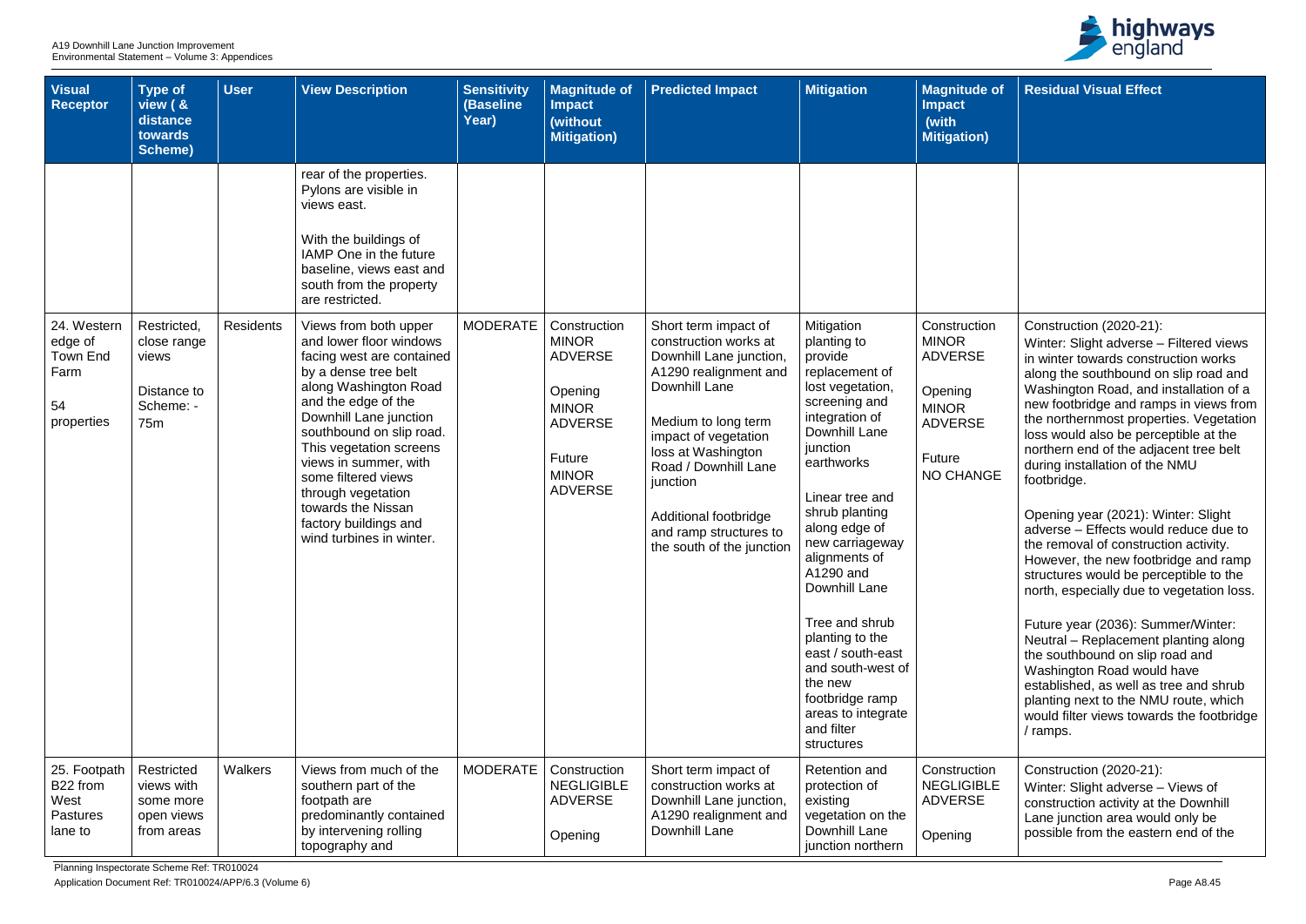| Visual Receptor | Type of view ( & distance towards Scheme) | User | View Description | Sensitivity (Baseline Year) | Magnitude of Impact (without Mitigation) | Predicted Impact | Mitigation | Magnitude of Impact (with Mitigation) | Residual Visual Effect |
|---|---|---|---|---|---|---|---|---|---|
| | | | rear of the properties. Pylons are visible in views east.<br><br>With the buildings of IAMP One in the future baseline, views east and south from the property are restricted. | | | | | | |
| 24. Western edge of Town End Farm<br><br>54 properties | Restricted, close range views<br><br>Distance to Scheme: - 75m | Residents | Views from both upper and lower floor windows facing west are contained by a dense tree belt along Washington Road and the edge of the Downhill Lane junction southbound on slip road. This vegetation screens views in summer, with some filtered views through vegetation towards the Nissan factory buildings and wind turbines in winter. | MODERATE | Construction MINOR ADVERSE<br><br>Opening MINOR ADVERSE<br><br>Future MINOR ADVERSE | Short term impact of construction works at Downhill Lane junction, A1290 realignment and Downhill Lane<br><br>Medium to long term impact of vegetation loss at Washington Road / Downhill Lane junction<br><br>Additional footbridge and ramp structures to the south of the junction | Mitigation planting to provide replacement of lost vegetation, screening and integration of Downhill Lane junction earthworks<br><br>Linear tree and shrub planting along edge of new carriageway alignments of A1290 and Downhill Lane<br><br>Tree and shrub planting to the east / south-east and south-west of the new footbridge ramp areas to integrate and filter structures | Construction MINOR ADVERSE<br><br>Opening MINOR ADVERSE<br><br>Future NO CHANGE | Construction (2020-21): Winter: Slight adverse – Filtered views in winter towards construction works along the southbound on slip road and Washington Road, and installation of a new footbridge and ramps in views from the northernmost properties. Vegetation loss would also be perceptible at the northern end of the adjacent tree belt during installation of the NMU footbridge.<br><br>Opening year (2021): Winter: Slight adverse – Effects would reduce due to the removal of construction activity. However, the new footbridge and ramp structures would be perceptible to the north, especially due to vegetation loss.<br><br>Future year (2036): Summer/Winter: Neutral – Replacement planting along the southbound on slip road and Washington Road would have established, as well as tree and shrub planting next to the NMU route, which would filter views towards the footbridge / ramps. |
| 25. Footpath B22 from West Pastures lane to | Restricted views with some more open views from areas | Walkers | Views from much of the southern part of the footpath are predominantly contained by intervening rolling topography and | MODERATE | Construction NEGLIGIBLE ADVERSE<br><br>Opening | Short term impact of construction works at Downhill Lane junction, A1290 realignment and Downhill Lane | Retention and protection of existing vegetation on the Downhill Lane junction northern | Construction NEGLIGIBLE ADVERSE<br><br>Opening | Construction (2020-21): Winter: Slight adverse – Views of construction activity at the Downhill Lane junction area would only be possible from the eastern end of the |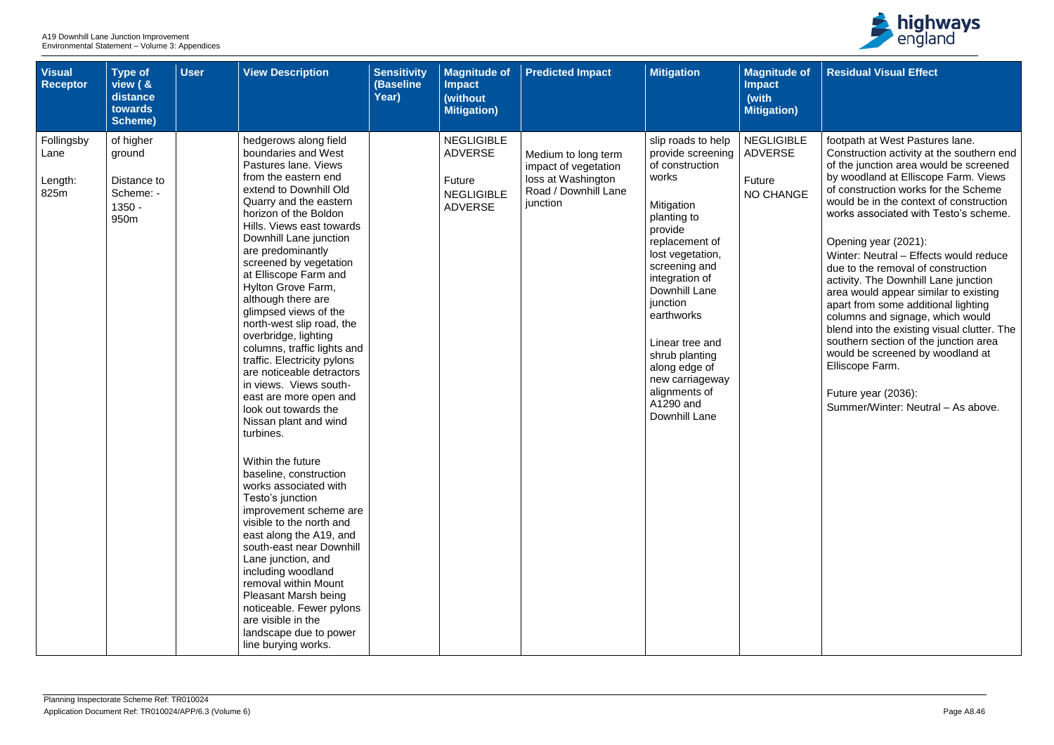| Visual Receptor | Type of view ( & distance towards Scheme) | User | View Description | Sensitivity (Baseline Year) | Magnitude of Impact (without Mitigation) | Predicted Impact | Mitigation | Magnitude of Impact (with Mitigation) | Residual Visual Effect |
|---|---|---|---|---|---|---|---|---|---|
| Follingsby Lane<br><br>Length: 825m | of higher ground<br><br>Distance to Scheme: - 1350 - 950m | | hedgerows along field boundaries and West Pastures lane. Views from the eastern end extend to Downhill Old Quarry and the eastern horizon of the Boldon Hills. Views east towards Downhill Lane junction are predominantly screened by vegetation at Elliscope Farm and Hylton Grove Farm, although there are glimpsed views of the north-west slip road, the overbridge, lighting columns, traffic lights and traffic. Electricity pylons are noticeable detractors in views. Views south-east are more open and look out towards the Nissan plant and wind turbines.<br><br>Within the future baseline, construction works associated with Testo's junction improvement scheme are visible to the north and east along the A19, and south-east near Downhill Lane junction, and including woodland removal within Mount Pleasant Marsh being noticeable. Fewer pylons are visible in the landscape due to power line burying works. | | NEGLIGIBLE ADVERSE<br><br>Future NEGLIGIBLE ADVERSE | Medium to long term impact of vegetation loss at Washington Road / Downhill Lane junction | slip roads to help provide screening of construction works<br><br>Mitigation planting to provide replacement of lost vegetation, screening and integration of Downhill Lane junction earthworks<br><br>Linear tree and shrub planting along edge of new carriageway alignments of A1290 and Downhill Lane | NEGLIGIBLE ADVERSE<br><br>Future NO CHANGE | footpath at West Pastures lane. Construction activity at the southern end of the junction area would be screened by woodland at Elliscope Farm. Views of construction works for the Scheme would be in the context of construction works associated with Testo's scheme.<br><br>Opening year (2021):<br>Winter: Neutral – Effects would reduce due to the removal of construction activity. The Downhill Lane junction area would appear similar to existing apart from some additional lighting columns and signage, which would blend into the existing visual clutter. The southern section of the junction area would be screened by woodland at Elliscope Farm.<br><br>Future year (2036):<br>Summer/Winter: Neutral – As above. |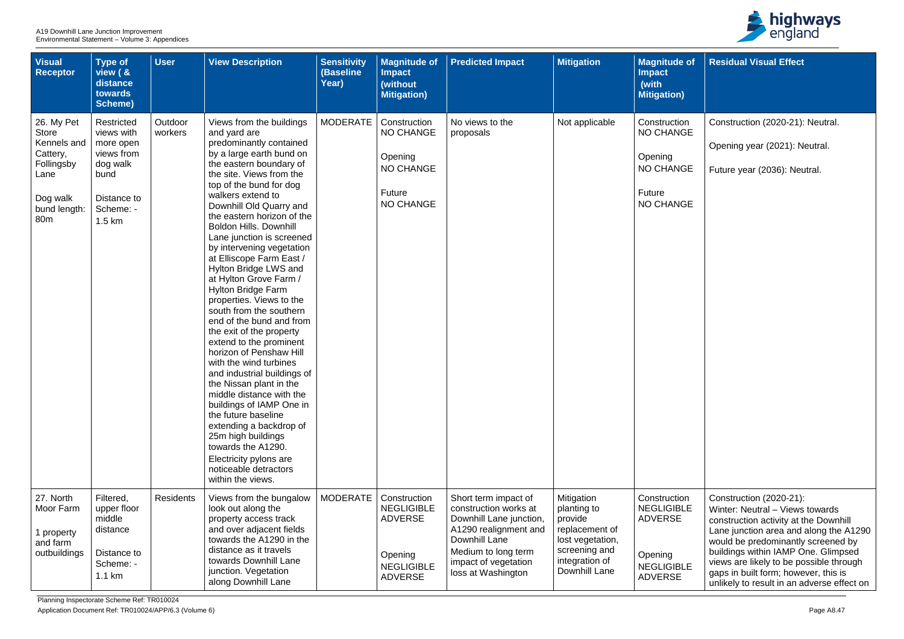| Visual Receptor | Type of view ( & distance towards Scheme) | User | View Description | Sensitivity (Baseline Year) | Magnitude of Impact (without Mitigation) | Predicted Impact | Mitigation | Magnitude of Impact (with Mitigation) | Residual Visual Effect |
|---|---|---|---|---|---|---|---|---|---|
| 26. My Pet Store Kennels and Cattery, Follingsby Lane<br><br>Dog walk bund length: 80m | Restricted views with more open views from dog walk bund<br><br>Distance to Scheme: - 1.5 km | Outdoor workers | Views from the buildings and yard are predominantly contained by a large earth bund on the eastern boundary of the site. Views from the top of the bund for dog walkers extend to Downhill Old Quarry and the eastern horizon of the Boldon Hills. Downhill Lane junction is screened by intervening vegetation at Elliscope Farm East / Hylton Bridge LWS and at Hylton Grove Farm / Hylton Bridge Farm properties. Views to the south from the southern end of the bund and from the exit of the property extend to the prominent horizon of Penshaw Hill with the wind turbines and industrial buildings of the Nissan plant in the middle distance with the buildings of IAMP One in the future baseline extending a backdrop of 25m high buildings towards the A1290. Electricity pylons are noticeable detractors within the views. | MODERATE | Construction NO CHANGE<br><br>Opening NO CHANGE<br><br>Future NO CHANGE | No views to the proposals | Not applicable | Construction NO CHANGE<br><br>Opening NO CHANGE<br><br>Future NO CHANGE | Construction (2020-21): Neutral.<br><br>Opening year (2021): Neutral.<br><br>Future year (2036): Neutral. |
| 27. North Moor Farm<br><br>1 property and farm outbuildings | Filtered, upper floor middle distance<br><br>Distance to Scheme: - 1.1 km | Residents | Views from the bungalow look out along the property access track and over adjacent fields towards the A1290 in the distance as it travels towards Downhill Lane junction. Vegetation along Downhill Lane | MODERATE | Construction NEGLIGIBLE ADVERSE<br><br>Opening NEGLIGIBLE ADVERSE | Short term impact of construction works at Downhill Lane junction, A1290 realignment and Downhill Lane<br>Medium to long term impact of vegetation loss at Washington | Mitigation planting to provide replacement of lost vegetation, screening and integration of Downhill Lane | Construction NEGLIGIBLE ADVERSE<br><br>Opening NEGLIGIBLE ADVERSE | Construction (2020-21):<br>Winter: Neutral – Views towards construction activity at the Downhill Lane junction area and along the A1290 would be predominantly screened by buildings within IAMP One. Glimpsed views are likely to be possible through gaps in built form; however, this is unlikely to result in an adverse effect on |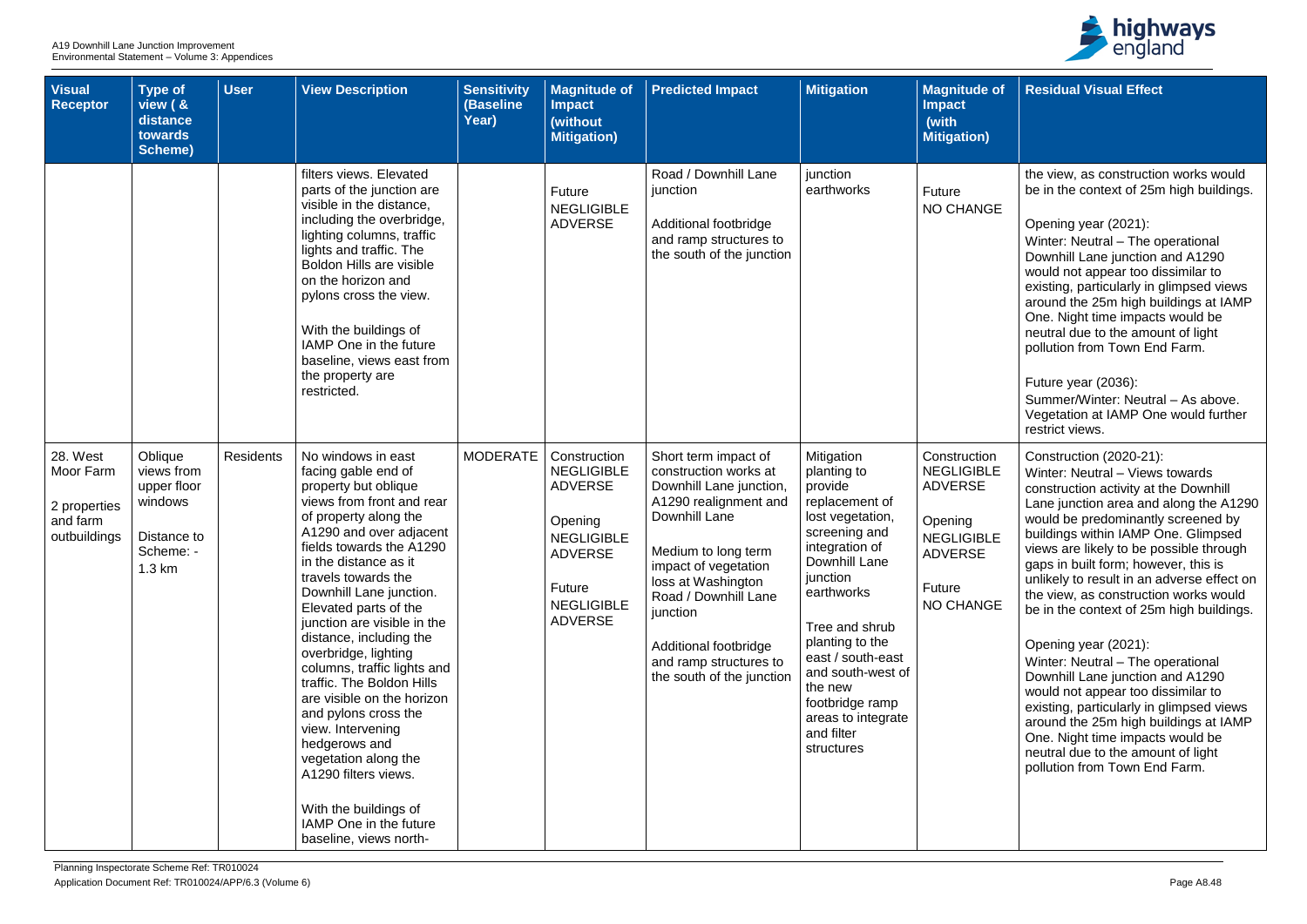| Visual Receptor | Type of view ( & distance towards Scheme) | User | View Description | Sensitivity (Baseline Year) | Magnitude of Impact (without Mitigation) | Predicted Impact | Mitigation | Magnitude of Impact (with Mitigation) | Residual Visual Effect |
|---|---|---|---|---|---|---|---|---|---|
| | | | filters views. Elevated parts of the junction are visible in the distance, including the overbridge, lighting columns, traffic lights and traffic. The Boldon Hills are visible on the horizon and pylons cross the view.<br><br>With the buildings of IAMP One in the future baseline, views east from the property are restricted. | | Future NEGLIGIBLE ADVERSE | Road / Downhill Lane junction<br><br>Additional footbridge and ramp structures to the south of the junction | junction earthworks | Future NO CHANGE | the view, as construction works would be in the context of 25m high buildings.<br><br>Opening year (2021):<br>Winter: Neutral – The operational Downhill Lane junction and A1290 would not appear too dissimilar to existing, particularly in glimpsed views around the 25m high buildings at IAMP One. Night time impacts would be neutral due to the amount of light pollution from Town End Farm.<br><br>Future year (2036):<br>Summer/Winter: Neutral – As above. Vegetation at IAMP One would further restrict views. |
| 28. West Moor Farm<br><br>2 properties and farm outbuildings | Oblique views from upper floor windows<br><br>Distance to Scheme: - 1.3 km | Residents | No windows in east facing gable end of property but oblique views from front and rear of property along the A1290 and over adjacent fields towards the A1290 in the distance as it travels towards the Downhill Lane junction. Elevated parts of the junction are visible in the distance, including the overbridge, lighting columns, traffic lights and traffic. The Boldon Hills are visible on the horizon and pylons cross the view. Intervening hedgerows and vegetation along the A1290 filters views.<br><br>With the buildings of IAMP One in the future baseline, views north- | MODERATE | Construction NEGLIGIBLE ADVERSE<br><br>Opening NEGLIGIBLE ADVERSE<br><br>Future NEGLIGIBLE ADVERSE | Short term impact of construction works at Downhill Lane junction, A1290 realignment and Downhill Lane<br><br>Medium to long term impact of vegetation loss at Washington Road / Downhill Lane junction<br><br>Additional footbridge and ramp structures to the south of the junction | Mitigation planting to provide replacement of lost vegetation, screening and integration of Downhill Lane junction earthworks<br><br>Tree and shrub planting to the east / south-east and south-west of the new footbridge ramp areas to integrate and filter structures | Construction NEGLIGIBLE ADVERSE<br><br>Opening NEGLIGIBLE ADVERSE<br><br>Future NO CHANGE | Construction (2020-21):<br>Winter: Neutral – Views towards construction activity at the Downhill Lane junction area and along the A1290 would be predominantly screened by buildings within IAMP One. Glimpsed views are likely to be possible through gaps in built form; however, this is unlikely to result in an adverse effect on the view, as construction works would be in the context of 25m high buildings.<br><br>Opening year (2021):<br>Winter: Neutral – The operational Downhill Lane junction and A1290 would not appear too dissimilar to existing, particularly in glimpsed views around the 25m high buildings at IAMP One. Night time impacts would be neutral due to the amount of light pollution from Town End Farm. |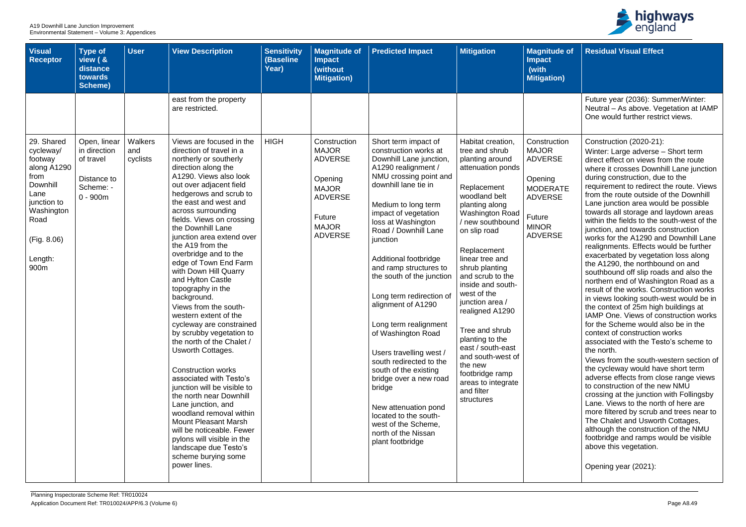| Visual Receptor | Type of view ( & distance towards Scheme) | User | View Description | Sensitivity (Baseline Year) | Magnitude of Impact (without Mitigation) | Predicted Impact | Mitigation | Magnitude of Impact (with Mitigation) | Residual Visual Effect |
|---|---|---|---|---|---|---|---|---|---|
| | | | east from the property are restricted. | | | | | | Future year (2036): Summer/Winter: Neutral – As above. Vegetation at IAMP One would further restrict views. |
| 29. Shared cycleway/ footway along A1290 from Downhill Lane junction to Washington Road<br><br>(Fig. 8.06)<br><br>Length: 900m | Open, linear in direction of travel<br><br>Distance to Scheme: - 0 - 900m | Walkers and cyclists | Views are focused in the direction of travel in a northerly or southerly direction along the A1290. Views also look out over adjacent field hedgerows and scrub to the east and west and across surrounding fields. Views on crossing the Downhill Lane junction area extend over the A19 from the overbridge and to the edge of Town End Farm with Down Hill Quarry and Hylton Castle topography in the background.<br>Views from the south-western extent of the cycleway are constrained by scrubby vegetation to the north of the Chalet / Usworth Cottages.<br><br>Construction works associated with Testo's junction will be visible to the north near Downhill Lane junction, and woodland removal within Mount Pleasant Marsh will be noticeable. Fewer pylons will visible in the landscape due Testo's scheme burying some power lines. | HIGH | Construction MAJOR ADVERSE<br><br>Opening MAJOR ADVERSE<br><br>Future MAJOR ADVERSE | Short term impact of construction works at Downhill Lane junction, A1290 realignment / NMU crossing point and downhill lane tie in<br><br>Medium to long term impact of vegetation loss at Washington Road / Downhill Lane junction<br><br>Additional footbridge and ramp structures to the south of the junction<br><br>Long term redirection of alignment of A1290<br><br>Long term realignment of Washington Road<br><br>Users travelling west / south redirected to the south of the existing bridge over a new road bridge<br><br>New attenuation pond located to the south-west of the Scheme, north of the Nissan plant footbridge | Habitat creation, tree and shrub planting around attenuation ponds<br><br>Replacement woodland belt planting along Washington Road / new southbound on slip road<br><br>Replacement linear tree and shrub planting and scrub to the inside and south-west of the junction area / realigned A1290<br><br>Tree and shrub planting to the east / south-east and south-west of the new footbridge ramp areas to integrate and filter structures | Construction MAJOR ADVERSE<br><br>Opening MODERATE ADVERSE<br><br>Future MINOR ADVERSE | Construction (2020-21):<br>Winter: Large adverse – Short term direct effect on views from the route where it crosses Downhill Lane junction during construction, due to the requirement to redirect the route. Views from the route outside of the Downhill Lane junction area would be possible towards all storage and laydown areas within the fields to the south-west of the junction, and towards construction works for the A1290 and Downhill Lane realignments. Effects would be further exacerbated by vegetation loss along the A1290, the northbound on and southbound off slip roads and also the northern end of Washington Road as a result of the works. Construction works in views looking south-west would be in the context of 25m high buildings at IAMP One. Views of construction works for the Scheme would also be in the context of construction works associated with the Testo's scheme to the north.<br>Views from the south-western section of the cycleway would have short term adverse effects from close range views to construction of the new NMU crossing at the junction with Follingsby Lane. Views to the north of here are more filtered by scrub and trees near to The Chalet and Usworth Cottages, although the construction of the NMU footbridge and ramps would be visible above this vegetation.<br><br>Opening year (2021): |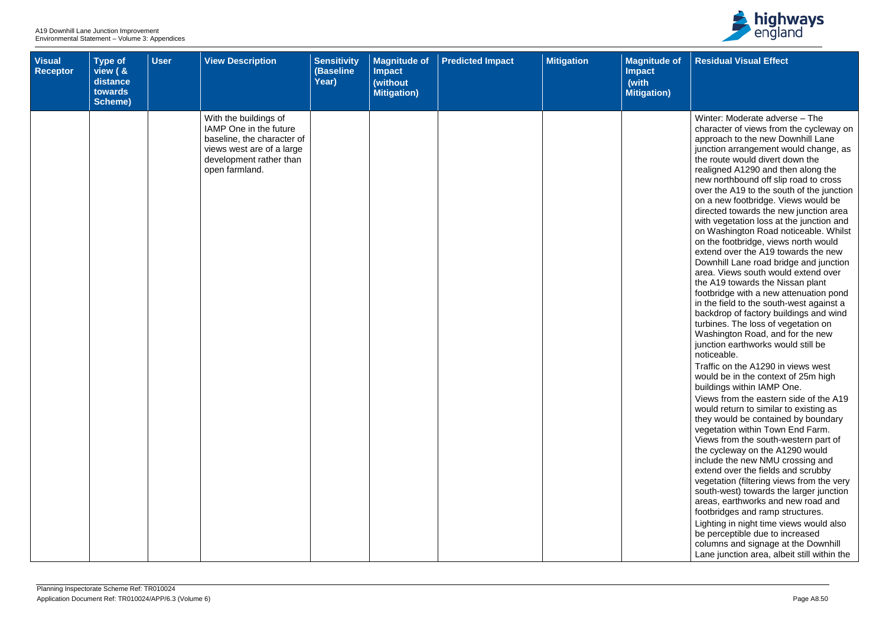| Visual Receptor | Type of view ( & distance towards Scheme) | User | View Description | Sensitivity (Baseline Year) | Magnitude of Impact (without Mitigation) | Predicted Impact | Mitigation | Magnitude of Impact (with Mitigation) | Residual Visual Effect |
|---|---|---|---|---|---|---|---|---|---|
| | | | With the buildings of IAMP One in the future baseline, the character of views west are of a large development rather than open farmland. | | | | | | Winter: Moderate adverse – The character of views from the cycleway on approach to the new Downhill Lane junction arrangement would change, as the route would divert down the realigned A1290 and then along the new northbound off slip road to cross over the A19 to the south of the junction on a new footbridge. Views would be directed towards the new junction area with vegetation loss at the junction and on Washington Road noticeable. Whilst on the footbridge, views north would extend over the A19 towards the new Downhill Lane road bridge and junction area. Views south would extend over the A19 towards the Nissan plant footbridge with a new attenuation pond in the field to the south-west against a backdrop of factory buildings and wind turbines. The loss of vegetation on Washington Road, and for the new junction earthworks would still be noticeable.<br>Traffic on the A1290 in views west would be in the context of 25m high buildings within IAMP One.<br>Views from the eastern side of the A19 would return to similar to existing as they would be contained by boundary vegetation within Town End Farm.<br>Views from the south-western part of the cycleway on the A1290 would include the new NMU crossing and extend over the fields and scrubby vegetation (filtering views from the very south-west) towards the larger junction areas, earthworks and new road and footbridges and ramp structures.<br>Lighting in night time views would also be perceptible due to increased columns and signage at the Downhill Lane junction area, albeit still within the |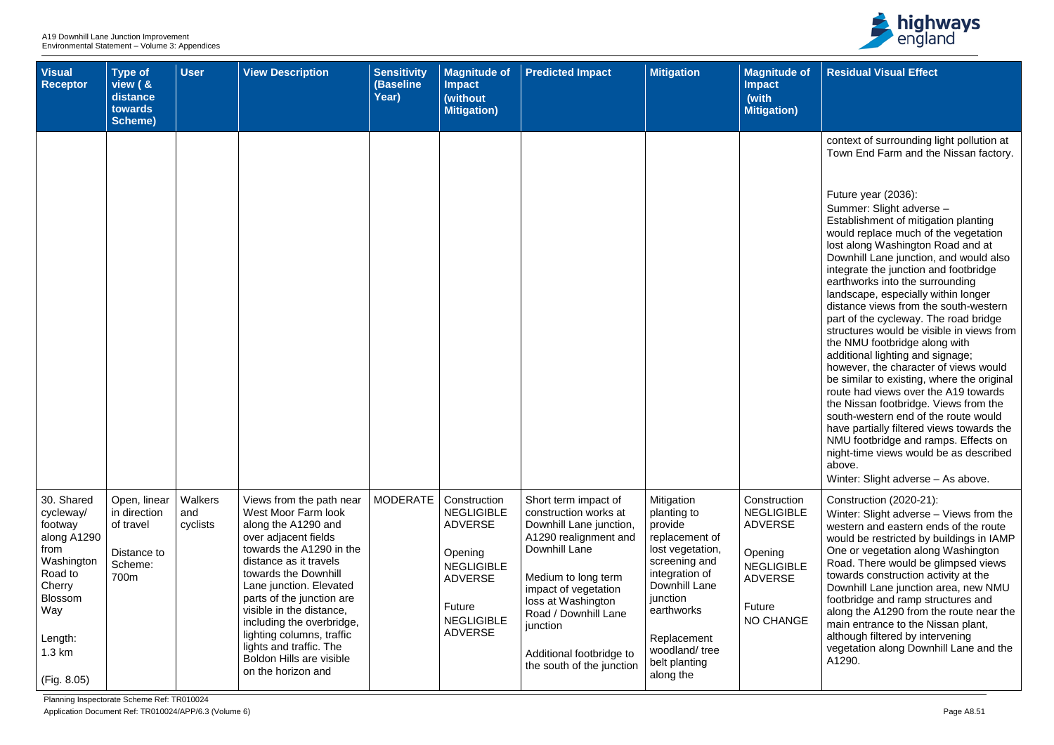| Visual Receptor | Type of view ( & distance towards Scheme) | User | View Description | Sensitivity (Baseline Year) | Magnitude of Impact (without Mitigation) | Predicted Impact | Mitigation | Magnitude of Impact (with Mitigation) | Residual Visual Effect |
|---|---|---|---|---|---|---|---|---|---|
| | | | | | | | | | context of surrounding light pollution at Town End Farm and the Nissan factory.<br><br>Future year (2036):<br>Summer: Slight adverse – Establishment of mitigation planting would replace much of the vegetation lost along Washington Road and at Downhill Lane junction, and would also integrate the junction and footbridge earthworks into the surrounding landscape, especially within longer distance views from the south-western part of the cycleway. The road bridge structures would be visible in views from the NMU footbridge along with additional lighting and signage; however, the character of views would be similar to existing, where the original route had views over the A19 towards the Nissan footbridge. Views from the south-western end of the route would have partially filtered views towards the NMU footbridge and ramps. Effects on night-time views would be as described above.<br>Winter: Slight adverse – As above. |
| 30. Shared cycleway/ footway along A1290 from Washington Road to Cherry Blossom Way<br><br>Length: 1.3 km<br><br>(Fig. 8.05) | Open, linear in direction of travel<br><br>Distance to Scheme: 700m | Walkers and cyclists | Views from the path near West Moor Farm look along the A1290 and over adjacent fields towards the A1290 in the distance as it travels towards the Downhill Lane junction. Elevated parts of the junction are visible in the distance, including the overbridge, lighting columns, traffic lights and traffic. The Boldon Hills are visible on the horizon and | MODERATE | Construction<br>NEGLIGIBLE ADVERSE<br><br>Opening<br>NEGLIGIBLE ADVERSE<br><br>Future<br>NEGLIGIBLE ADVERSE | Short term impact of construction works at Downhill Lane junction, A1290 realignment and Downhill Lane<br><br>Medium to long term impact of vegetation loss at Washington Road / Downhill Lane junction<br><br>Additional footbridge to the south of the junction | Mitigation planting to provide replacement of lost vegetation, screening and integration of Downhill Lane junction earthworks<br><br>Replacement woodland/ tree belt planting along the | Construction<br>NEGLIGIBLE ADVERSE<br><br>Opening<br>NEGLIGIBLE ADVERSE<br><br>Future<br>NO CHANGE | Construction (2020-21):<br>Winter: Slight adverse – Views from the western and eastern ends of the route would be restricted by buildings in IAMP One or vegetation along Washington Road. There would be glimpsed views towards construction activity at the Downhill Lane junction area, new NMU footbridge and ramp structures and along the A1290 from the route near the main entrance to the Nissan plant, although filtered by intervening vegetation along Downhill Lane and the A1290. |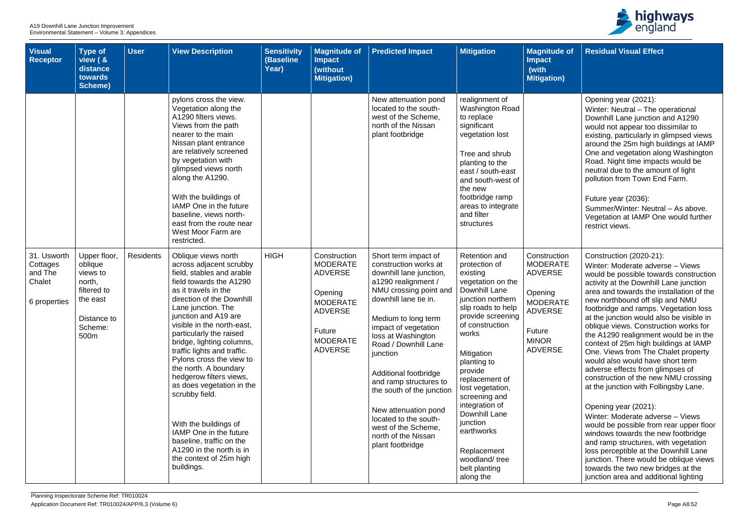| Visual Receptor | Type of view ( & distance towards Scheme) | User | View Description | Sensitivity (Baseline Year) | Magnitude of Impact (without Mitigation) | Predicted Impact | Mitigation | Magnitude of Impact (with Mitigation) | Residual Visual Effect |
|---|---|---|---|---|---|---|---|---|---|
| | | | pylons cross the view. Vegetation along the A1290 filters views. Views from the path nearer to the main Nissan plant entrance are relatively screened by vegetation with glimpsed views north along the A1290.<br><br>With the buildings of IAMP One in the future baseline, views north-east from the route near West Moor Farm are restricted. | | | New attenuation pond located to the south-west of the Scheme, north of the Nissan plant footbridge | realignment of Washington Road to replace significant vegetation lost<br><br>Tree and shrub planting to the east / south-east and south-west of the new footbridge ramp areas to integrate and filter structures | | Opening year (2021):<br>Winter: Neutral – The operational Downhill Lane junction and A1290 would not appear too dissimilar to existing, particularly in glimpsed views around the 25m high buildings at IAMP One and vegetation along Washington Road. Night time impacts would be neutral due to the amount of light pollution from Town End Farm.<br><br>Future year (2036):<br>Summer/Winter: Neutral – As above. Vegetation at IAMP One would further restrict views. |
| 31. Usworth Cottages and The Chalet<br><br>6 properties | Upper floor, oblique views to north, filtered to the east<br><br>Distance to Scheme: 500m | Residents | Oblique views north across adjacent scrubby field, stables and arable field towards the A1290 as it travels in the direction of the Downhill Lane junction. The junction and A19 are visible in the north-east, particularly the raised bridge, lighting columns, traffic lights and traffic. Pylons cross the view to the north. A boundary hedgerow filters views, as does vegetation in the scrubby field.<br><br>With the buildings of IAMP One in the future baseline, traffic on the A1290 in the north is in the context of 25m high buildings. | HIGH | Construction MODERATE ADVERSE<br><br>Opening MODERATE ADVERSE<br><br>Future MODERATE ADVERSE | Short term impact of construction works at downhill lane junction, a1290 realignment / NMU crossing point and downhill lane tie in.<br><br>Medium to long term impact of vegetation loss at Washington Road / Downhill Lane junction<br><br>Additional footbridge and ramp structures to the south of the junction<br><br>New attenuation pond located to the south-west of the Scheme, north of the Nissan plant footbridge | Retention and protection of existing vegetation on the Downhill Lane junction northern slip roads to help provide screening of construction works<br><br>Mitigation planting to provide replacement of lost vegetation, screening and integration of Downhill Lane junction earthworks<br><br>Replacement woodland/ tree belt planting along the | Construction MODERATE ADVERSE<br><br>Opening MODERATE ADVERSE<br><br>Future MINOR ADVERSE | Construction (2020-21):<br>Winter: Moderate adverse – Views would be possible towards construction activity at the Downhill Lane junction area and towards the installation of the new northbound off slip and NMU footbridge and ramps. Vegetation loss at the junction would also be visible in oblique views. Construction works for the A1290 realignment would be in the context of 25m high buildings at IAMP One. Views from The Chalet property would also would have short term adverse effects from glimpses of construction of the new NMU crossing at the junction with Follingsby Lane.<br><br>Opening year (2021):<br>Winter: Moderate adverse – Views would be possible from rear upper floor windows towards the new footbridge and ramp structures, with vegetation loss perceptible at the Downhill Lane junction. There would be oblique views towards the two new bridges at the junction area and additional lighting |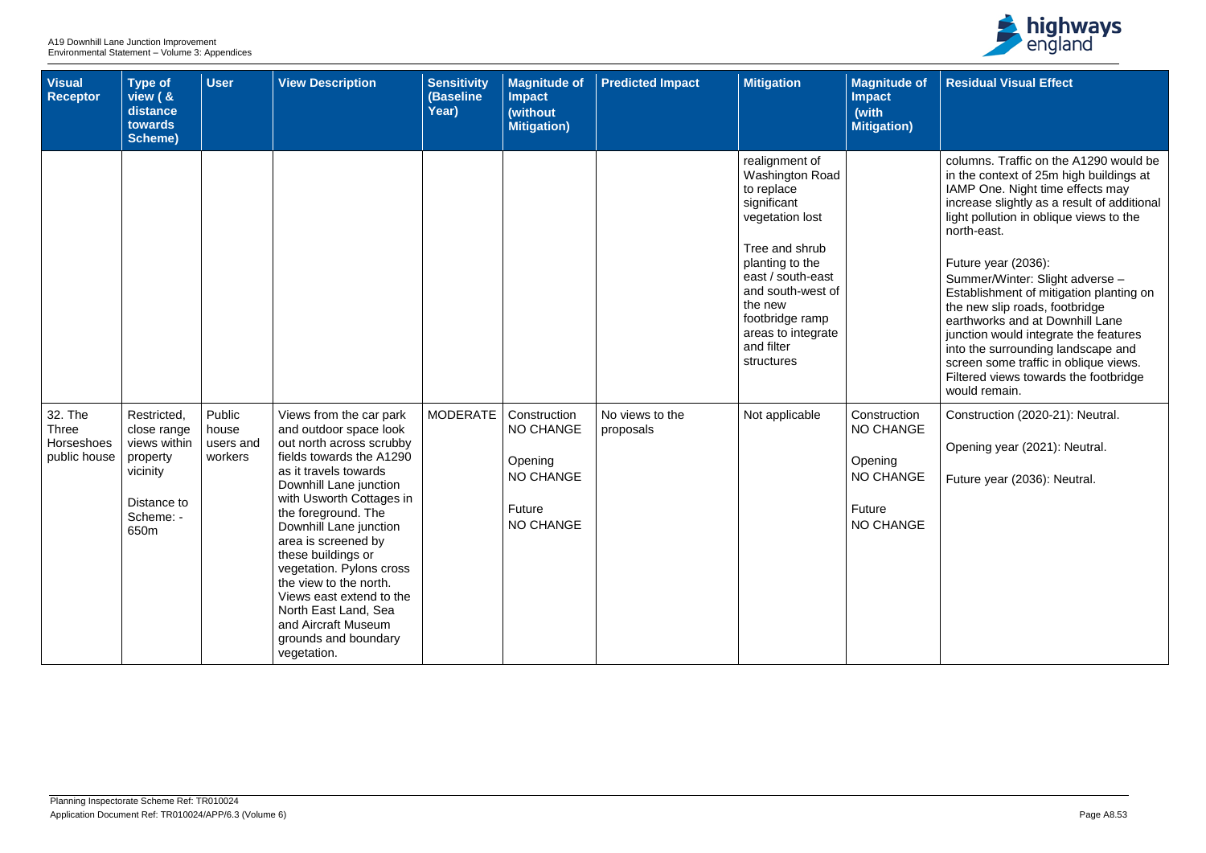| Visual Receptor | Type of view ( & distance towards Scheme) | User | View Description | Sensitivity (Baseline Year) | Magnitude of Impact (without Mitigation) | Predicted Impact | Mitigation | Magnitude of Impact (with Mitigation) | Residual Visual Effect |
|---|---|---|---|---|---|---|---|---|---|
| | | | | | | | realignment of Washington Road to replace significant vegetation lost<br><br>Tree and shrub planting to the east / south-east and south-west of the new footbridge ramp areas to integrate and filter structures | | columns. Traffic on the A1290 would be in the context of 25m high buildings at IAMP One. Night time effects may increase slightly as a result of additional light pollution in oblique views to the north-east.<br><br>Future year (2036):<br>Summer/Winter: Slight adverse – Establishment of mitigation planting on the new slip roads, footbridge earthworks and at Downhill Lane junction would integrate the features into the surrounding landscape and screen some traffic in oblique views. Filtered views towards the footbridge would remain. |
| 32. The Three Horseshoes public house | Restricted, close range views within property vicinity<br><br>Distance to Scheme: - 650m | Public house users and workers | Views from the car park and outdoor space look out north across scrubby fields towards the A1290 as it travels towards Downhill Lane junction with Usworth Cottages in the foreground. The Downhill Lane junction area is screened by these buildings or vegetation. Pylons cross the view to the north. Views east extend to the North East Land, Sea and Aircraft Museum grounds and boundary vegetation. | MODERATE | Construction<br>NO CHANGE<br><br>Opening<br>NO CHANGE<br><br>Future<br>NO CHANGE | No views to the proposals | Not applicable | Construction<br>NO CHANGE<br><br>Opening<br>NO CHANGE<br><br>Future<br>NO CHANGE | Construction (2020-21): Neutral.<br><br>Opening year (2021): Neutral.<br><br>Future year (2036): Neutral. |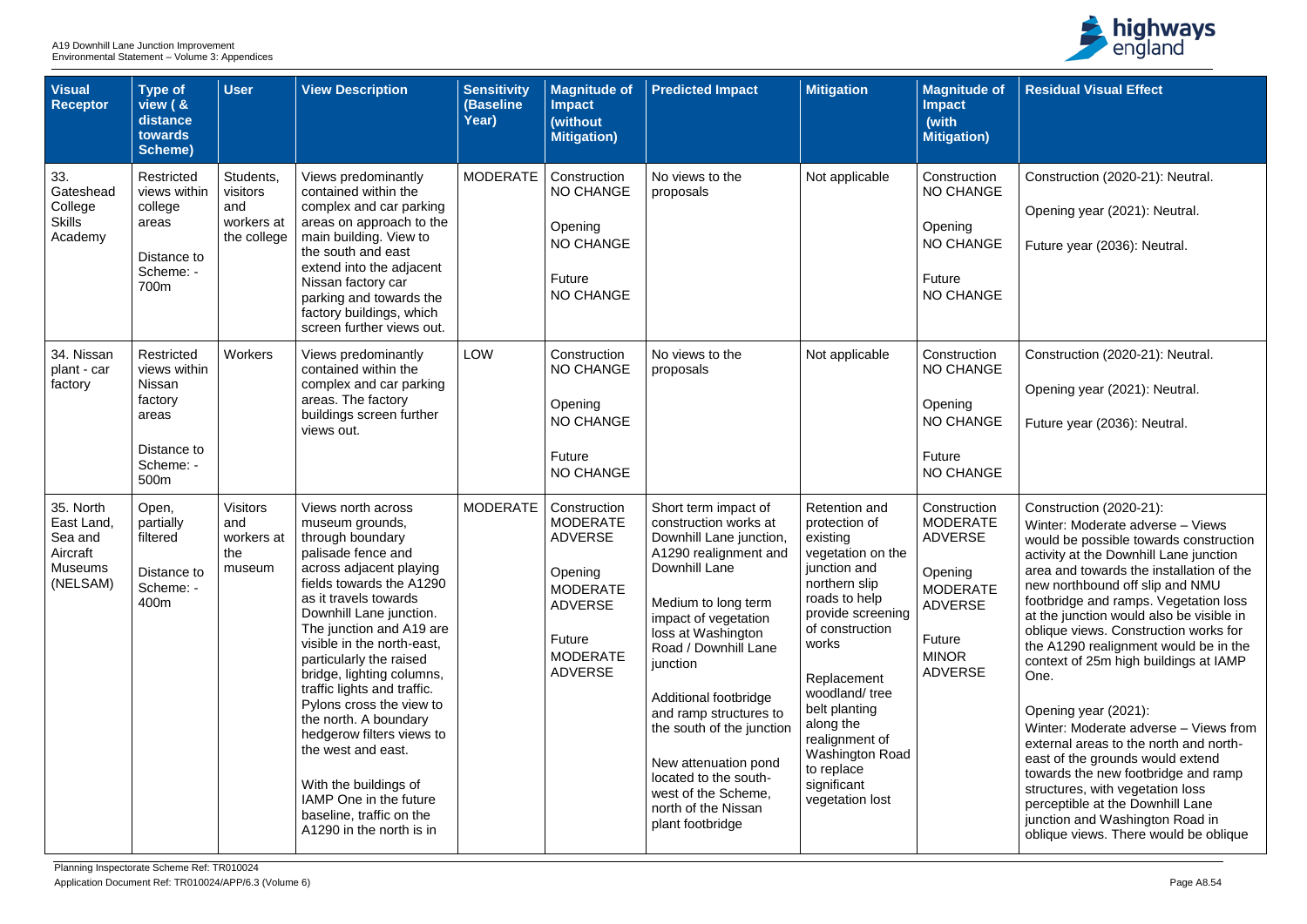| Visual Receptor | Type of view ( & distance towards Scheme) | User | View Description | Sensitivity (Baseline Year) | Magnitude of Impact (without Mitigation) | Predicted Impact | Mitigation | Magnitude of Impact (with Mitigation) | Residual Visual Effect |
|---|---|---|---|---|---|---|---|---|---|
| 33. Gateshead College Skills Academy | Restricted views within college areas<br><br>Distance to Scheme: - 700m | Students, visitors and workers at the college | Views predominantly contained within the complex and car parking areas on approach to the main building. View to the south and east extend into the adjacent Nissan factory car parking and towards the factory buildings, which screen further views out. | MODERATE | Construction NO CHANGE<br><br>Opening NO CHANGE<br><br>Future NO CHANGE | No views to the proposals | Not applicable | Construction NO CHANGE<br><br>Opening NO CHANGE<br><br>Future NO CHANGE | Construction (2020-21): Neutral.<br><br>Opening year (2021): Neutral.<br><br>Future year (2036): Neutral. |
| 34. Nissan plant - car factory | Restricted views within Nissan factory areas<br><br>Distance to Scheme: - 500m | Workers | Views predominantly contained within the complex and car parking areas. The factory buildings screen further views out. | LOW | Construction NO CHANGE<br><br>Opening NO CHANGE<br><br>Future NO CHANGE | No views to the proposals | Not applicable | Construction NO CHANGE<br><br>Opening NO CHANGE<br><br>Future NO CHANGE | Construction (2020-21): Neutral.<br><br>Opening year (2021): Neutral.<br><br>Future year (2036): Neutral. |
| 35. North East Land, Sea and Aircraft Museums (NELSAM) | Open, partially filtered<br><br>Distance to Scheme: - 400m | Visitors and workers at the museum | Views north across museum grounds, through boundary palisade fence and across adjacent playing fields towards the A1290 as it travels towards Downhill Lane junction. The junction and A19 are visible in the north-east, particularly the raised bridge, lighting columns, traffic lights and traffic. Pylons cross the view to the north. A boundary hedgerow filters views to the west and east.<br><br>With the buildings of IAMP One in the future baseline, traffic on the A1290 in the north is in | MODERATE | Construction MODERATE ADVERSE<br><br>Opening MODERATE ADVERSE<br><br>Future MODERATE ADVERSE | Short term impact of construction works at Downhill Lane junction, A1290 realignment and Downhill Lane<br><br>Medium to long term impact of vegetation loss at Washington Road / Downhill Lane junction<br><br>Additional footbridge and ramp structures to the south of the junction<br><br>New attenuation pond located to the south-west of the Scheme, north of the Nissan plant footbridge | Retention and protection of existing vegetation on the junction and northern slip roads to help provide screening of construction works<br><br>Replacement woodland/ tree belt planting along the realignment of Washington Road to replace significant vegetation lost | Construction MODERATE ADVERSE<br><br>Opening MODERATE ADVERSE<br><br>Future MINOR ADVERSE | Construction (2020-21):<br>Winter: Moderate adverse – Views would be possible towards construction activity at the Downhill Lane junction area and towards the installation of the new northbound off slip and NMU footbridge and ramps. Vegetation loss at the junction would also be visible in oblique views. Construction works for the A1290 realignment would be in the context of 25m high buildings at IAMP One.<br><br>Opening year (2021):<br>Winter: Moderate adverse – Views from external areas to the north and north-east of the grounds would extend towards the new footbridge and ramp structures, with vegetation loss perceptible at the Downhill Lane junction and Washington Road in oblique views. There would be oblique |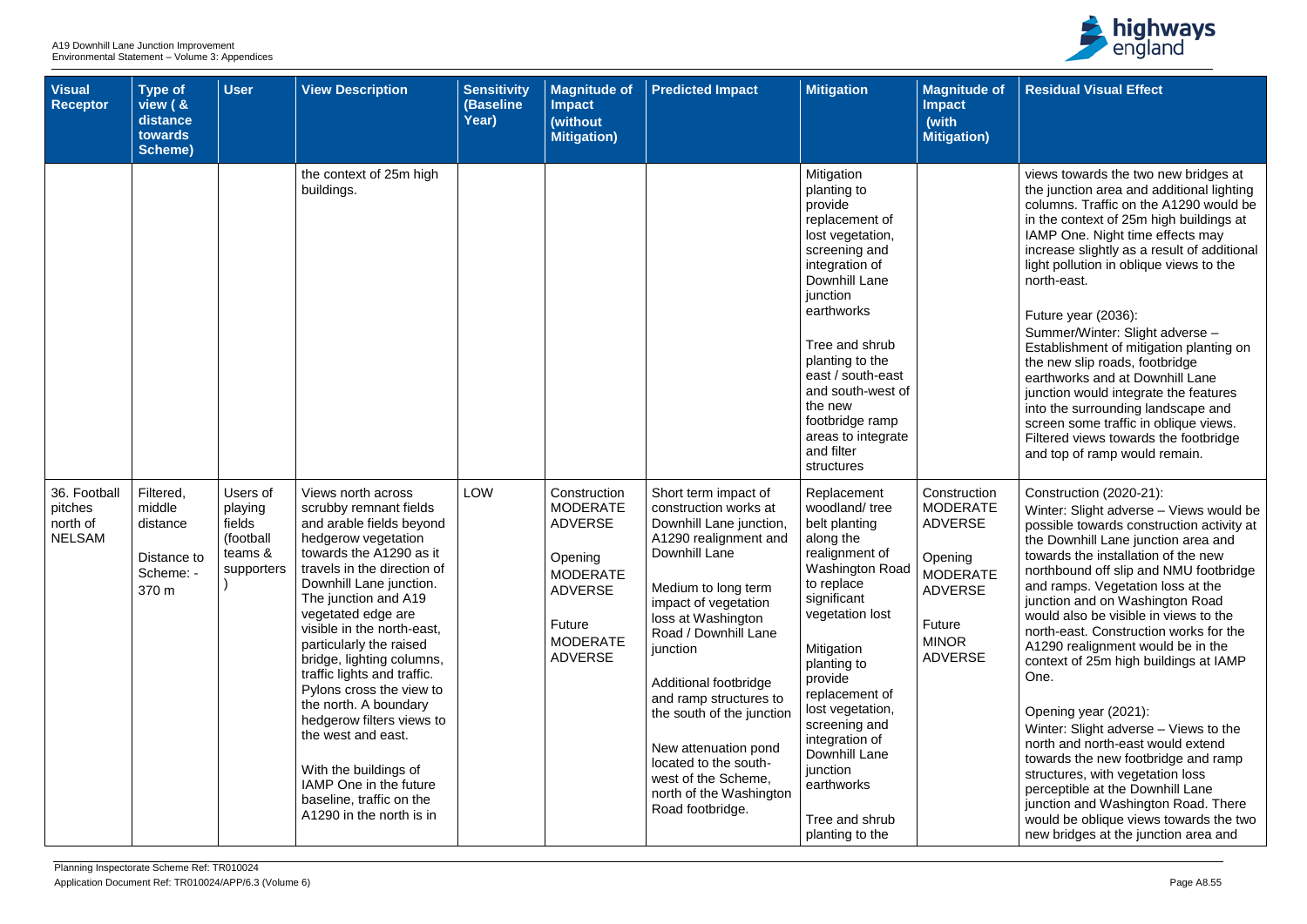| Visual Receptor | Type of view ( & distance towards Scheme) | User | View Description | Sensitivity (Baseline Year) | Magnitude of Impact (without Mitigation) | Predicted Impact | Mitigation | Magnitude of Impact (with Mitigation) | Residual Visual Effect |
|---|---|---|---|---|---|---|---|---|---|
| | | | the context of 25m high buildings. | | | | Mitigation planting to provide replacement of lost vegetation, screening and integration of Downhill Lane junction earthworks<br><br>Tree and shrub planting to the east / south-east and south-west of the new footbridge ramp areas to integrate and filter structures | | views towards the two new bridges at the junction area and additional lighting columns. Traffic on the A1290 would be in the context of 25m high buildings at IAMP One. Night time effects may increase slightly as a result of additional light pollution in oblique views to the north-east.<br><br>Future year (2036):<br>Summer/Winter: Slight adverse – Establishment of mitigation planting on the new slip roads, footbridge earthworks and at Downhill Lane junction would integrate the features into the surrounding landscape and screen some traffic in oblique views. Filtered views towards the footbridge and top of ramp would remain. |
| 36. Football pitches north of NELSAM | Filtered, middle distance<br><br>Distance to Scheme: - 370 m | Users of playing fields (football teams & supporters ) | Views north across scrubby remnant fields and arable fields beyond hedgerow vegetation towards the A1290 as it travels in the direction of Downhill Lane junction. The junction and A19 vegetated edge are visible in the north-east, particularly the raised bridge, lighting columns, traffic lights and traffic. Pylons cross the view to the north. A boundary hedgerow filters views to the west and east.<br><br>With the buildings of IAMP One in the future baseline, traffic on the A1290 in the north is in | LOW | Construction MODERATE ADVERSE<br><br>Opening MODERATE ADVERSE<br><br>Future MODERATE ADVERSE | Short term impact of construction works at Downhill Lane junction, A1290 realignment and Downhill Lane<br><br>Medium to long term impact of vegetation loss at Washington Road / Downhill Lane junction<br><br>Additional footbridge and ramp structures to the south of the junction<br><br>New attenuation pond located to the south-west of the Scheme, north of the Washington Road footbridge. | Replacement woodland/ tree belt planting along the realignment of Washington Road to replace significant vegetation lost<br><br>Mitigation planting to provide replacement of lost vegetation, screening and integration of Downhill Lane junction earthworks<br><br>Tree and shrub planting to the | Construction MODERATE ADVERSE<br><br>Opening MODERATE ADVERSE<br><br>Future MINOR ADVERSE | Construction (2020-21):<br>Winter: Slight adverse – Views would be possible towards construction activity at the Downhill Lane junction area and towards the installation of the new northbound off slip and NMU footbridge and ramps. Vegetation loss at the junction and on Washington Road would also be visible in views to the north-east. Construction works for the A1290 realignment would be in the context of 25m high buildings at IAMP One.<br><br>Opening year (2021):<br>Winter: Slight adverse – Views to the north and north-east would extend towards the new footbridge and ramp structures, with vegetation loss perceptible at the Downhill Lane junction and Washington Road. There would be oblique views towards the two new bridges at the junction area and |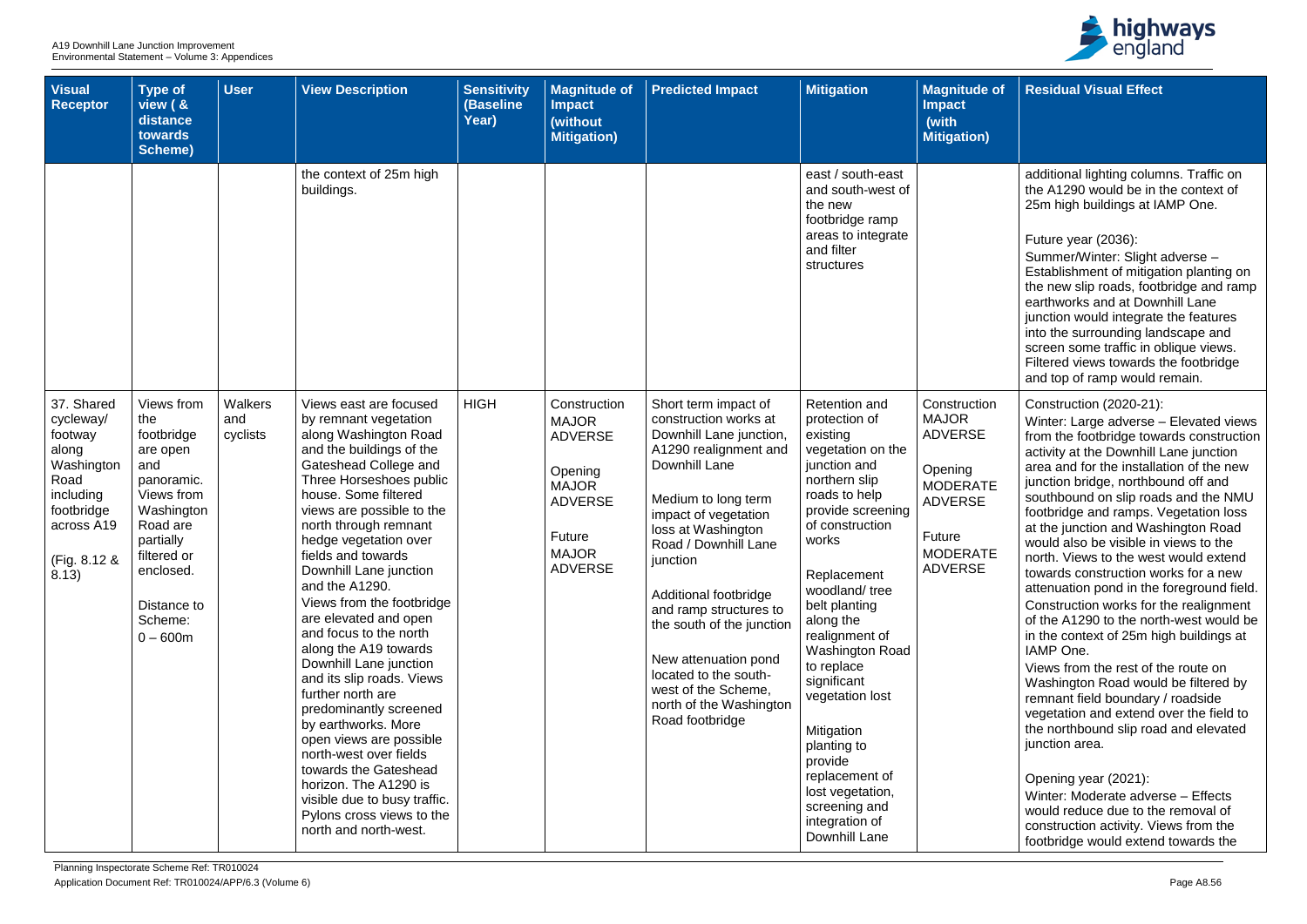| Visual Receptor | Type of view (& distance towards Scheme) | User | View Description | Sensitivity (Baseline Year) | Magnitude of Impact (without Mitigation) | Predicted Impact | Mitigation | Magnitude of Impact (with Mitigation) | Residual Visual Effect |
|---|---|---|---|---|---|---|---|---|---|
| | | | the context of 25m high buildings. | | | | east / south-east and south-west of the new footbridge ramp areas to integrate and filter structures | | additional lighting columns. Traffic on the A1290 would be in the context of 25m high buildings at IAMP One.<br><br>Future year (2036):<br>Summer/Winter: Slight adverse – Establishment of mitigation planting on the new slip roads, footbridge and ramp earthworks and at Downhill Lane junction would integrate the features into the surrounding landscape and screen some traffic in oblique views. Filtered views towards the footbridge and top of ramp would remain. |
| 37. Shared cycleway/ footway along Washington Road including footbridge across A19<br><br>(Fig. 8.12 & 8.13) | Views from the footbridge are open and panoramic. Views from Washington Road are partially filtered or enclosed.<br><br>Distance to Scheme: 0 – 600m | Walkers and cyclists | Views east are focused by remnant vegetation along Washington Road and the buildings of the Gateshead College and Three Horseshoes public house. Some filtered views are possible to the north through remnant hedge vegetation over fields and towards Downhill Lane junction and the A1290.<br>Views from the footbridge are elevated and open and focus to the north along the A19 towards Downhill Lane junction and its slip roads. Views further north are predominantly screened by earthworks. More open views are possible north-west over fields towards the Gateshead horizon. The A1290 is visible due to busy traffic. Pylons cross views to the north and north-west. | HIGH | Construction MAJOR ADVERSE<br><br>Opening MAJOR ADVERSE<br><br>Future MAJOR ADVERSE | Short term impact of construction works at Downhill Lane junction, A1290 realignment and Downhill Lane<br><br>Medium to long term impact of vegetation loss at Washington Road / Downhill Lane junction<br><br>Additional footbridge and ramp structures to the south of the junction<br><br>New attenuation pond located to the south-west of the Scheme, north of the Washington Road footbridge | Retention and protection of existing vegetation on the junction and northern slip roads to help provide screening of construction works<br><br>Replacement woodland/ tree belt planting along the realignment of Washington Road to replace significant vegetation lost<br><br>Mitigation planting to provide replacement of lost vegetation, screening and integration of Downhill Lane | Construction MAJOR ADVERSE<br><br>Opening MODERATE ADVERSE<br><br>Future MODERATE ADVERSE | Construction (2020-21):<br>Winter: Large adverse – Elevated views from the footbridge towards construction activity at the Downhill Lane junction area and for the installation of the new junction bridge, northbound off and southbound on slip roads and the NMU footbridge and ramps. Vegetation loss at the junction and Washington Road would also be visible in views to the north. Views to the west would extend towards construction works for a new attenuation pond in the foreground field. Construction works for the realignment of the A1290 to the north-west would be in the context of 25m high buildings at IAMP One.<br>Views from the rest of the route on Washington Road would be filtered by remnant field boundary / roadside vegetation and extend over the field to the northbound slip road and elevated junction area.<br><br>Opening year (2021):<br>Winter: Moderate adverse – Effects would reduce due to the removal of construction activity. Views from the footbridge would extend towards the |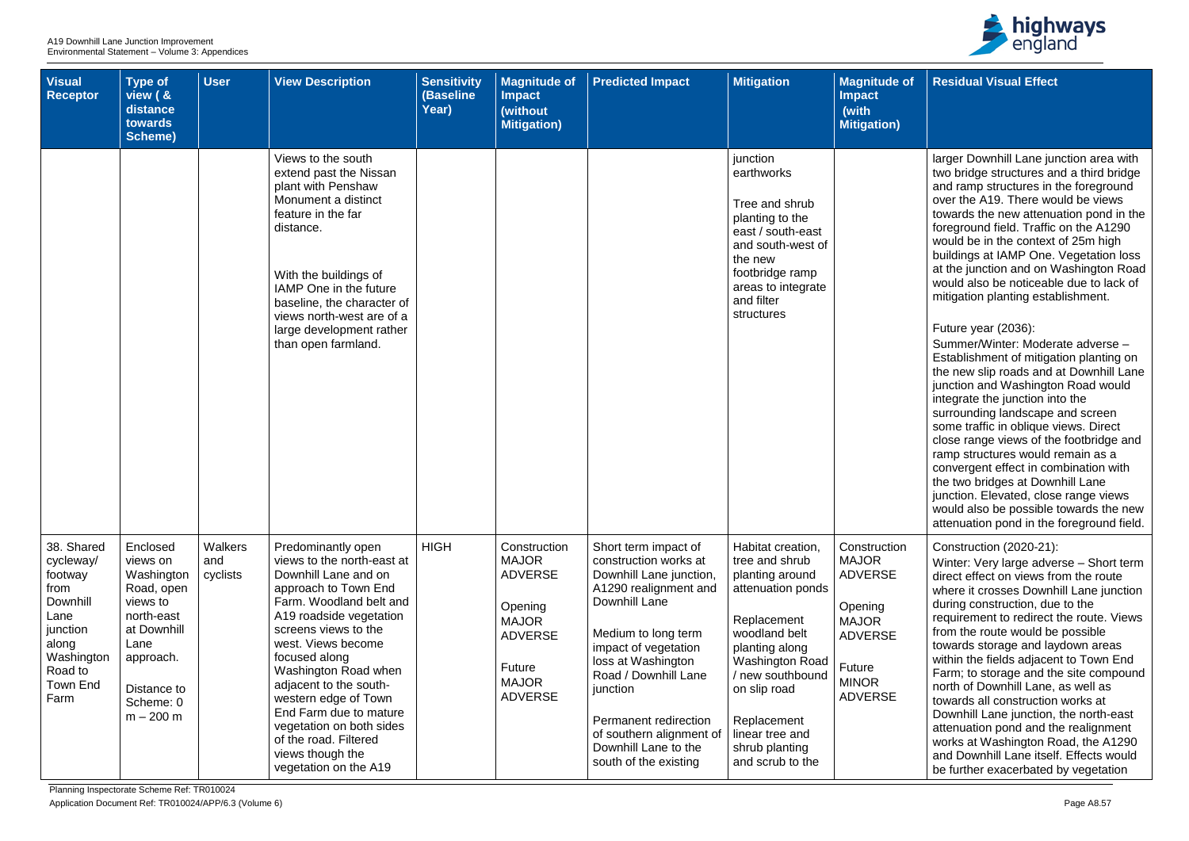| Visual Receptor | Type of view ( & distance towards Scheme) | User | View Description | Sensitivity (Baseline Year) | Magnitude of Impact (without Mitigation) | Predicted Impact | Mitigation | Magnitude of Impact (with Mitigation) | Residual Visual Effect |
|---|---|---|---|---|---|---|---|---|---|
| | | | Views to the south extend past the Nissan plant with Penshaw Monument a distinct feature in the far distance.<br><br>With the buildings of IAMP One in the future baseline, the character of views north-west are of a large development rather than open farmland. | | | | junction earthworks<br><br>Tree and shrub planting to the east / south-east and south-west of the new footbridge ramp areas to integrate and filter structures | | larger Downhill Lane junction area with two bridge structures and a third bridge and ramp structures in the foreground over the A19. There would be views towards the new attenuation pond in the foreground field. Traffic on the A1290 would be in the context of 25m high buildings at IAMP One. Vegetation loss at the junction and on Washington Road would also be noticeable due to lack of mitigation planting establishment.<br><br>Future year (2036):<br>Summer/Winter: Moderate adverse – Establishment of mitigation planting on the new slip roads and at Downhill Lane junction and Washington Road would integrate the junction into the surrounding landscape and screen some traffic in oblique views. Direct close range views of the footbridge and ramp structures would remain as a convergent effect in combination with the two bridges at Downhill Lane junction. Elevated, close range views would also be possible towards the new attenuation pond in the foreground field. |
| 38. Shared cycleway/ footway from Downhill Lane junction along Washington Road to Town End Farm | Enclosed views on Washington Road, open views to north-east at Downhill Lane approach.<br><br>Distance to Scheme: 0 m – 200 m | Walkers and cyclists | Predominantly open views to the north-east at Downhill Lane and on approach to Town End Farm. Woodland belt and A19 roadside vegetation screens views to the west. Views become focused along Washington Road when adjacent to the south-western edge of Town End Farm due to mature vegetation on both sides of the road. Filtered views though the vegetation on the A19 | HIGH | Construction MAJOR ADVERSE<br><br>Opening MAJOR ADVERSE<br><br>Future MAJOR ADVERSE | Short term impact of construction works at Downhill Lane junction, A1290 realignment and Downhill Lane<br><br>Medium to long term impact of vegetation loss at Washington Road / Downhill Lane junction<br><br>Permanent redirection of southern alignment of Downhill Lane to the south of the existing | Habitat creation, tree and shrub planting around attenuation ponds<br><br>Replacement woodland belt planting along Washington Road / new southbound on slip road<br><br>Replacement linear tree and shrub planting and scrub to the | Construction MAJOR ADVERSE<br><br>Opening MAJOR ADVERSE<br><br>Future MINOR ADVERSE | Construction (2020-21):<br>Winter: Very large adverse – Short term direct effect on views from the route where it crosses Downhill Lane junction during construction, due to the requirement to redirect the route. Views from the route would be possible towards storage and laydown areas within the fields adjacent to Town End Farm; to storage and the site compound north of Downhill Lane, as well as towards all construction works at Downhill Lane junction, the north-east attenuation pond and the realignment works at Washington Road, the A1290 and Downhill Lane itself. Effects would be further exacerbated by vegetation |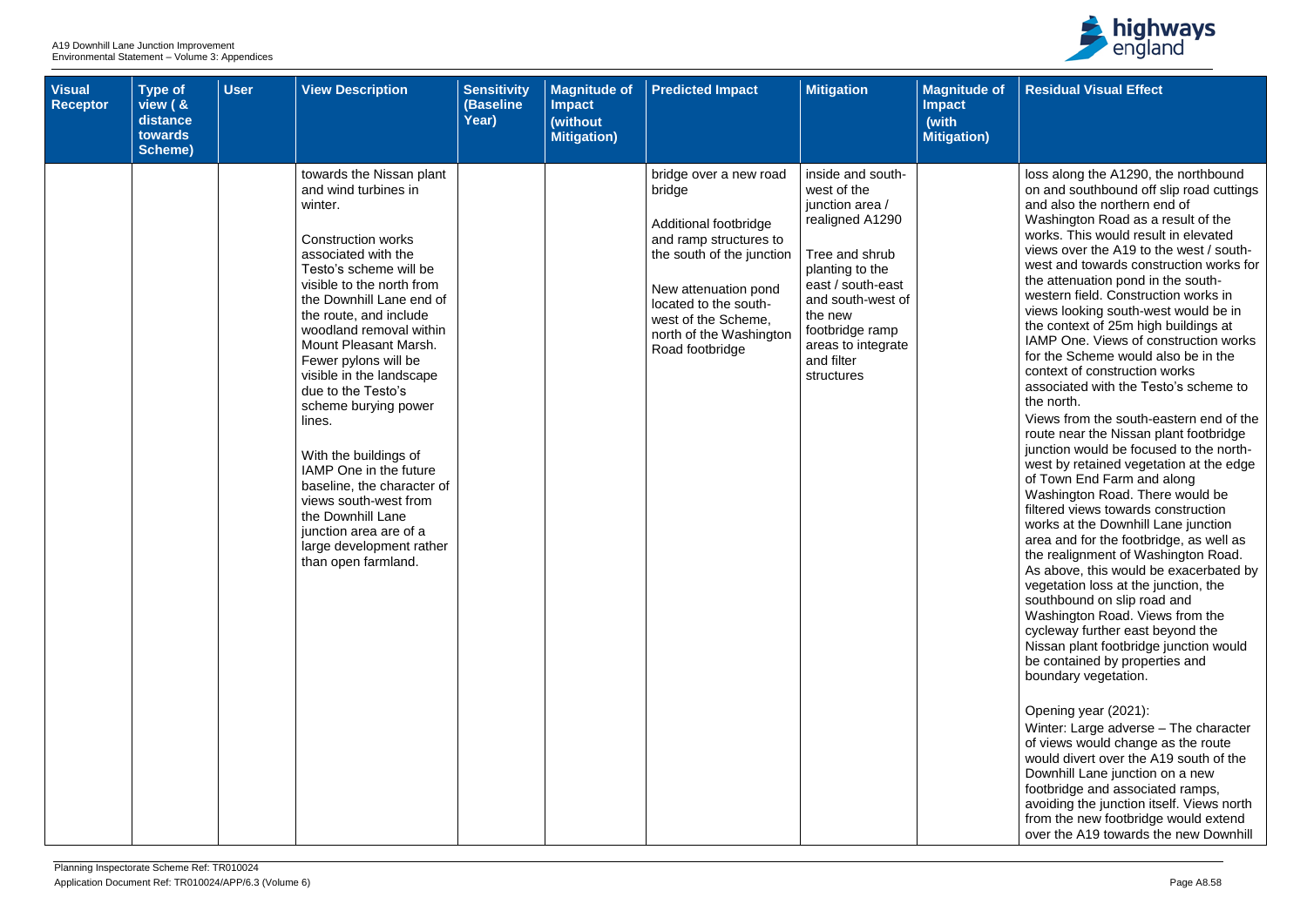| Visual Receptor | Type of view ( & distance towards Scheme) | User | View Description | Sensitivity (Baseline Year) | Magnitude of Impact (without Mitigation) | Predicted Impact | Mitigation | Magnitude of Impact (with Mitigation) | Residual Visual Effect |
|---|---|---|---|---|---|---|---|---|---|
| | | | towards the Nissan plant and wind turbines in winter.<br><br>Construction works associated with the Testo's scheme will be visible to the north from the Downhill Lane end of the route, and include woodland removal within Mount Pleasant Marsh. Fewer pylons will be visible in the landscape due to the Testo's scheme burying power lines.<br><br>With the buildings of IAMP One in the future baseline, the character of views south-west from the Downhill Lane junction area are of a large development rather than open farmland. | | | bridge over a new road bridge<br><br>Additional footbridge and ramp structures to the south of the junction<br><br>New attenuation pond located to the south-west of the Scheme, north of the Washington Road footbridge | inside and south-west of the junction area / realigned A1290<br><br>Tree and shrub planting to the east / south-east and south-west of the new footbridge ramp areas to integrate and filter structures | | loss along the A1290, the northbound on and southbound off slip road cuttings and also the northern end of Washington Road as a result of the works. This would result in elevated views over the A19 to the west / south-west and towards construction works for the attenuation pond in the south-western field. Construction works in views looking south-west would be in the context of 25m high buildings at IAMP One. Views of construction works for the Scheme would also be in the context of construction works associated with the Testo's scheme to the north.<br>Views from the south-eastern end of the route near the Nissan plant footbridge junction would be focused to the north-west by retained vegetation at the edge of Town End Farm and along Washington Road. There would be filtered views towards construction works at the Downhill Lane junction area and for the footbridge, as well as the realignment of Washington Road. As above, this would be exacerbated by vegetation loss at the junction, the southbound on slip road and Washington Road. Views from the cycleway further east beyond the Nissan plant footbridge junction would be contained by properties and boundary vegetation.<br><br>Opening year (2021):<br>Winter: Large adverse – The character of views would change as the route would divert over the A19 south of the Downhill Lane junction on a new footbridge and associated ramps, avoiding the junction itself. Views north from the new footbridge would extend over the A19 towards the new Downhill |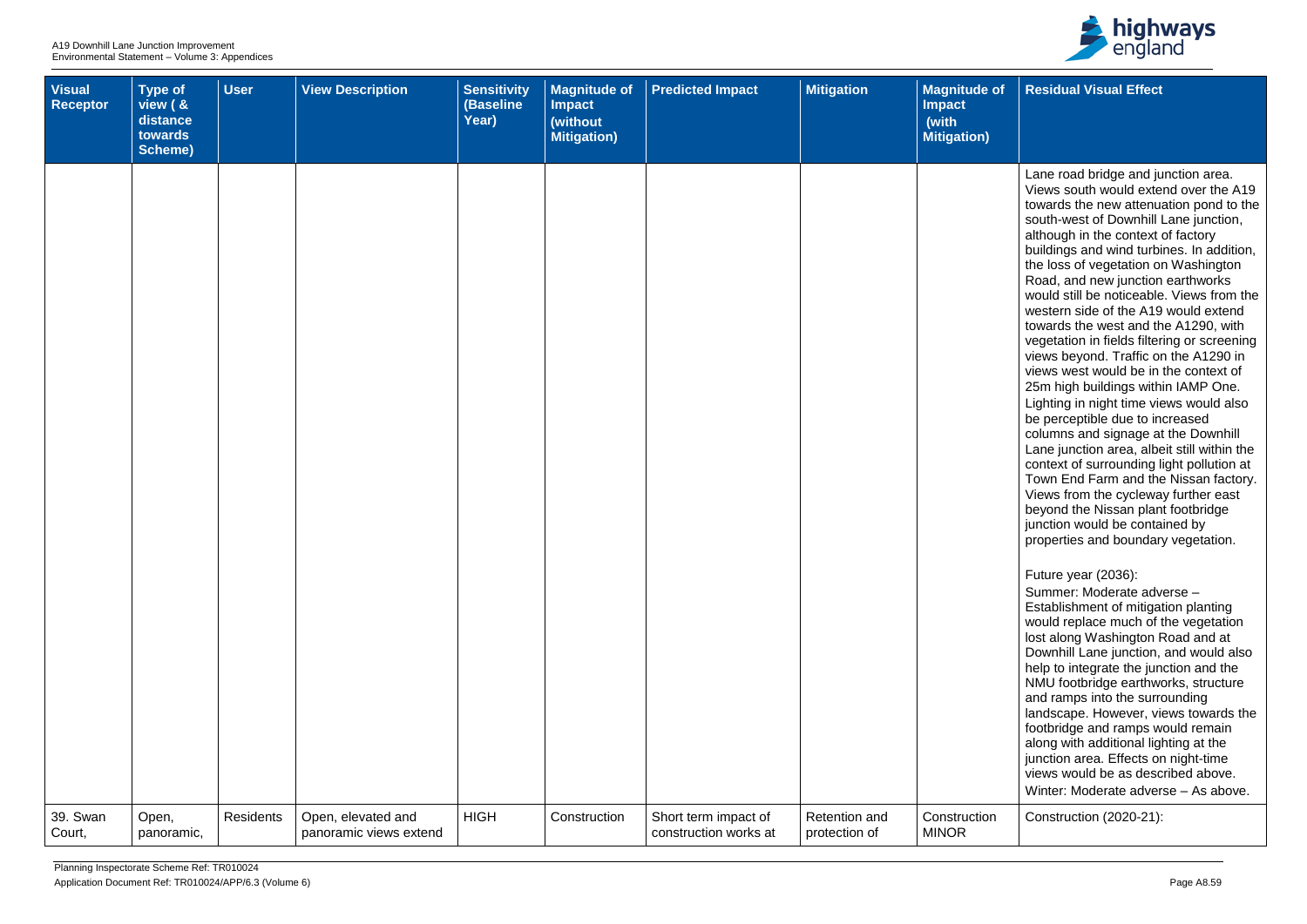| Visual Receptor | Type of view ( & distance towards Scheme) | User | View Description | Sensitivity (Baseline Year) | Magnitude of Impact (without Mitigation) | Predicted Impact | Mitigation | Magnitude of Impact (with Mitigation) | Residual Visual Effect |
|---|---|---|---|---|---|---|---|---|---|
| | | | | | | | | | Lane road bridge and junction area. Views south would extend over the A19 towards the new attenuation pond to the south-west of Downhill Lane junction, although in the context of factory buildings and wind turbines. In addition, the loss of vegetation on Washington Road, and new junction earthworks would still be noticeable. Views from the western side of the A19 would extend towards the west and the A1290, with vegetation in fields filtering or screening views beyond. Traffic on the A1290 in views west would be in the context of 25m high buildings within IAMP One. Lighting in night time views would also be perceptible due to increased columns and signage at the Downhill Lane junction area, albeit still within the context of surrounding light pollution at Town End Farm and the Nissan factory. Views from the cycleway further east beyond the Nissan plant footbridge junction would be contained by properties and boundary vegetation.<br><br>Future year (2036):<br>Summer: Moderate adverse – Establishment of mitigation planting would replace much of the vegetation lost along Washington Road and at Downhill Lane junction, and would also help to integrate the junction and the NMU footbridge earthworks, structure and ramps into the surrounding landscape. However, views towards the footbridge and ramps would remain along with additional lighting at the junction area. Effects on night-time views would be as described above.<br>Winter: Moderate adverse – As above. |
| 39. Swan Court, | Open, panoramic, | Residents | Open, elevated and panoramic views extend | HIGH | Construction | Short term impact of construction works at | Retention and protection of | Construction MINOR | Construction (2020-21): |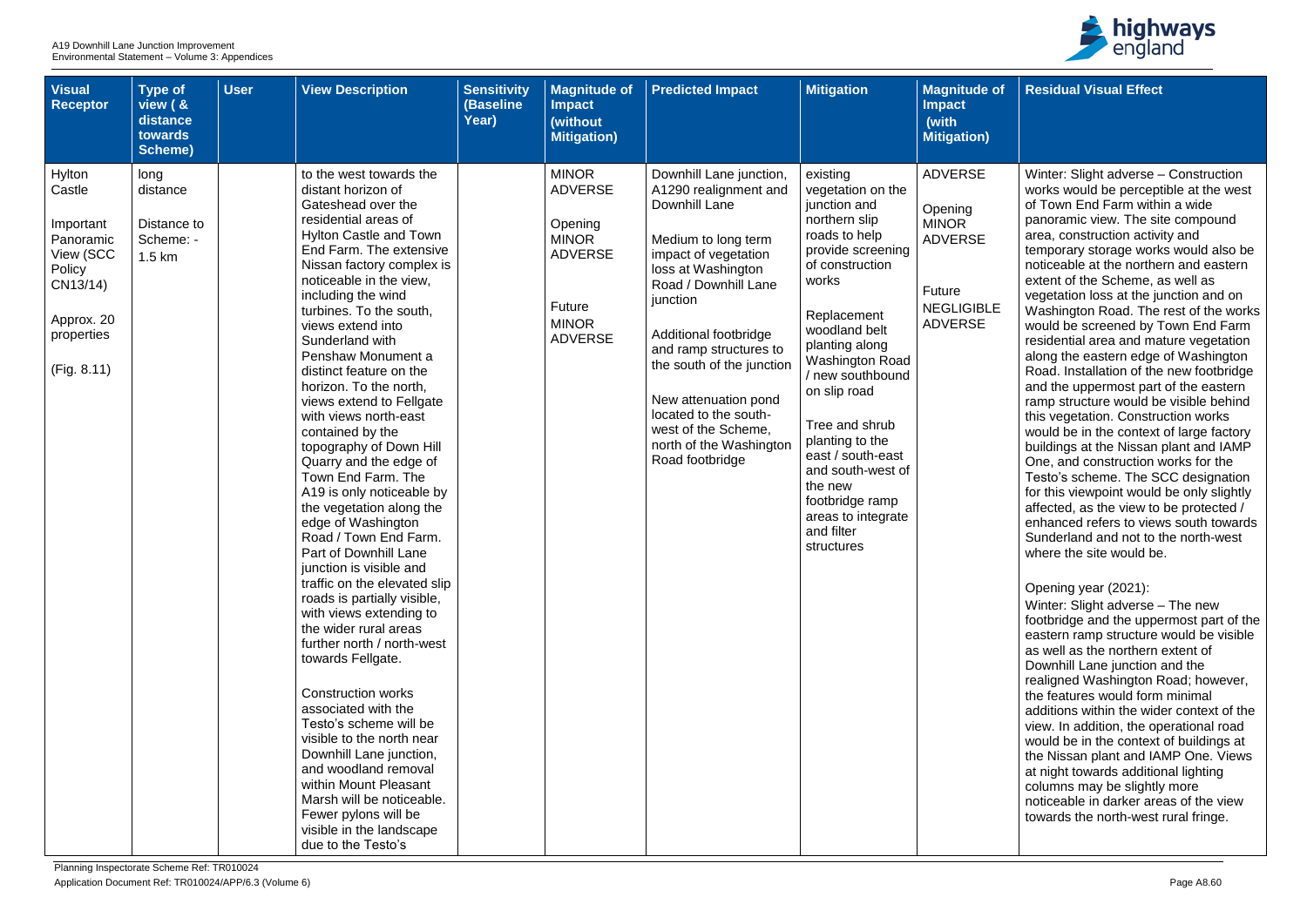| Visual Receptor | Type of view ( & distance towards Scheme) | User | View Description | Sensitivity (Baseline Year) | Magnitude of Impact (without Mitigation) | Predicted Impact | Mitigation | Magnitude of Impact (with Mitigation) | Residual Visual Effect |
|---|---|---|---|---|---|---|---|---|---|
| Hylton Castle<br><br>Important Panoramic View (SCC Policy CN13/14)<br><br>Approx. 20 properties<br><br>(Fig. 8.11) | long distance<br><br>Distance to Scheme: - 1.5 km | | to the west towards the distant horizon of Gateshead over the residential areas of Hylton Castle and Town End Farm. The extensive Nissan factory complex is noticeable in the view, including the wind turbines. To the south, views extend into Sunderland with Penshaw Monument a distinct feature on the horizon. To the north, views extend to Fellgate with views north-east contained by the topography of Down Hill Quarry and the edge of Town End Farm. The A19 is only noticeable by the vegetation along the edge of Washington Road / Town End Farm. Part of Downhill Lane junction is visible and traffic on the elevated slip roads is partially visible, with views extending to the wider rural areas further north / north-west towards Fellgate.<br><br>Construction works associated with the Testo's scheme will be visible to the north near Downhill Lane junction, and woodland removal within Mount Pleasant Marsh will be noticeable. Fewer pylons will be visible in the landscape due to the Testo's | | MINOR ADVERSE<br><br>Opening MINOR ADVERSE<br><br>Future MINOR ADVERSE | Downhill Lane junction, A1290 realignment and Downhill Lane<br><br>Medium to long term impact of vegetation loss at Washington Road / Downhill Lane junction<br><br>Additional footbridge and ramp structures to the south of the junction<br><br>New attenuation pond located to the south-west of the Scheme, north of the Washington Road footbridge | existing vegetation on the junction and northern slip roads to help provide screening of construction works<br><br>Replacement woodland belt planting along Washington Road / new southbound on slip road<br><br>Tree and shrub planting to the east / south-east and south-west of the new footbridge ramp areas to integrate and filter structures | ADVERSE<br><br>Opening MINOR ADVERSE<br><br>Future NEGLIGIBLE ADVERSE | Winter: Slight adverse – Construction works would be perceptible at the west of Town End Farm within a wide panoramic view. The site compound area, construction activity and temporary storage works would also be noticeable at the northern and eastern extent of the Scheme, as well as vegetation loss at the junction and on Washington Road. The rest of the works would be screened by Town End Farm residential area and mature vegetation along the eastern edge of Washington Road. Installation of the new footbridge and the uppermost part of the eastern ramp structure would be visible behind this vegetation. Construction works would be in the context of large factory buildings at the Nissan plant and IAMP One, and construction works for the Testo's scheme. The SCC designation for this viewpoint would be only slightly affected, as the view to be protected / enhanced refers to views south towards Sunderland and not to the north-west where the site would be.<br><br>Opening year (2021):<br>Winter: Slight adverse – The new footbridge and the uppermost part of the eastern ramp structure would be visible as well as the northern extent of Downhill Lane junction and the realigned Washington Road; however, the features would form minimal additions within the wider context of the view. In addition, the operational road would be in the context of buildings at the Nissan plant and IAMP One. Views at night towards additional lighting columns may be slightly more noticeable in darker areas of the view towards the north-west rural fringe. |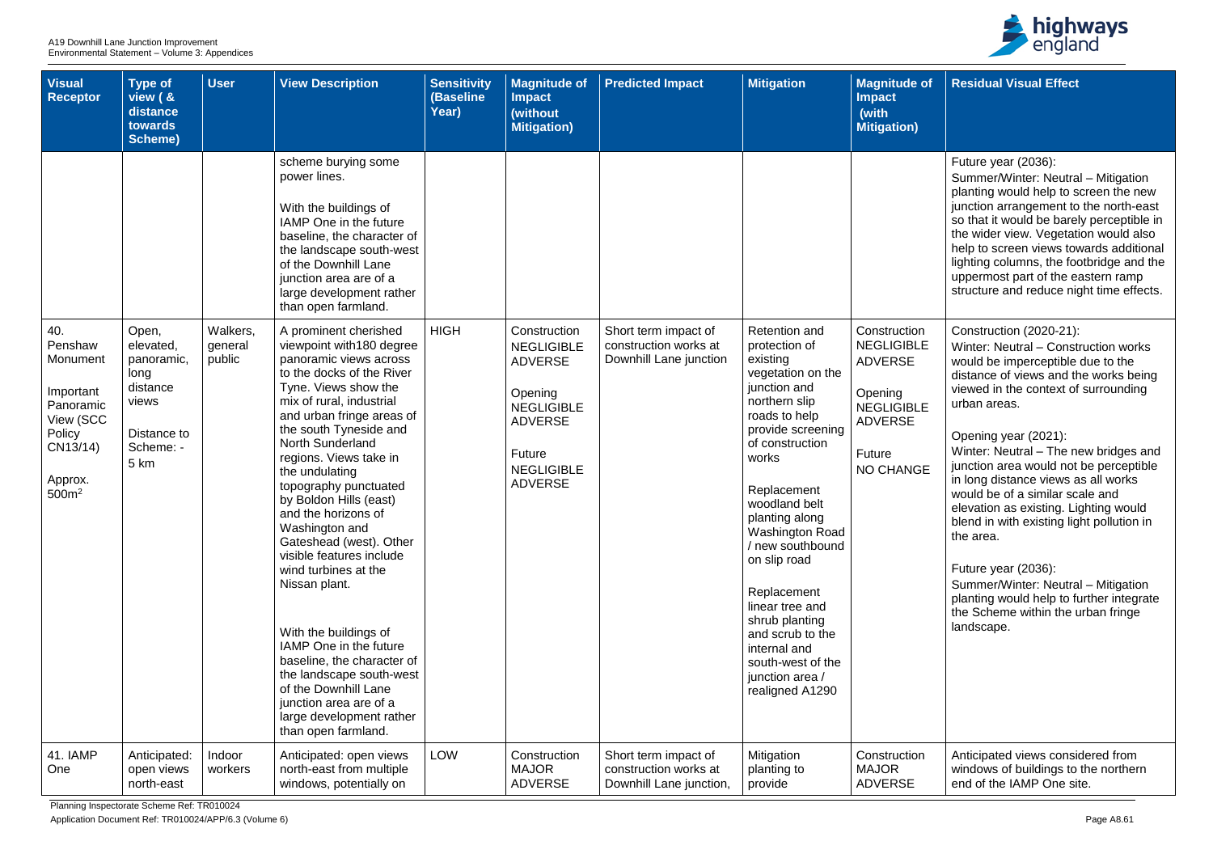| Visual Receptor | Type of view ( & distance towards Scheme) | User | View Description | Sensitivity (Baseline Year) | Magnitude of Impact (without Mitigation) | Predicted Impact | Mitigation | Magnitude of Impact (with Mitigation) | Residual Visual Effect |
|---|---|---|---|---|---|---|---|---|---|
| | | | scheme burying some power lines.<br><br>With the buildings of IAMP One in the future baseline, the character of the landscape south-west of the Downhill Lane junction area are of a large development rather than open farmland. | | | | | | Future year (2036):<br>Summer/Winter: Neutral – Mitigation planting would help to screen the new junction arrangement to the north-east so that it would be barely perceptible in the wider view. Vegetation would also help to screen views towards additional lighting columns, the footbridge and the uppermost part of the eastern ramp structure and reduce night time effects. |
| 40. Penshaw Monument<br><br>Important Panoramic View (SCC Policy CN13/14)<br><br>Approx. 500m$^2$ | Open, elevated, panoramic, long distance views<br><br>Distance to Scheme: - 5 km | Walkers, general public | A prominent cherished viewpoint with180 degree panoramic views across to the docks of the River Tyne. Views show the mix of rural, industrial and urban fringe areas of the south Tyneside and North Sunderland regions. Views take in the undulating topography punctuated by Boldon Hills (east) and the horizons of Washington and Gateshead (west). Other visible features include wind turbines at the Nissan plant.<br><br>With the buildings of IAMP One in the future baseline, the character of the landscape south-west of the Downhill Lane junction area are of a large development rather than open farmland. | HIGH | Construction NEGLIGIBLE ADVERSE<br><br>Opening NEGLIGIBLE ADVERSE<br><br>Future NEGLIGIBLE ADVERSE | Short term impact of construction works at Downhill Lane junction | Retention and protection of existing vegetation on the junction and northern slip roads to help provide screening of construction works<br><br>Replacement woodland belt planting along Washington Road / new southbound on slip road<br><br>Replacement linear tree and shrub planting and scrub to the internal and south-west of the junction area / realigned A1290 | Construction NEGLIGIBLE ADVERSE<br><br>Opening NEGLIGIBLE ADVERSE<br><br>Future NO CHANGE | Construction (2020-21):<br>Winter: Neutral – Construction works would be imperceptible due to the distance of views and the works being viewed in the context of surrounding urban areas.<br><br>Opening year (2021):<br>Winter: Neutral – The new bridges and junction area would not be perceptible in long distance views as all works would be of a similar scale and elevation as existing. Lighting would blend in with existing light pollution in the area.<br><br>Future year (2036):<br>Summer/Winter: Neutral – Mitigation planting would help to further integrate the Scheme within the urban fringe landscape. |
| 41. IAMP One | Anticipated: open views north-east | Indoor workers | Anticipated: open views north-east from multiple windows, potentially on | LOW | Construction MAJOR ADVERSE | Short term impact of construction works at Downhill Lane junction, | Mitigation planting to provide | Construction MAJOR ADVERSE | Anticipated views considered from windows of buildings to the northern end of the IAMP One site. |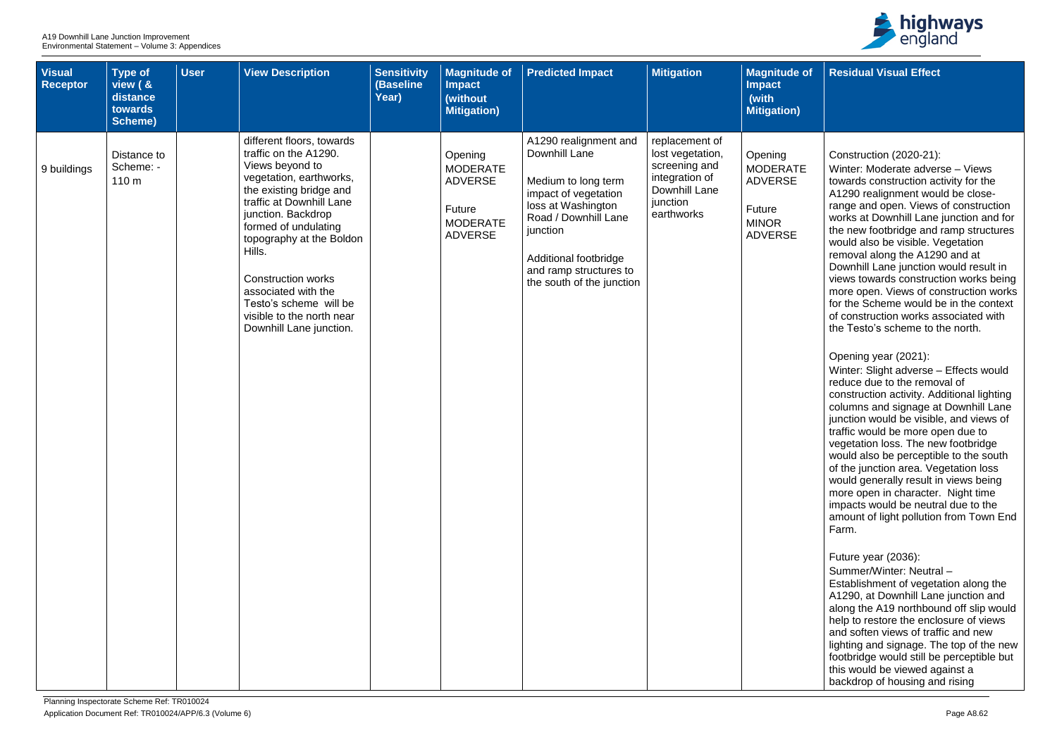| Visual Receptor | Type of view ( & distance towards Scheme) | User | View Description | Sensitivity (Baseline Year) | Magnitude of Impact (without Mitigation) | Predicted Impact | Mitigation | Magnitude of Impact (with Mitigation) | Residual Visual Effect |
|---|---|---|---|---|---|---|---|---|---|
| 9 buildings | Distance to Scheme: - 110 m | | different floors, towards traffic on the A1290. Views beyond to vegetation, earthworks, the existing bridge and traffic at Downhill Lane junction. Backdrop formed of undulating topography at the Boldon Hills.<br><br>Construction works associated with the Testo's scheme will be visible to the north near Downhill Lane junction. | | Opening MODERATE ADVERSE<br><br>Future MODERATE ADVERSE | A1290 realignment and Downhill Lane<br><br>Medium to long term impact of vegetation loss at Washington Road / Downhill Lane junction<br><br>Additional footbridge and ramp structures to the south of the junction | replacement of lost vegetation, screening and integration of Downhill Lane junction earthworks | Opening MODERATE ADVERSE<br><br>Future MINOR ADVERSE | Construction (2020-21):<br>Winter: Moderate adverse – Views towards construction activity for the A1290 realignment would be close-range and open. Views of construction works at Downhill Lane junction and for the new footbridge and ramp structures would also be visible. Vegetation removal along the A1290 and at Downhill Lane junction would result in views towards construction works being more open. Views of construction works for the Scheme would be in the context of construction works associated with the Testo's scheme to the north.<br><br>Opening year (2021):<br>Winter: Slight adverse – Effects would reduce due to the removal of construction activity. Additional lighting columns and signage at Downhill Lane junction would be visible, and views of traffic would be more open due to vegetation loss. The new footbridge would also be perceptible to the south of the junction area. Vegetation loss would generally result in views being more open in character. Night time impacts would be neutral due to the amount of light pollution from Town End Farm.<br><br>Future year (2036):<br>Summer/Winter: Neutral – Establishment of vegetation along the A1290, at Downhill Lane junction and along the A19 northbound off slip would help to restore the enclosure of views and soften views of traffic and new lighting and signage. The top of the new footbridge would still be perceptible but this would be viewed against a backdrop of housing and rising |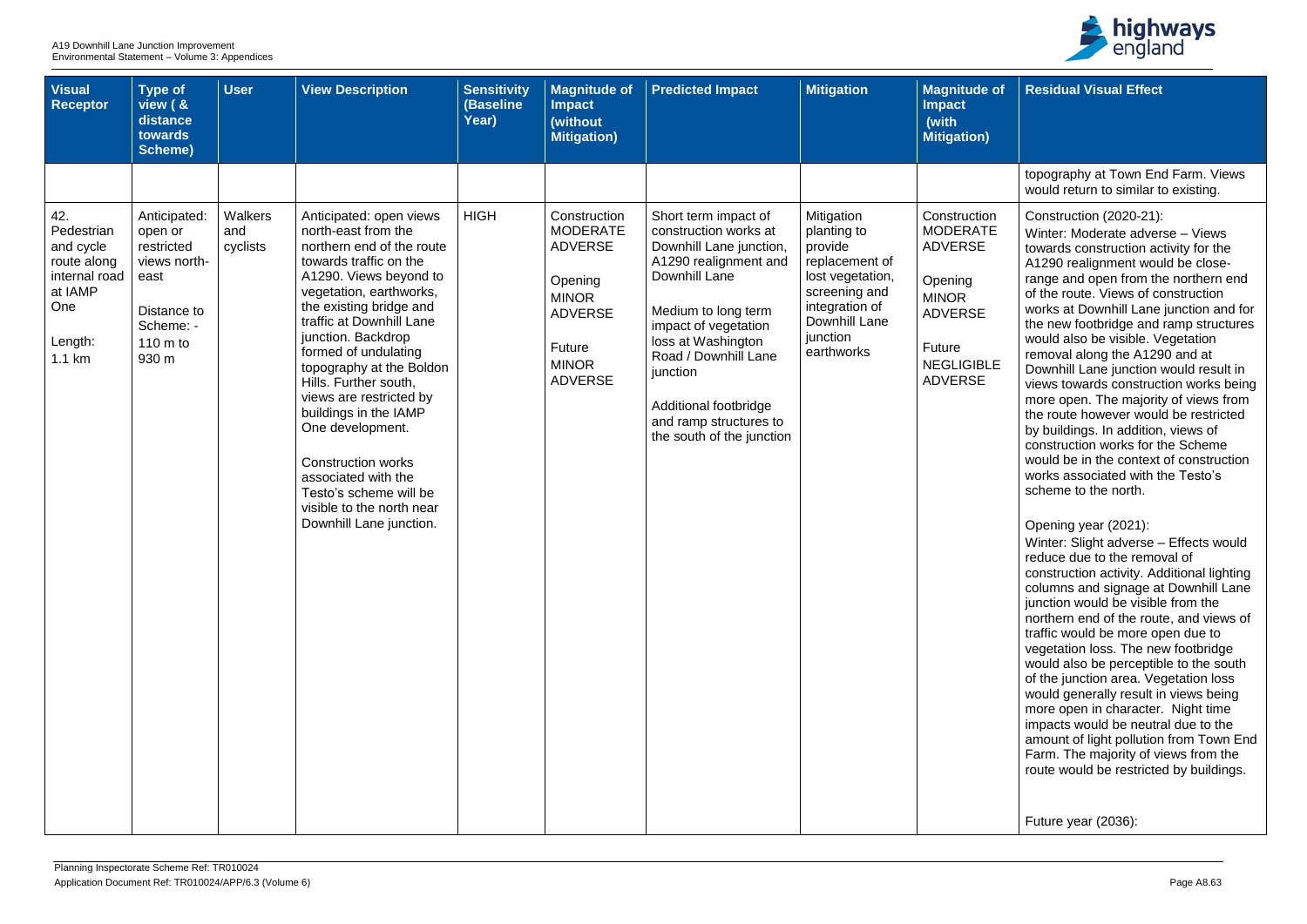| Visual Receptor | Type of view ( & distance towards Scheme) | User | View Description | Sensitivity (Baseline Year) | Magnitude of Impact (without Mitigation) | Predicted Impact | Mitigation | Magnitude of Impact (with Mitigation) | Residual Visual Effect |
|---|---|---|---|---|---|---|---|---|---|
| | | | | | | | | | topography at Town End Farm. Views would return to similar to existing. |
| 42. Pedestrian and cycle route along internal road at IAMP One<br><br>Length: 1.1 km | Anticipated: open or restricted views north-east<br><br>Distance to Scheme: - 110 m to 930 m | Walkers and cyclists | Anticipated: open views north-east from the northern end of the route towards traffic on the A1290. Views beyond to vegetation, earthworks, the existing bridge and traffic at Downhill Lane junction. Backdrop formed of undulating topography at the Boldon Hills. Further south, views are restricted by buildings in the IAMP One development.<br><br>Construction works associated with the Testo's scheme will be visible to the north near Downhill Lane junction. | HIGH | Construction MODERATE ADVERSE<br><br>Opening MINOR ADVERSE<br><br>Future MINOR ADVERSE | Short term impact of construction works at Downhill Lane junction, A1290 realignment and Downhill Lane<br><br>Medium to long term impact of vegetation loss at Washington Road / Downhill Lane junction<br><br>Additional footbridge and ramp structures to the south of the junction | Mitigation planting to provide replacement of lost vegetation, screening and integration of Downhill Lane junction earthworks | Construction MODERATE ADVERSE<br><br>Opening MINOR ADVERSE<br><br>Future NEGLIGIBLE ADVERSE | Construction (2020-21):<br>Winter: Moderate adverse – Views towards construction activity for the A1290 realignment would be close-range and open from the northern end of the route. Views of construction works at Downhill Lane junction and for the new footbridge and ramp structures would also be visible. Vegetation removal along the A1290 and at Downhill Lane junction would result in views towards construction works being more open. The majority of views from the route however would be restricted by buildings. In addition, views of construction works for the Scheme would be in the context of construction works associated with the Testo's scheme to the north.<br><br>Opening year (2021):<br>Winter: Slight adverse – Effects would reduce due to the removal of construction activity. Additional lighting columns and signage at Downhill Lane junction would be visible from the northern end of the route, and views of traffic would be more open due to vegetation loss. The new footbridge would also be perceptible to the south of the junction area. Vegetation loss would generally result in views being more open in character. Night time impacts would be neutral due to the amount of light pollution from Town End Farm. The majority of views from the route would be restricted by buildings.<br><br>Future year (2036): |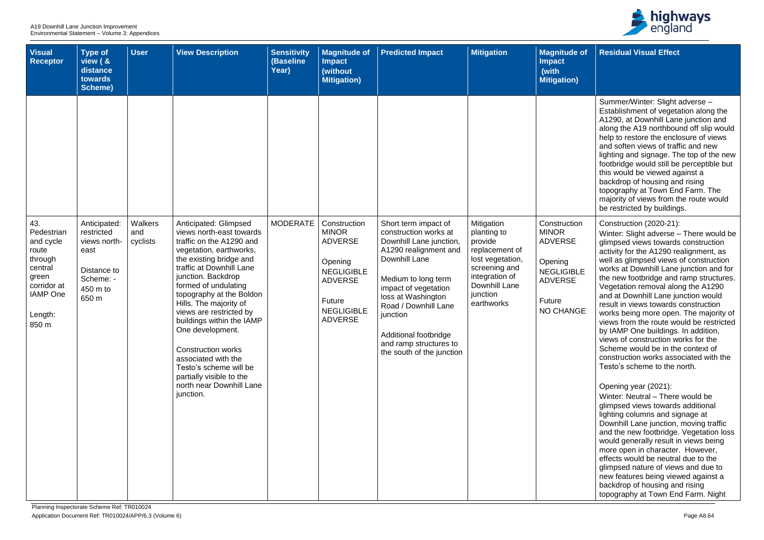| Visual Receptor | Type of view ( & distance towards Scheme) | User | View Description | Sensitivity (Baseline Year) | Magnitude of Impact (without Mitigation) | Predicted Impact | Mitigation | Magnitude of Impact (with Mitigation) | Residual Visual Effect |
|---|---|---|---|---|---|---|---|---|---|
| | | | | | | | | | Summer/Winter: Slight adverse – Establishment of vegetation along the A1290, at Downhill Lane junction and along the A19 northbound off slip would help to restore the enclosure of views and soften views of traffic and new lighting and signage. The top of the new footbridge would still be perceptible but this would be viewed against a backdrop of housing and rising topography at Town End Farm. The majority of views from the route would be restricted by buildings. |
| 43. Pedestrian and cycle route through central green corridor at IAMP One<br><br>Length: 850 m | Anticipated: restricted views north-east<br><br>Distance to Scheme: - 450 m to 650 m | Walkers and cyclists | Anticipated: Glimpsed views north-east towards traffic on the A1290 and vegetation, earthworks, the existing bridge and traffic at Downhill Lane junction. Backdrop formed of undulating topography at the Boldon Hills. The majority of views are restricted by buildings within the IAMP One development.<br><br>Construction works associated with the Testo's scheme will be partially visible to the north near Downhill Lane junction. | MODERATE | Construction MINOR ADVERSE<br><br>Opening NEGLIGIBLE ADVERSE<br><br>Future NEGLIGIBLE ADVERSE | Short term impact of construction works at Downhill Lane junction, A1290 realignment and Downhill Lane<br><br>Medium to long term impact of vegetation loss at Washington Road / Downhill Lane junction<br><br>Additional footbridge and ramp structures to the south of the junction | Mitigation planting to provide replacement of lost vegetation, screening and integration of Downhill Lane junction earthworks | Construction MINOR ADVERSE<br><br>Opening NEGLIGIBLE ADVERSE<br><br>Future NO CHANGE | Construction (2020-21):<br>Winter: Slight adverse – There would be glimpsed views towards construction activity for the A1290 realignment, as well as glimpsed views of construction works at Downhill Lane junction and for the new footbridge and ramp structures. Vegetation removal along the A1290 and at Downhill Lane junction would result in views towards construction works being more open. The majority of views from the route would be restricted by IAMP One buildings. In addition, views of construction works for the Scheme would be in the context of construction works associated with the Testo's scheme to the north.<br><br>Opening year (2021):<br>Winter: Neutral – There would be glimpsed views towards additional lighting columns and signage at Downhill Lane junction, moving traffic and the new footbridge. Vegetation loss would generally result in views being more open in character. However, effects would be neutral due to the glimpsed nature of views and due to new features being viewed against a backdrop of housing and rising topography at Town End Farm. Night |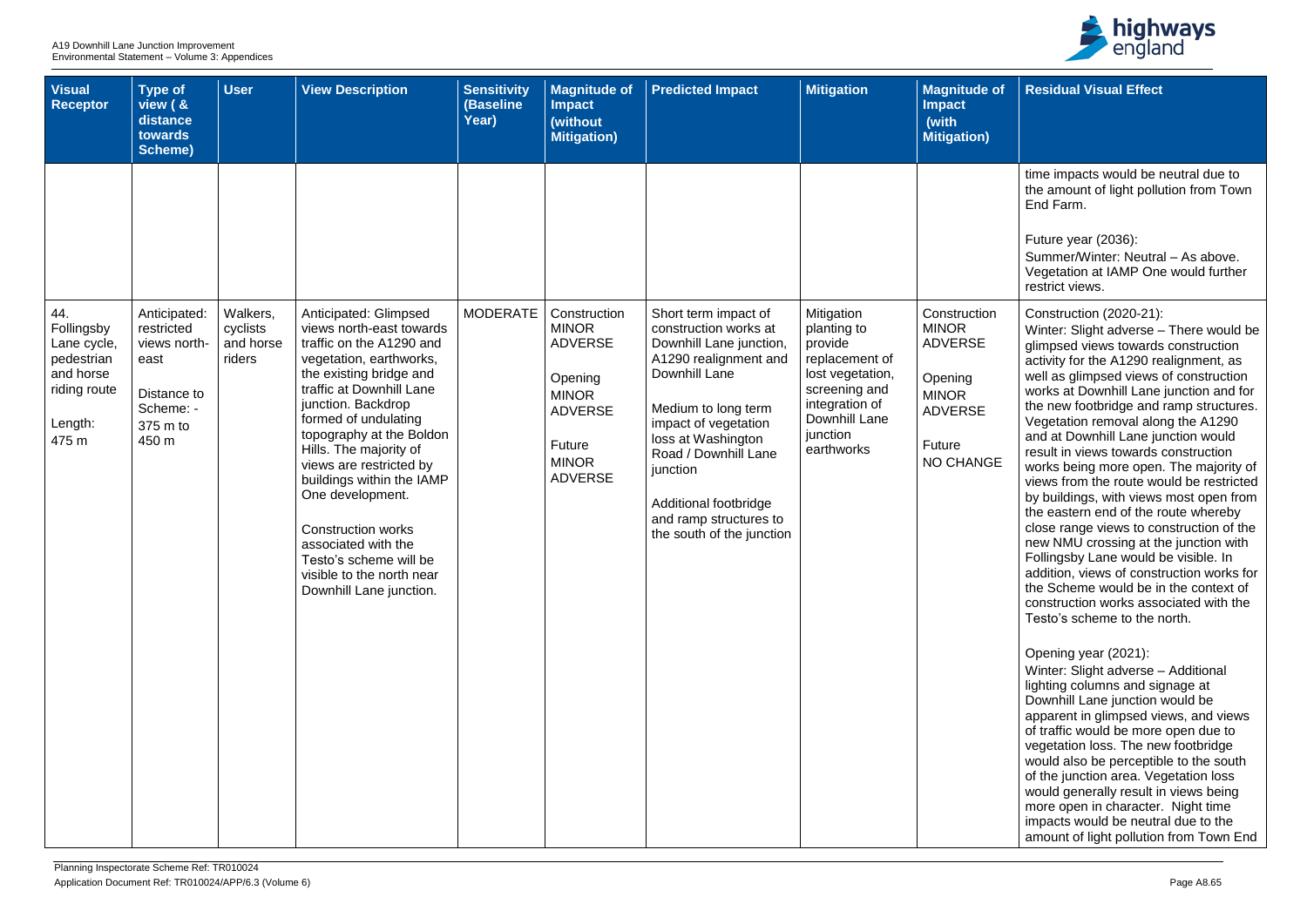| Visual Receptor | Type of view ( & distance towards Scheme) | User | View Description | Sensitivity (Baseline Year) | Magnitude of Impact (without Mitigation) | Predicted Impact | Mitigation | Magnitude of Impact (with Mitigation) | Residual Visual Effect |
|---|---|---|---|---|---|---|---|---|---|
| | | | | | | | | | time impacts would be neutral due to the amount of light pollution from Town End Farm.<br><br>Future year (2036):<br>Summer/Winter: Neutral – As above. Vegetation at IAMP One would further restrict views. |
| 44. Follingsby Lane cycle, pedestrian and horse riding route<br><br>Length: 475 m | Anticipated: restricted views north-east<br><br>Distance to Scheme: - 375 m to 450 m | Walkers, cyclists and horse riders | Anticipated: Glimpsed views north-east towards traffic on the A1290 and vegetation, earthworks, the existing bridge and traffic at Downhill Lane junction. Backdrop formed of undulating topography at the Boldon Hills. The majority of views are restricted by buildings within the IAMP One development.<br><br>Construction works associated with the Testo's scheme will be visible to the north near Downhill Lane junction. | MODERATE | Construction MINOR ADVERSE<br><br>Opening MINOR ADVERSE<br><br>Future MINOR ADVERSE | Short term impact of construction works at Downhill Lane junction, A1290 realignment and Downhill Lane<br><br>Medium to long term impact of vegetation loss at Washington Road / Downhill Lane junction<br><br>Additional footbridge and ramp structures to the south of the junction | Mitigation planting to provide replacement of lost vegetation, screening and integration of Downhill Lane junction earthworks | Construction MINOR ADVERSE<br><br>Opening MINOR ADVERSE<br><br>Future NO CHANGE | Construction (2020-21):<br>Winter: Slight adverse – There would be glimpsed views towards construction activity for the A1290 realignment, as well as glimpsed views of construction works at Downhill Lane junction and for the new footbridge and ramp structures. Vegetation removal along the A1290 and at Downhill Lane junction would result in views towards construction works being more open. The majority of views from the route would be restricted by buildings, with views most open from the eastern end of the route whereby close range views to construction of the new NMU crossing at the junction with Follingsby Lane would be visible. In addition, views of construction works for the Scheme would be in the context of construction works associated with the Testo's scheme to the north.<br><br>Opening year (2021):<br>Winter: Slight adverse – Additional lighting columns and signage at Downhill Lane junction would be apparent in glimpsed views, and views of traffic would be more open due to vegetation loss. The new footbridge would also be perceptible to the south of the junction area. Vegetation loss would generally result in views being more open in character. Night time impacts would be neutral due to the amount of light pollution from Town End |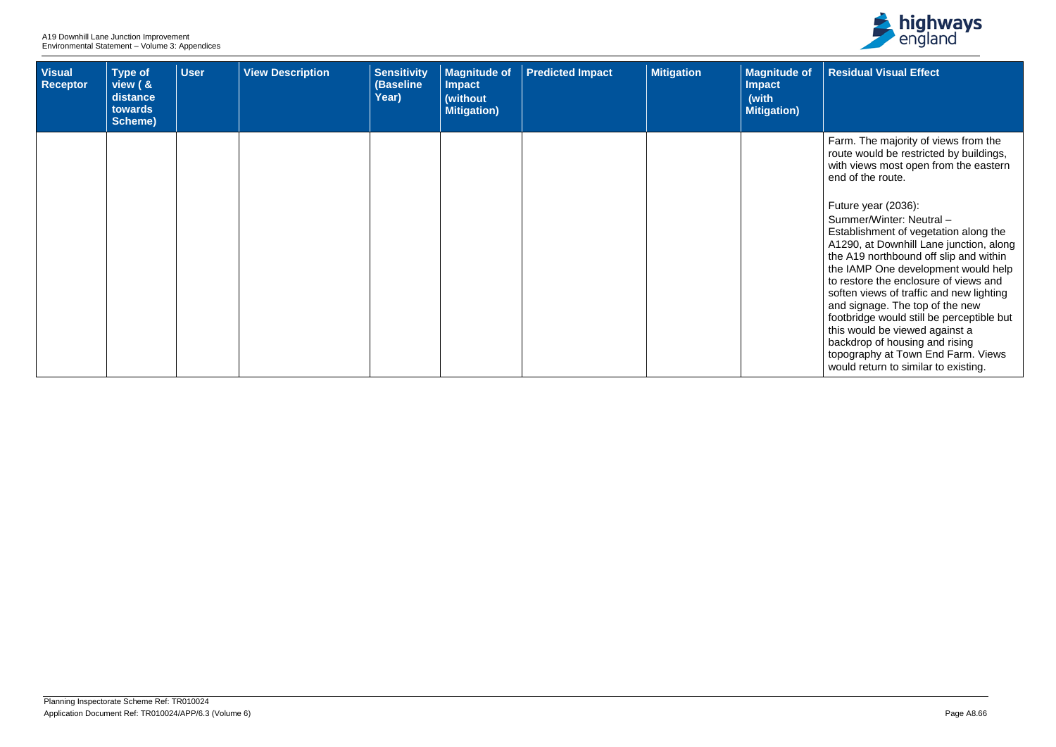| Visual Receptor | Type of view ( & distance towards Scheme) | User | View Description | Sensitivity (Baseline Year) | Magnitude of Impact (without Mitigation) | Predicted Impact | Mitigation | Magnitude of Impact (with Mitigation) | Residual Visual Effect |
|---|---|---|---|---|---|---|---|---|---|
| | | | | | | | | | Farm. The majority of views from the route would be restricted by buildings, with views most open from the eastern end of the route.<br><br>Future year (2036):<br>Summer/Winter: Neutral – Establishment of vegetation along the A1290, at Downhill Lane junction, along the A19 northbound off slip and within the IAMP One development would help to restore the enclosure of views and soften views of traffic and new lighting and signage. The top of the new footbridge would still be perceptible but this would be viewed against a backdrop of housing and rising topography at Town End Farm. Views would return to similar to existing. |